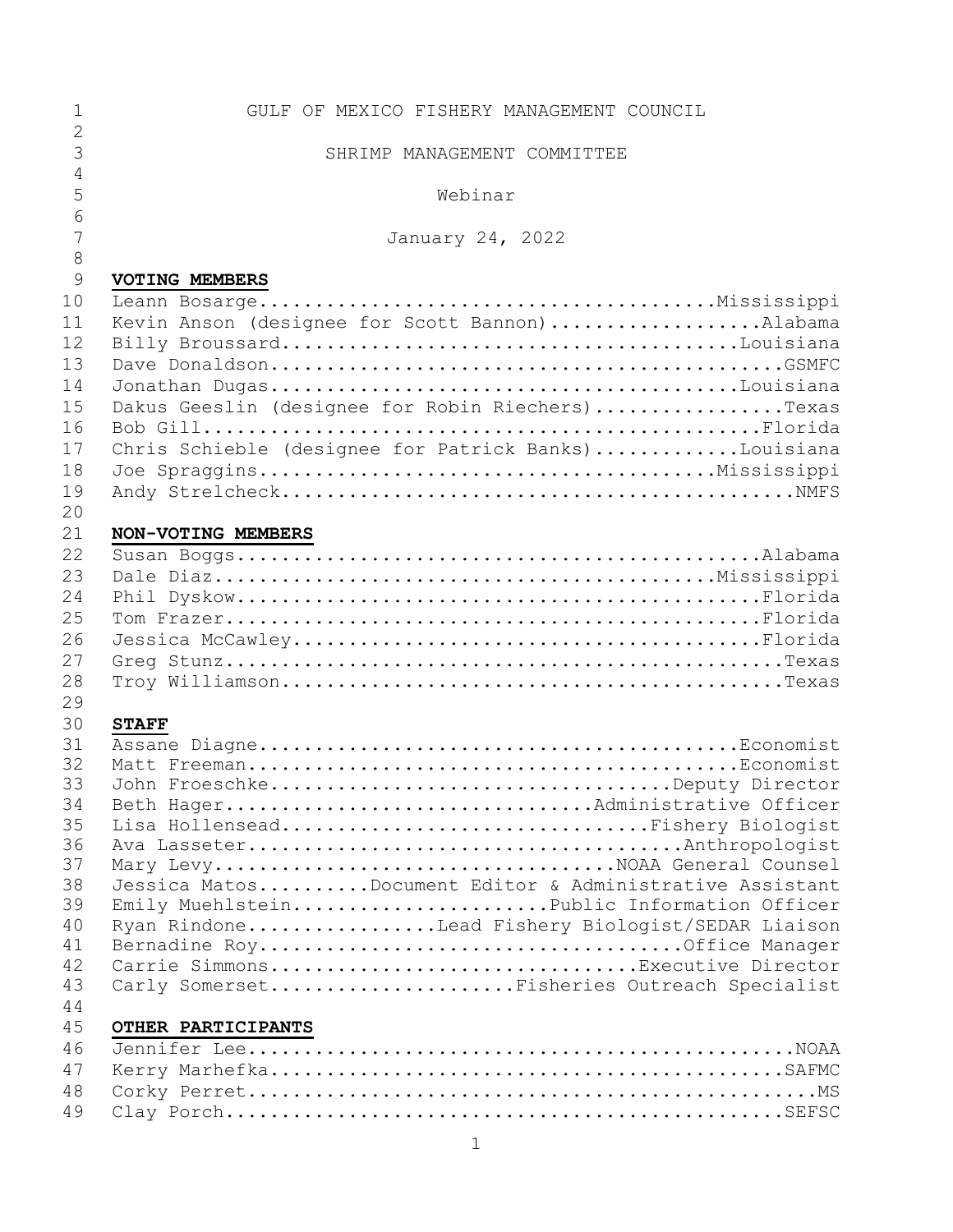GULF OF MEXICO FISHERY MANAGEMENT COUNCIL

SHRIMP MANAGEMENT COMMITTEE

Webinar

January 24, 2022

**VOTING MEMBERS**

Leann Bosarge.........................................Mississippi
Kevin Anson (designee for Scott Bannon)...................Alabama
Billy Broussard.........................................Louisiana
Dave Donaldson..............................................GSMFC
Jonathan Dugas..........................................Louisiana
Dakus Geeslin (designee for Robin Riechers).................Texas
Bob Gill..................................................Florida
Chris Schieble (designee for Patrick Banks).............Louisiana
Joe Spraggins.........................................Mississippi
Andy Strelcheck..............................................NMFS

**NON-VOTING MEMBERS**

Susan Boggs...............................................Alabama
Dale Diaz.............................................Mississippi
Phil Dyskow...............................................Florida
Tom Frazer................................................Florida
Jessica McCawley..........................................Florida
Greg Stunz..................................................Texas
Troy Williamson.............................................Texas

**STAFF**

Assane Diagne.............................................Economist
Matt Freeman..............................................Economist
John Froeschke......................................Deputy Director
Beth Hager.................................Administrative Officer
Lisa Hollensead..............................Fishery Biologist
Ava Lasseter.........................................Anthropologist
Mary Levy..................................NOAA General Counsel
Jessica Matos..........Document Editor & Administrative Assistant
Emily Muehlstein.......................Public Information Officer
Ryan Rindone................Lead Fishery Biologist/SEDAR Liaison
Bernadine Roy........................................Office Manager
Carrie Simmons...................................Executive Director
Carly Somerset......................Fisheries Outreach Specialist

**OTHER PARTICIPANTS**

Jennifer Lee.................................................NOAA
Kerry Marhefka..............................................SAFMC
Corky Perret...................................................MS
Clay Porch..................................................SEFSC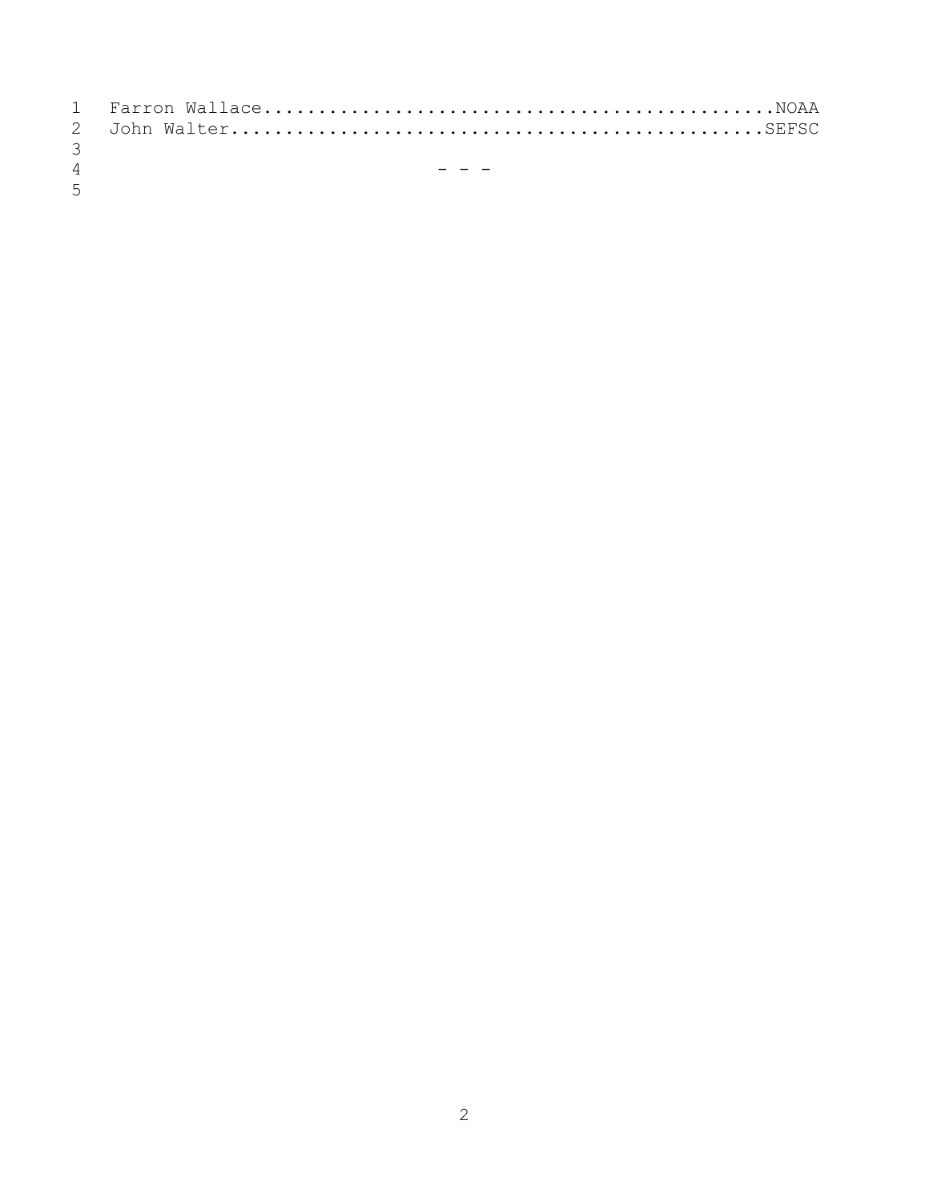Farron Wallace.............................................NOAA
John Walter...............................................SEFSC

- - -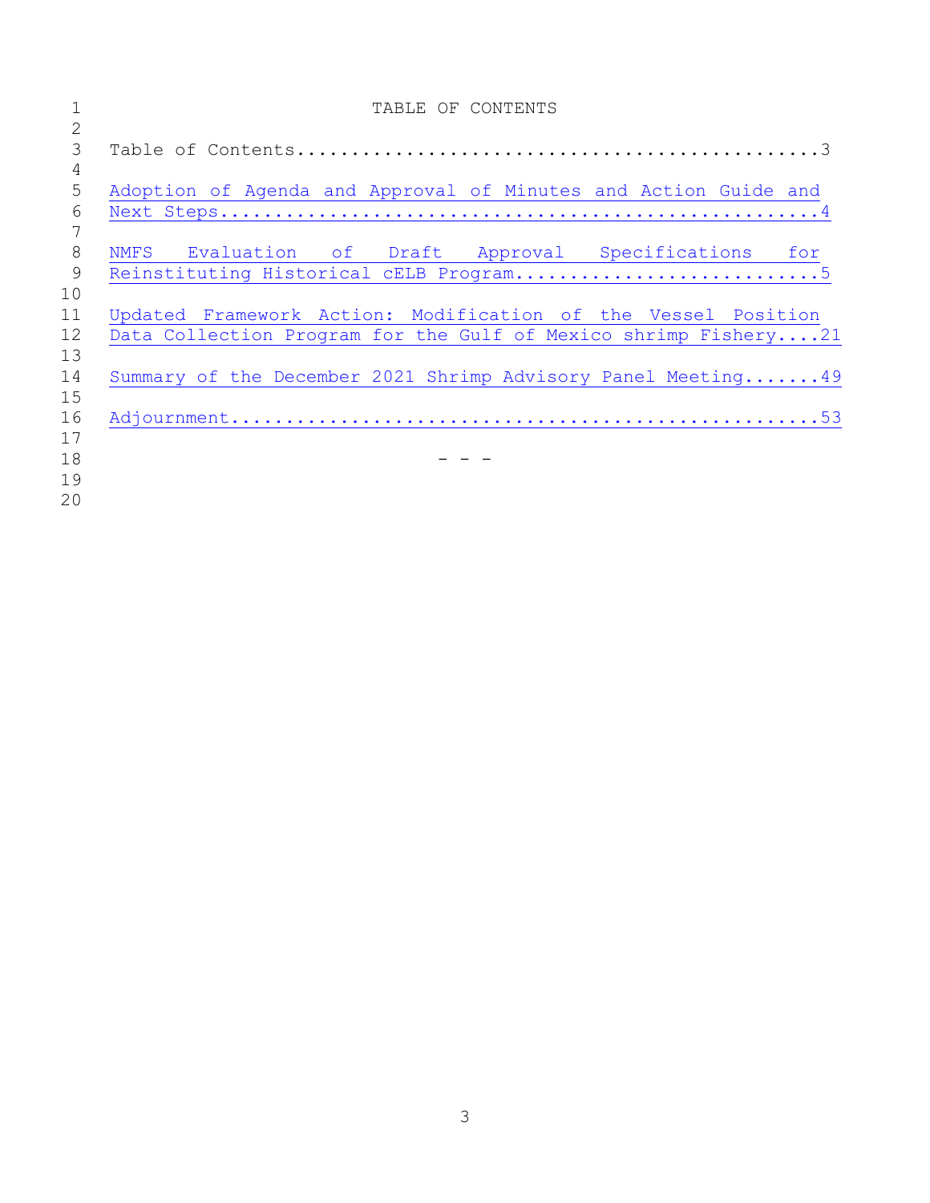# TABLE OF CONTENTS

Table of Contents....................................................3

Adoption of Agenda and Approval of Minutes and Action Guide and Next Steps...........................................................4

NMFS Evaluation of Draft Approval Specifications for Reinstituting Historical cELB Program............................5

Updated Framework Action: Modification of the Vessel Position Data Collection Program for the Gulf of Mexico shrimp Fishery....21

Summary of the December 2021 Shrimp Advisory Panel Meeting.......49

Adjournment.......................................................53

\- - -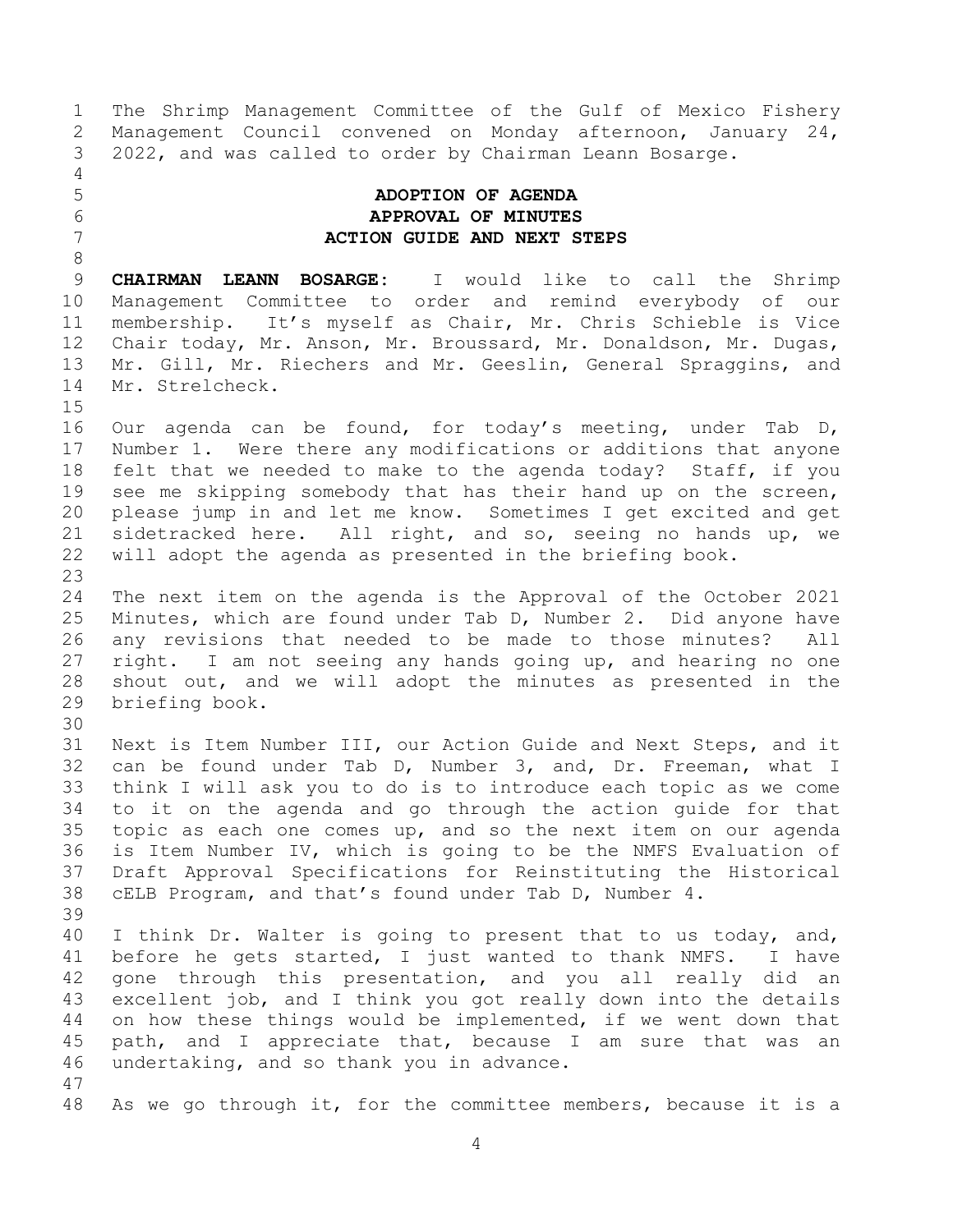The Shrimp Management Committee of the Gulf of Mexico Fishery Management Council convened on Monday afternoon, January 24, 2022, and was called to order by Chairman Leann Bosarge.

## ADOPTION OF AGENDA
## APPROVAL OF MINUTES
## ACTION GUIDE AND NEXT STEPS

**CHAIRMAN LEANN BOSARGE:** I would like to call the Shrimp Management Committee to order and remind everybody of our membership. It's myself as Chair, Mr. Chris Schieble is Vice Chair today, Mr. Anson, Mr. Broussard, Mr. Donaldson, Mr. Dugas, Mr. Gill, Mr. Riechers and Mr. Geeslin, General Spraggins, and Mr. Strelcheck.

Our agenda can be found, for today's meeting, under Tab D, Number 1. Were there any modifications or additions that anyone felt that we needed to make to the agenda today? Staff, if you see me skipping somebody that has their hand up on the screen, please jump in and let me know. Sometimes I get excited and get sidetracked here. All right, and so, seeing no hands up, we will adopt the agenda as presented in the briefing book.

The next item on the agenda is the Approval of the October 2021 Minutes, which are found under Tab D, Number 2. Did anyone have any revisions that needed to be made to those minutes? All right. I am not seeing any hands going up, and hearing no one shout out, and we will adopt the minutes as presented in the briefing book.

Next is Item Number III, our Action Guide and Next Steps, and it can be found under Tab D, Number 3, and, Dr. Freeman, what I think I will ask you to do is to introduce each topic as we come to it on the agenda and go through the action guide for that topic as each one comes up, and so the next item on our agenda is Item Number IV, which is going to be the NMFS Evaluation of Draft Approval Specifications for Reinstituting the Historical cELB Program, and that's found under Tab D, Number 4.

I think Dr. Walter is going to present that to us today, and, before he gets started, I just wanted to thank NMFS. I have gone through this presentation, and you all really did an excellent job, and I think you got really down into the details on how these things would be implemented, if we went down that path, and I appreciate that, because I am sure that was an undertaking, and so thank you in advance.

As we go through it, for the committee members, because it is a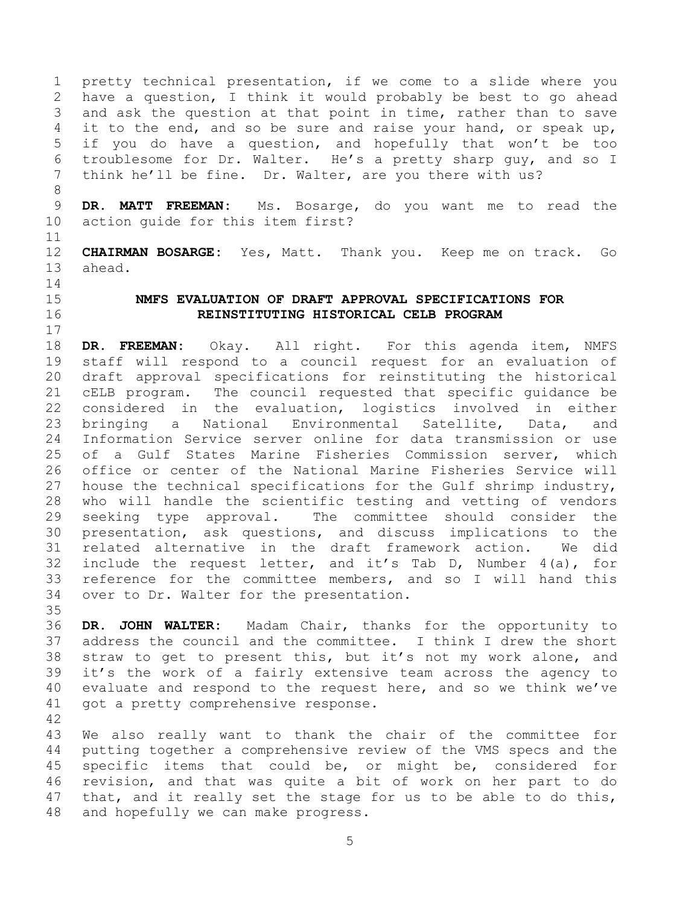pretty technical presentation, if we come to a slide where you have a question, I think it would probably be best to go ahead and ask the question at that point in time, rather than to save it to the end, and so be sure and raise your hand, or speak up, if you do have a question, and hopefully that won't be too troublesome for Dr. Walter. He's a pretty sharp guy, and so I think he'll be fine. Dr. Walter, are you there with us?

**DR. MATT FREEMAN:** Ms. Bosarge, do you want me to read the action guide for this item first?

**CHAIRMAN BOSARGE:** Yes, Matt. Thank you. Keep me on track. Go ahead.

## NMFS EVALUATION OF DRAFT APPROVAL SPECIFICATIONS FOR REINSTITUTING HISTORICAL CELB PROGRAM

**DR. FREEMAN:** Okay. All right. For this agenda item, NMFS staff will respond to a council request for an evaluation of draft approval specifications for reinstituting the historical cELB program. The council requested that specific guidance be considered in the evaluation, logistics involved in either bringing a National Environmental Satellite, Data, and Information Service server online for data transmission or use of a Gulf States Marine Fisheries Commission server, which office or center of the National Marine Fisheries Service will house the technical specifications for the Gulf shrimp industry, who will handle the scientific testing and vetting of vendors seeking type approval. The committee should consider the presentation, ask questions, and discuss implications to the related alternative in the draft framework action. We did include the request letter, and it's Tab D, Number 4(a), for reference for the committee members, and so I will hand this over to Dr. Walter for the presentation.

**DR. JOHN WALTER:** Madam Chair, thanks for the opportunity to address the council and the committee. I think I drew the short straw to get to present this, but it's not my work alone, and it's the work of a fairly extensive team across the agency to evaluate and respond to the request here, and so we think we've got a pretty comprehensive response.

We also really want to thank the chair of the committee for putting together a comprehensive review of the VMS specs and the specific items that could be, or might be, considered for revision, and that was quite a bit of work on her part to do that, and it really set the stage for us to be able to do this, and hopefully we can make progress.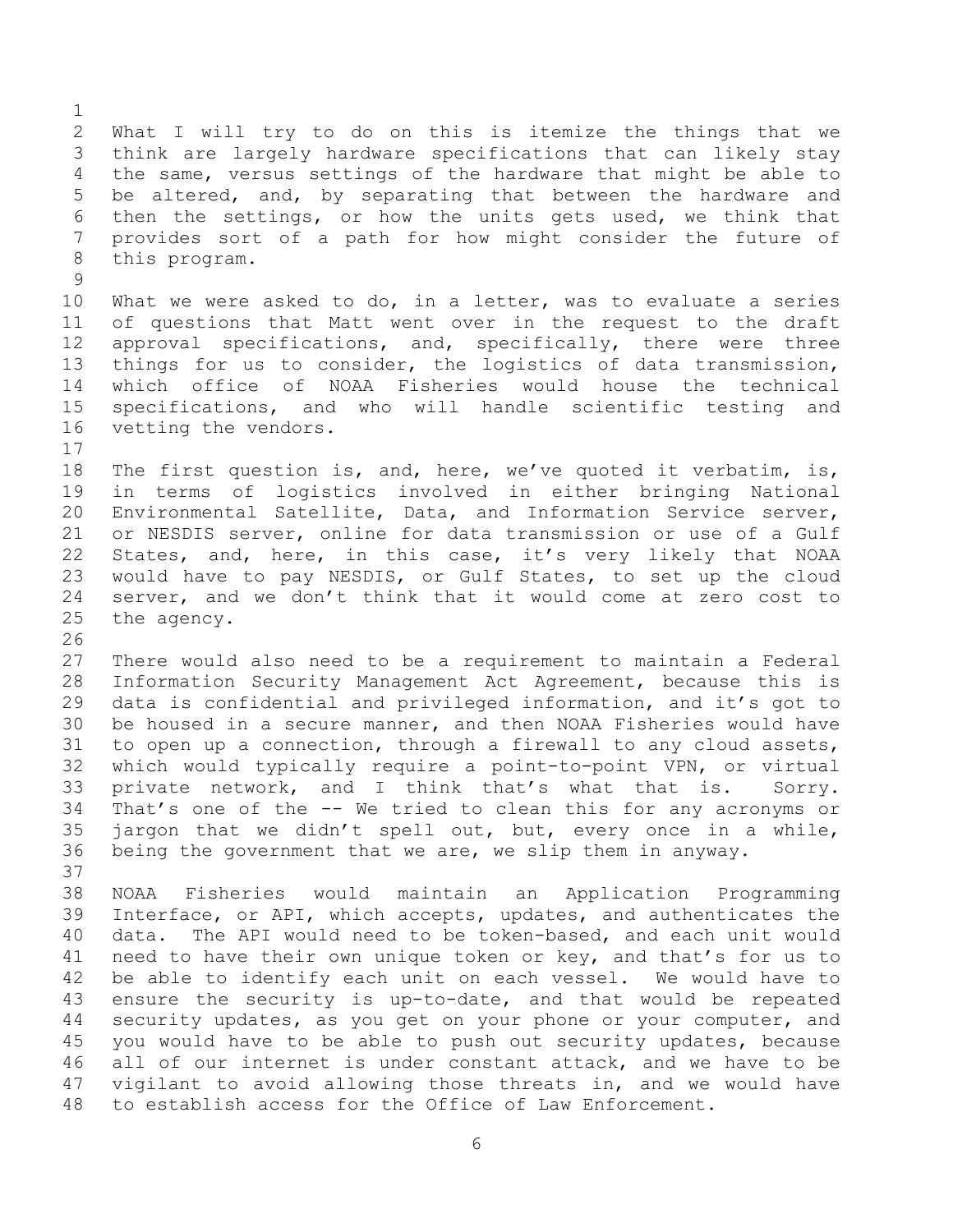What I will try to do on this is itemize the things that we think are largely hardware specifications that can likely stay the same, versus settings of the hardware that might be able to be altered, and, by separating that between the hardware and then the settings, or how the units gets used, we think that provides sort of a path for how might consider the future of this program.

What we were asked to do, in a letter, was to evaluate a series of questions that Matt went over in the request to the draft approval specifications, and, specifically, there were three things for us to consider, the logistics of data transmission, which office of NOAA Fisheries would house the technical specifications, and who will handle scientific testing and vetting the vendors.

The first question is, and, here, we've quoted it verbatim, is, in terms of logistics involved in either bringing National Environmental Satellite, Data, and Information Service server, or NESDIS server, online for data transmission or use of a Gulf States, and, here, in this case, it's very likely that NOAA would have to pay NESDIS, or Gulf States, to set up the cloud server, and we don't think that it would come at zero cost to the agency.

There would also need to be a requirement to maintain a Federal Information Security Management Act Agreement, because this is data is confidential and privileged information, and it's got to be housed in a secure manner, and then NOAA Fisheries would have to open up a connection, through a firewall to any cloud assets, which would typically require a point-to-point VPN, or virtual private network, and I think that's what that is. Sorry. That's one of the -- We tried to clean this for any acronyms or jargon that we didn't spell out, but, every once in a while, being the government that we are, we slip them in anyway.

NOAA Fisheries would maintain an Application Programming Interface, or API, which accepts, updates, and authenticates the data. The API would need to be token-based, and each unit would need to have their own unique token or key, and that's for us to be able to identify each unit on each vessel. We would have to ensure the security is up-to-date, and that would be repeated security updates, as you get on your phone or your computer, and you would have to be able to push out security updates, because all of our internet is under constant attack, and we have to be vigilant to avoid allowing those threats in, and we would have to establish access for the Office of Law Enforcement.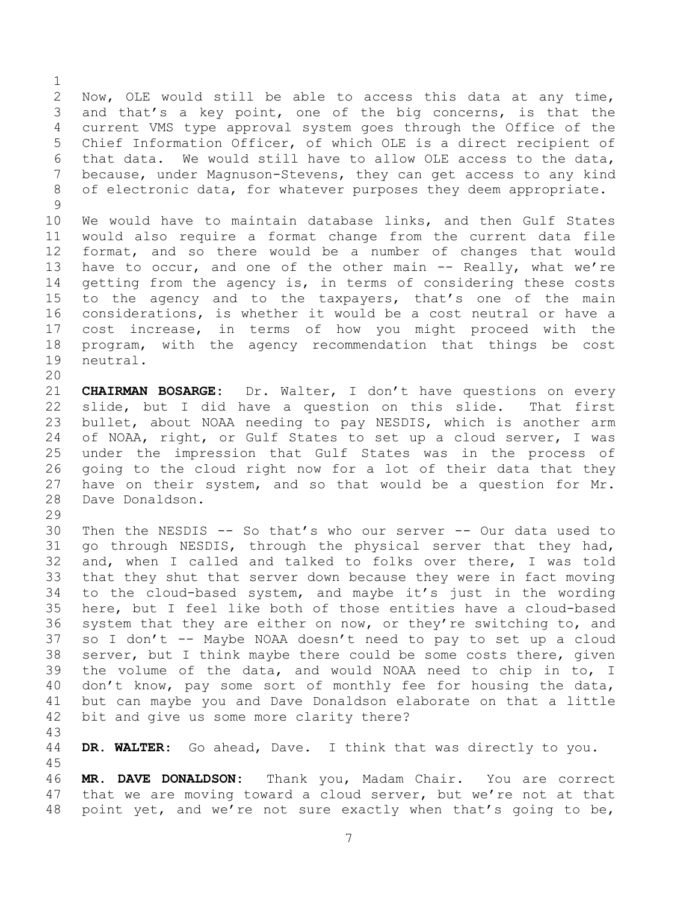Now, OLE would still be able to access this data at any time, and that's a key point, one of the big concerns, is that the current VMS type approval system goes through the Office of the Chief Information Officer, of which OLE is a direct recipient of that data. We would still have to allow OLE access to the data, because, under Magnuson-Stevens, they can get access to any kind of electronic data, for whatever purposes they deem appropriate.

We would have to maintain database links, and then Gulf States would also require a format change from the current data file format, and so there would be a number of changes that would have to occur, and one of the other main -- Really, what we're getting from the agency is, in terms of considering these costs to the agency and to the taxpayers, that's one of the main considerations, is whether it would be a cost neutral or have a cost increase, in terms of how you might proceed with the program, with the agency recommendation that things be cost neutral.

**CHAIRMAN BOSARGE:** Dr. Walter, I don't have questions on every slide, but I did have a question on this slide. That first bullet, about NOAA needing to pay NESDIS, which is another arm of NOAA, right, or Gulf States to set up a cloud server, I was under the impression that Gulf States was in the process of going to the cloud right now for a lot of their data that they have on their system, and so that would be a question for Mr. Dave Donaldson.

Then the NESDIS -- So that's who our server -- Our data used to go through NESDIS, through the physical server that they had, and, when I called and talked to folks over there, I was told that they shut that server down because they were in fact moving to the cloud-based system, and maybe it's just in the wording here, but I feel like both of those entities have a cloud-based system that they are either on now, or they're switching to, and so I don't -- Maybe NOAA doesn't need to pay to set up a cloud server, but I think maybe there could be some costs there, given the volume of the data, and would NOAA need to chip in to, I don't know, pay some sort of monthly fee for housing the data, but can maybe you and Dave Donaldson elaborate on that a little bit and give us some more clarity there?

**DR. WALTER:** Go ahead, Dave. I think that was directly to you.

**MR. DAVE DONALDSON:** Thank you, Madam Chair. You are correct that we are moving toward a cloud server, but we're not at that point yet, and we're not sure exactly when that's going to be,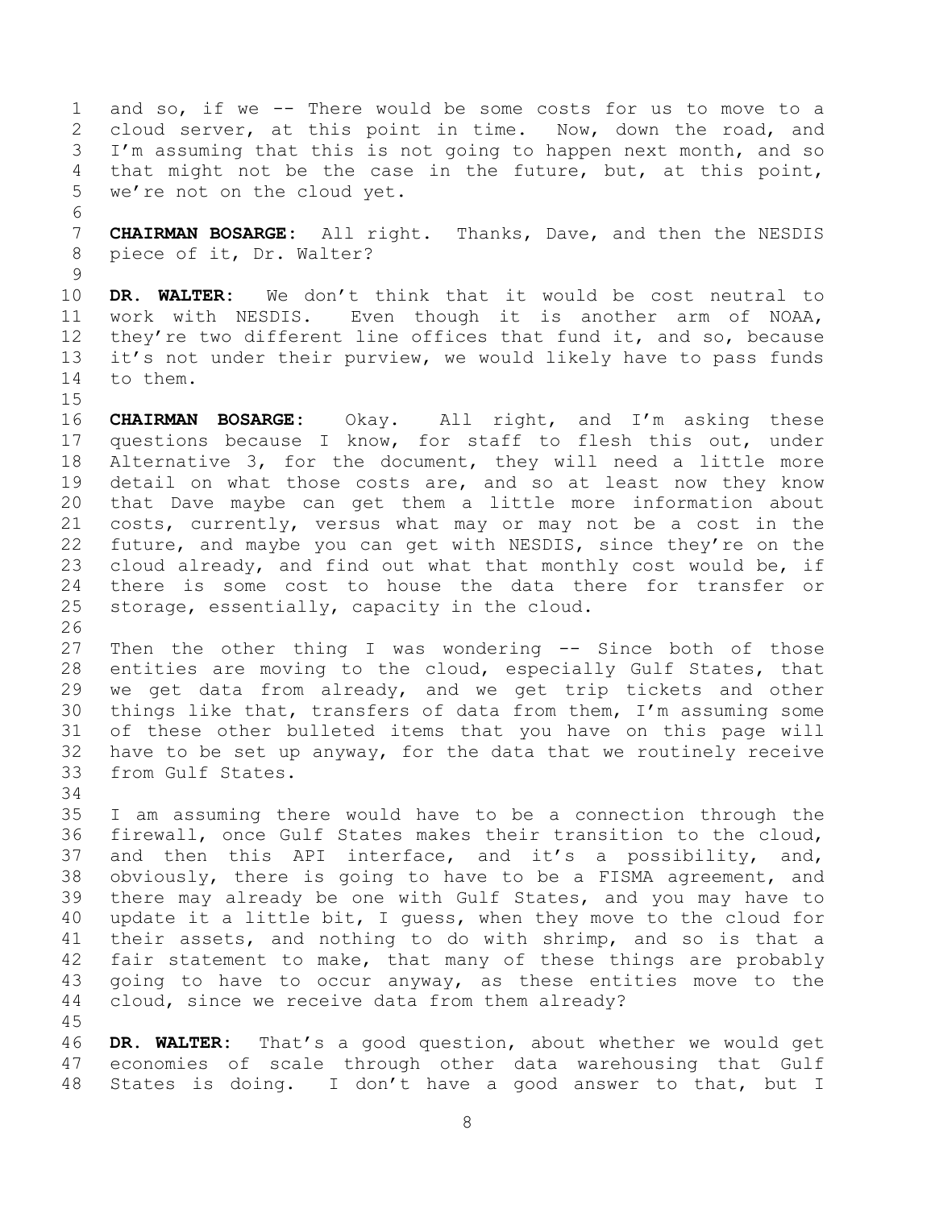and so, if we -- There would be some costs for us to move to a cloud server, at this point in time. Now, down the road, and I'm assuming that this is not going to happen next month, and so that might not be the case in the future, but, at this point, we're not on the cloud yet.

**CHAIRMAN BOSARGE:** All right. Thanks, Dave, and then the NESDIS piece of it, Dr. Walter?

**DR. WALTER:** We don't think that it would be cost neutral to work with NESDIS. Even though it is another arm of NOAA, they're two different line offices that fund it, and so, because it's not under their purview, we would likely have to pass funds to them.

**CHAIRMAN BOSARGE:** Okay. All right, and I'm asking these questions because I know, for staff to flesh this out, under Alternative 3, for the document, they will need a little more detail on what those costs are, and so at least now they know that Dave maybe can get them a little more information about costs, currently, versus what may or may not be a cost in the future, and maybe you can get with NESDIS, since they're on the cloud already, and find out what that monthly cost would be, if there is some cost to house the data there for transfer or storage, essentially, capacity in the cloud.

Then the other thing I was wondering -- Since both of those entities are moving to the cloud, especially Gulf States, that we get data from already, and we get trip tickets and other things like that, transfers of data from them, I'm assuming some of these other bulleted items that you have on this page will have to be set up anyway, for the data that we routinely receive from Gulf States.

I am assuming there would have to be a connection through the firewall, once Gulf States makes their transition to the cloud, and then this API interface, and it's a possibility, and, obviously, there is going to have to be a FISMA agreement, and there may already be one with Gulf States, and you may have to update it a little bit, I guess, when they move to the cloud for their assets, and nothing to do with shrimp, and so is that a fair statement to make, that many of these things are probably going to have to occur anyway, as these entities move to the cloud, since we receive data from them already?

**DR. WALTER:** That's a good question, about whether we would get economies of scale through other data warehousing that Gulf States is doing. I don't have a good answer to that, but I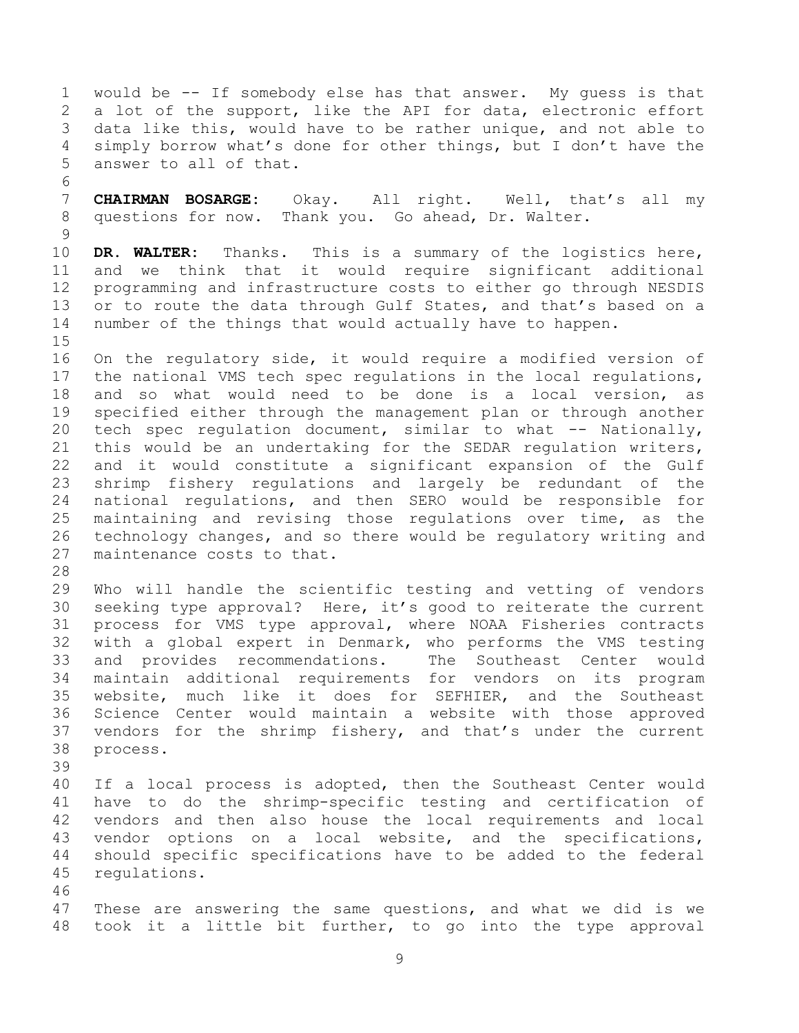would be -- If somebody else has that answer. My guess is that a lot of the support, like the API for data, electronic effort data like this, would have to be rather unique, and not able to simply borrow what's done for other things, but I don't have the answer to all of that.

**CHAIRMAN BOSARGE:** Okay. All right. Well, that's all my questions for now. Thank you. Go ahead, Dr. Walter.

**DR. WALTER:** Thanks. This is a summary of the logistics here, and we think that it would require significant additional programming and infrastructure costs to either go through NESDIS or to route the data through Gulf States, and that's based on a number of the things that would actually have to happen.

On the regulatory side, it would require a modified version of the national VMS tech spec regulations in the local regulations, and so what would need to be done is a local version, as specified either through the management plan or through another tech spec regulation document, similar to what -- Nationally, this would be an undertaking for the SEDAR regulation writers, and it would constitute a significant expansion of the Gulf shrimp fishery regulations and largely be redundant of the national regulations, and then SERO would be responsible for maintaining and revising those regulations over time, as the technology changes, and so there would be regulatory writing and maintenance costs to that.

Who will handle the scientific testing and vetting of vendors seeking type approval? Here, it's good to reiterate the current process for VMS type approval, where NOAA Fisheries contracts with a global expert in Denmark, who performs the VMS testing and provides recommendations. The Southeast Center would maintain additional requirements for vendors on its program website, much like it does for SEFHIER, and the Southeast Science Center would maintain a website with those approved vendors for the shrimp fishery, and that's under the current process.

If a local process is adopted, then the Southeast Center would have to do the shrimp-specific testing and certification of vendors and then also house the local requirements and local vendor options on a local website, and the specifications, should specific specifications have to be added to the federal regulations.

These are answering the same questions, and what we did is we took it a little bit further, to go into the type approval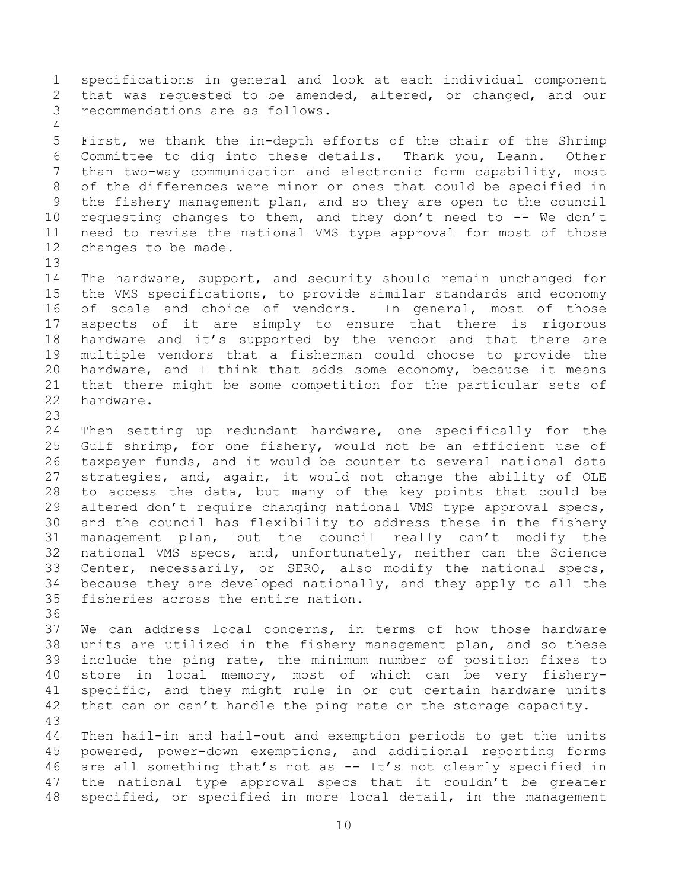specifications in general and look at each individual component that was requested to be amended, altered, or changed, and our recommendations are as follows.

First, we thank the in-depth efforts of the chair of the Shrimp Committee to dig into these details. Thank you, Leann. Other than two-way communication and electronic form capability, most of the differences were minor or ones that could be specified in the fishery management plan, and so they are open to the council requesting changes to them, and they don't need to -- We don't need to revise the national VMS type approval for most of those changes to be made.

The hardware, support, and security should remain unchanged for the VMS specifications, to provide similar standards and economy of scale and choice of vendors. In general, most of those aspects of it are simply to ensure that there is rigorous hardware and it's supported by the vendor and that there are multiple vendors that a fisherman could choose to provide the hardware, and I think that adds some economy, because it means that there might be some competition for the particular sets of hardware.

Then setting up redundant hardware, one specifically for the Gulf shrimp, for one fishery, would not be an efficient use of taxpayer funds, and it would be counter to several national data strategies, and, again, it would not change the ability of OLE to access the data, but many of the key points that could be altered don't require changing national VMS type approval specs, and the council has flexibility to address these in the fishery management plan, but the council really can't modify the national VMS specs, and, unfortunately, neither can the Science Center, necessarily, or SERO, also modify the national specs, because they are developed nationally, and they apply to all the fisheries across the entire nation.

We can address local concerns, in terms of how those hardware units are utilized in the fishery management plan, and so these include the ping rate, the minimum number of position fixes to store in local memory, most of which can be very fishery-specific, and they might rule in or out certain hardware units that can or can't handle the ping rate or the storage capacity.

Then hail-in and hail-out and exemption periods to get the units powered, power-down exemptions, and additional reporting forms are all something that's not as -- It's not clearly specified in the national type approval specs that it couldn't be greater specified, or specified in more local detail, in the management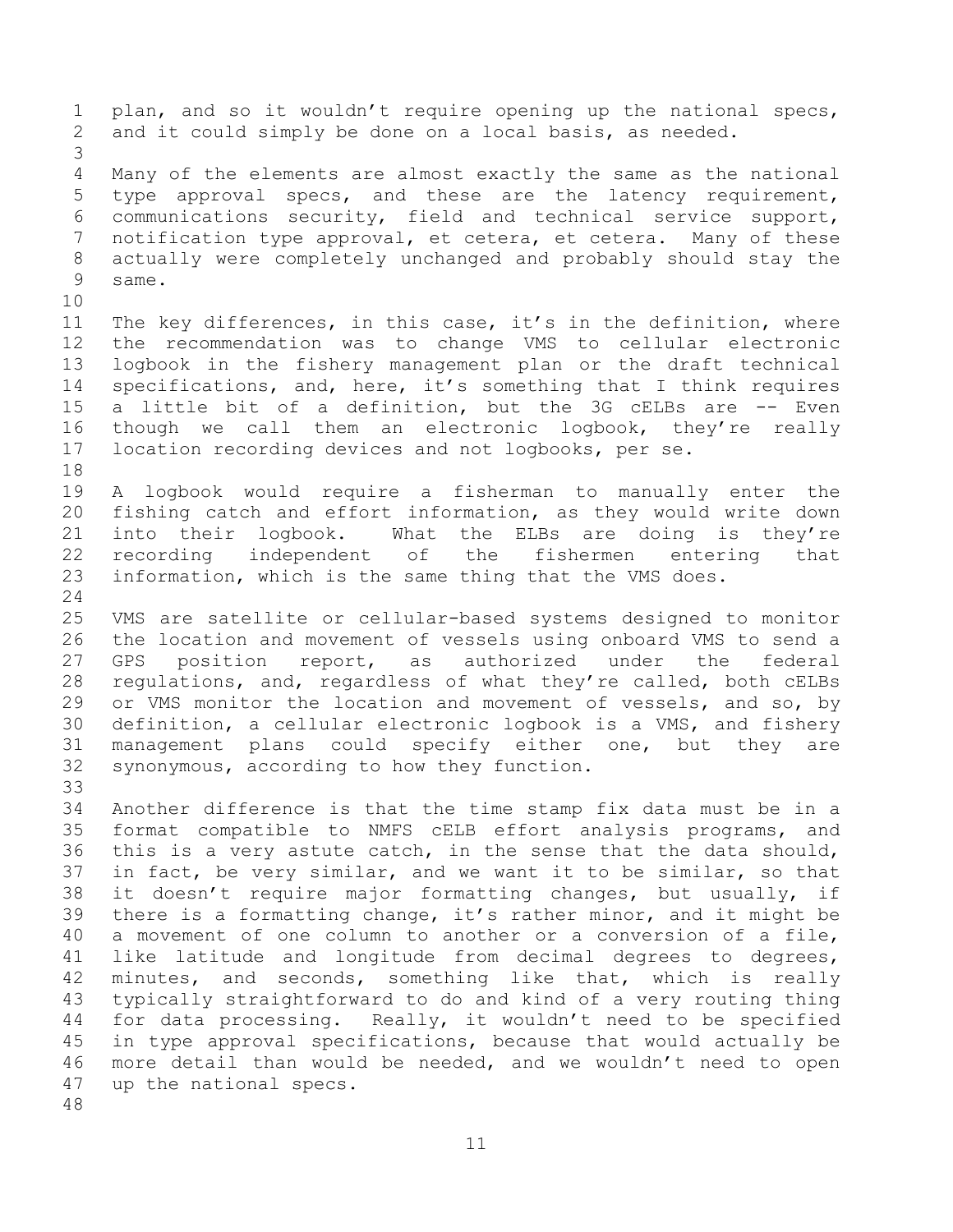plan, and so it wouldn't require opening up the national specs, and it could simply be done on a local basis, as needed.

Many of the elements are almost exactly the same as the national type approval specs, and these are the latency requirement, communications security, field and technical service support, notification type approval, et cetera, et cetera. Many of these actually were completely unchanged and probably should stay the same.

The key differences, in this case, it's in the definition, where the recommendation was to change VMS to cellular electronic logbook in the fishery management plan or the draft technical specifications, and, here, it's something that I think requires a little bit of a definition, but the 3G cELBs are -- Even though we call them an electronic logbook, they're really location recording devices and not logbooks, per se.

A logbook would require a fisherman to manually enter the fishing catch and effort information, as they would write down into their logbook. What the ELBs are doing is they're recording independent of the fishermen entering that information, which is the same thing that the VMS does.

VMS are satellite or cellular-based systems designed to monitor the location and movement of vessels using onboard VMS to send a GPS position report, as authorized under the federal regulations, and, regardless of what they're called, both cELBs or VMS monitor the location and movement of vessels, and so, by definition, a cellular electronic logbook is a VMS, and fishery management plans could specify either one, but they are synonymous, according to how they function.

Another difference is that the time stamp fix data must be in a format compatible to NMFS cELB effort analysis programs, and this is a very astute catch, in the sense that the data should, in fact, be very similar, and we want it to be similar, so that it doesn't require major formatting changes, but usually, if there is a formatting change, it's rather minor, and it might be a movement of one column to another or a conversion of a file, like latitude and longitude from decimal degrees to degrees, minutes, and seconds, something like that, which is really typically straightforward to do and kind of a very routing thing for data processing. Really, it wouldn't need to be specified in type approval specifications, because that would actually be more detail than would be needed, and we wouldn't need to open up the national specs.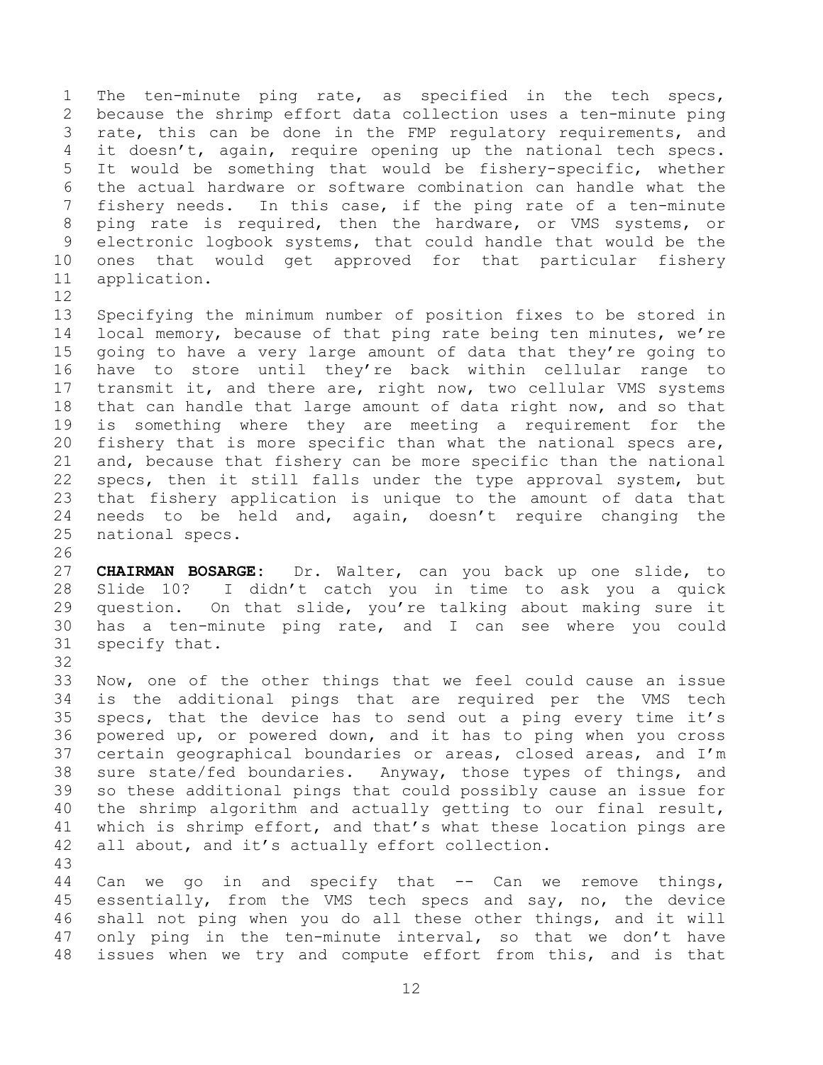The ten-minute ping rate, as specified in the tech specs, because the shrimp effort data collection uses a ten-minute ping rate, this can be done in the FMP regulatory requirements, and it doesn't, again, require opening up the national tech specs. It would be something that would be fishery-specific, whether the actual hardware or software combination can handle what the fishery needs. In this case, if the ping rate of a ten-minute ping rate is required, then the hardware, or VMS systems, or electronic logbook systems, that could handle that would be the ones that would get approved for that particular fishery application.

Specifying the minimum number of position fixes to be stored in local memory, because of that ping rate being ten minutes, we're going to have a very large amount of data that they're going to have to store until they're back within cellular range to transmit it, and there are, right now, two cellular VMS systems that can handle that large amount of data right now, and so that is something where they are meeting a requirement for the fishery that is more specific than what the national specs are, and, because that fishery can be more specific than the national specs, then it still falls under the type approval system, but that fishery application is unique to the amount of data that needs to be held and, again, doesn't require changing the national specs.

**CHAIRMAN BOSARGE:** Dr. Walter, can you back up one slide, to Slide 10? I didn't catch you in time to ask you a quick question. On that slide, you're talking about making sure it has a ten-minute ping rate, and I can see where you could specify that.

Now, one of the other things that we feel could cause an issue is the additional pings that are required per the VMS tech specs, that the device has to send out a ping every time it's powered up, or powered down, and it has to ping when you cross certain geographical boundaries or areas, closed areas, and I'm sure state/fed boundaries. Anyway, those types of things, and so these additional pings that could possibly cause an issue for the shrimp algorithm and actually getting to our final result, which is shrimp effort, and that's what these location pings are all about, and it's actually effort collection.

Can we go in and specify that -- Can we remove things, essentially, from the VMS tech specs and say, no, the device shall not ping when you do all these other things, and it will only ping in the ten-minute interval, so that we don't have issues when we try and compute effort from this, and is that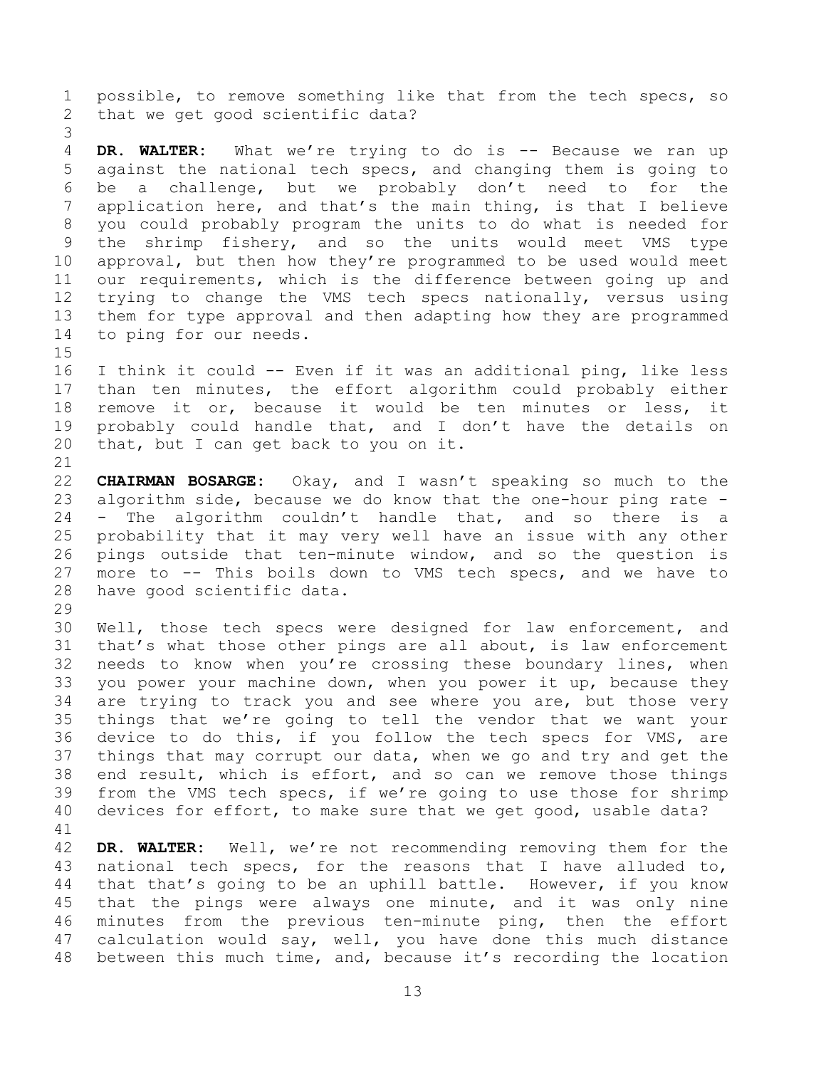possible, to remove something like that from the tech specs, so that we get good scientific data?

**DR. WALTER:** What we're trying to do is -- Because we ran up against the national tech specs, and changing them is going to be a challenge, but we probably don't need to for the application here, and that's the main thing, is that I believe you could probably program the units to do what is needed for the shrimp fishery, and so the units would meet VMS type approval, but then how they're programmed to be used would meet our requirements, which is the difference between going up and trying to change the VMS tech specs nationally, versus using them for type approval and then adapting how they are programmed to ping for our needs.

I think it could -- Even if it was an additional ping, like less than ten minutes, the effort algorithm could probably either remove it or, because it would be ten minutes or less, it probably could handle that, and I don't have the details on that, but I can get back to you on it.

**CHAIRMAN BOSARGE:** Okay, and I wasn't speaking so much to the algorithm side, because we do know that the one-hour ping rate -- The algorithm couldn't handle that, and so there is a probability that it may very well have an issue with any other pings outside that ten-minute window, and so the question is more to -- This boils down to VMS tech specs, and we have to have good scientific data.

Well, those tech specs were designed for law enforcement, and that's what those other pings are all about, is law enforcement needs to know when you're crossing these boundary lines, when you power your machine down, when you power it up, because they are trying to track you and see where you are, but those very things that we're going to tell the vendor that we want your device to do this, if you follow the tech specs for VMS, are things that may corrupt our data, when we go and try and get the end result, which is effort, and so can we remove those things from the VMS tech specs, if we're going to use those for shrimp devices for effort, to make sure that we get good, usable data?

**DR. WALTER:** Well, we're not recommending removing them for the national tech specs, for the reasons that I have alluded to, that that's going to be an uphill battle. However, if you know that the pings were always one minute, and it was only nine minutes from the previous ten-minute ping, then the effort calculation would say, well, you have done this much distance between this much time, and, because it's recording the location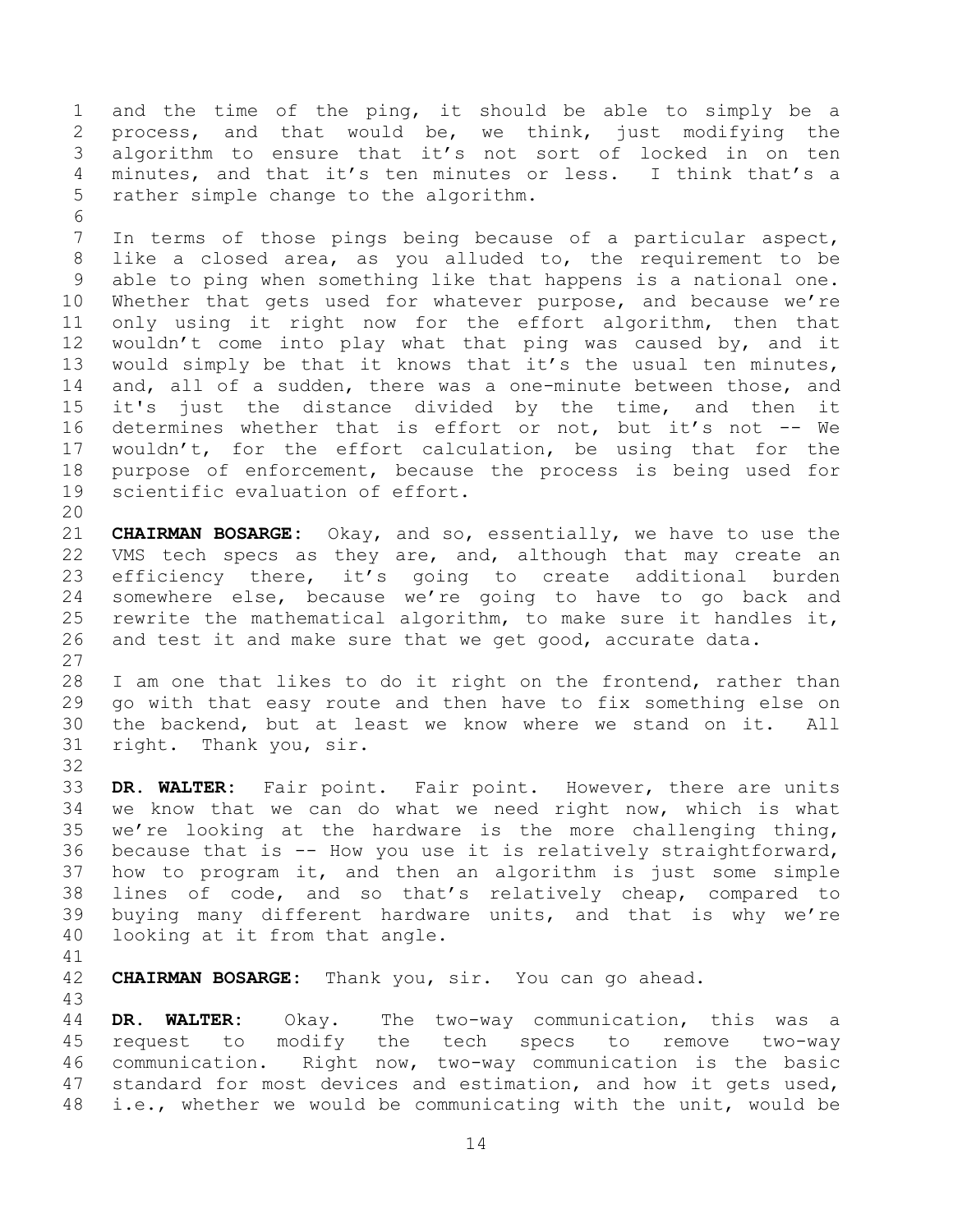and the time of the ping, it should be able to simply be a process, and that would be, we think, just modifying the algorithm to ensure that it's not sort of locked in on ten minutes, and that it's ten minutes or less. I think that's a rather simple change to the algorithm.

In terms of those pings being because of a particular aspect, like a closed area, as you alluded to, the requirement to be able to ping when something like that happens is a national one. Whether that gets used for whatever purpose, and because we're only using it right now for the effort algorithm, then that wouldn't come into play what that ping was caused by, and it would simply be that it knows that it's the usual ten minutes, and, all of a sudden, there was a one-minute between those, and it's just the distance divided by the time, and then it determines whether that is effort or not, but it's not -- We wouldn't, for the effort calculation, be using that for the purpose of enforcement, because the process is being used for scientific evaluation of effort.

**CHAIRMAN BOSARGE:** Okay, and so, essentially, we have to use the VMS tech specs as they are, and, although that may create an efficiency there, it's going to create additional burden somewhere else, because we're going to have to go back and rewrite the mathematical algorithm, to make sure it handles it, and test it and make sure that we get good, accurate data.

I am one that likes to do it right on the frontend, rather than go with that easy route and then have to fix something else on the backend, but at least we know where we stand on it. All right. Thank you, sir.

**DR. WALTER:** Fair point. Fair point. However, there are units we know that we can do what we need right now, which is what we're looking at the hardware is the more challenging thing, because that is -- How you use it is relatively straightforward, how to program it, and then an algorithm is just some simple lines of code, and so that's relatively cheap, compared to buying many different hardware units, and that is why we're looking at it from that angle.

**CHAIRMAN BOSARGE:** Thank you, sir. You can go ahead.

**DR. WALTER:** Okay. The two-way communication, this was a request to modify the tech specs to remove two-way communication. Right now, two-way communication is the basic standard for most devices and estimation, and how it gets used, i.e., whether we would be communicating with the unit, would be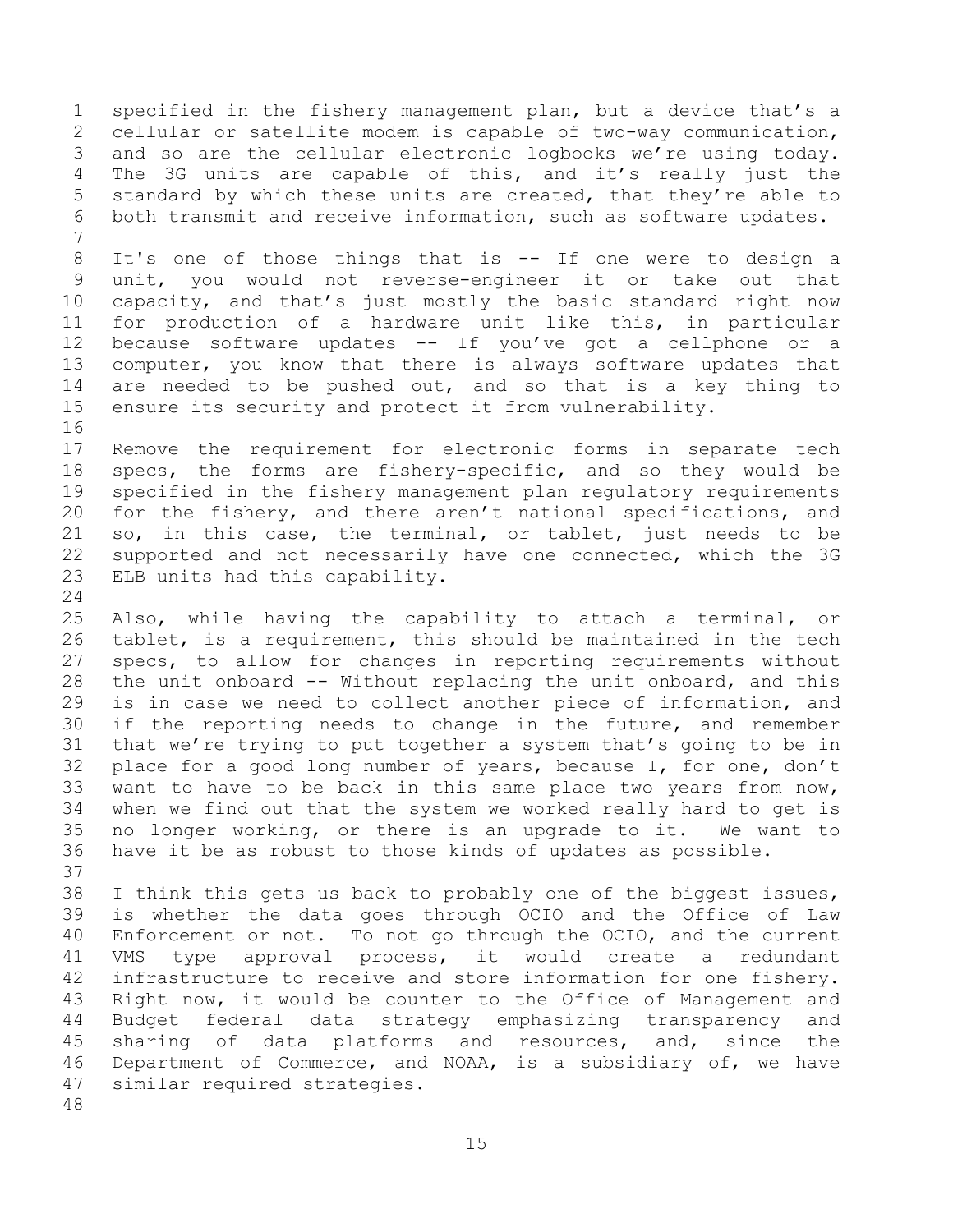specified in the fishery management plan, but a device that's a cellular or satellite modem is capable of two-way communication, and so are the cellular electronic logbooks we're using today. The 3G units are capable of this, and it's really just the standard by which these units are created, that they're able to both transmit and receive information, such as software updates.

It's one of those things that is -- If one were to design a unit, you would not reverse-engineer it or take out that capacity, and that's just mostly the basic standard right now for production of a hardware unit like this, in particular because software updates -- If you've got a cellphone or a computer, you know that there is always software updates that are needed to be pushed out, and so that is a key thing to ensure its security and protect it from vulnerability.

Remove the requirement for electronic forms in separate tech specs, the forms are fishery-specific, and so they would be specified in the fishery management plan regulatory requirements for the fishery, and there aren't national specifications, and so, in this case, the terminal, or tablet, just needs to be supported and not necessarily have one connected, which the 3G ELB units had this capability.

Also, while having the capability to attach a terminal, or tablet, is a requirement, this should be maintained in the tech specs, to allow for changes in reporting requirements without the unit onboard -- Without replacing the unit onboard, and this is in case we need to collect another piece of information, and if the reporting needs to change in the future, and remember that we're trying to put together a system that's going to be in place for a good long number of years, because I, for one, don't want to have to be back in this same place two years from now, when we find out that the system we worked really hard to get is no longer working, or there is an upgrade to it. We want to have it be as robust to those kinds of updates as possible.

I think this gets us back to probably one of the biggest issues, is whether the data goes through OCIO and the Office of Law Enforcement or not. To not go through the OCIO, and the current VMS type approval process, it would create a redundant infrastructure to receive and store information for one fishery. Right now, it would be counter to the Office of Management and Budget federal data strategy emphasizing transparency and sharing of data platforms and resources, and, since the Department of Commerce, and NOAA, is a subsidiary of, we have similar required strategies.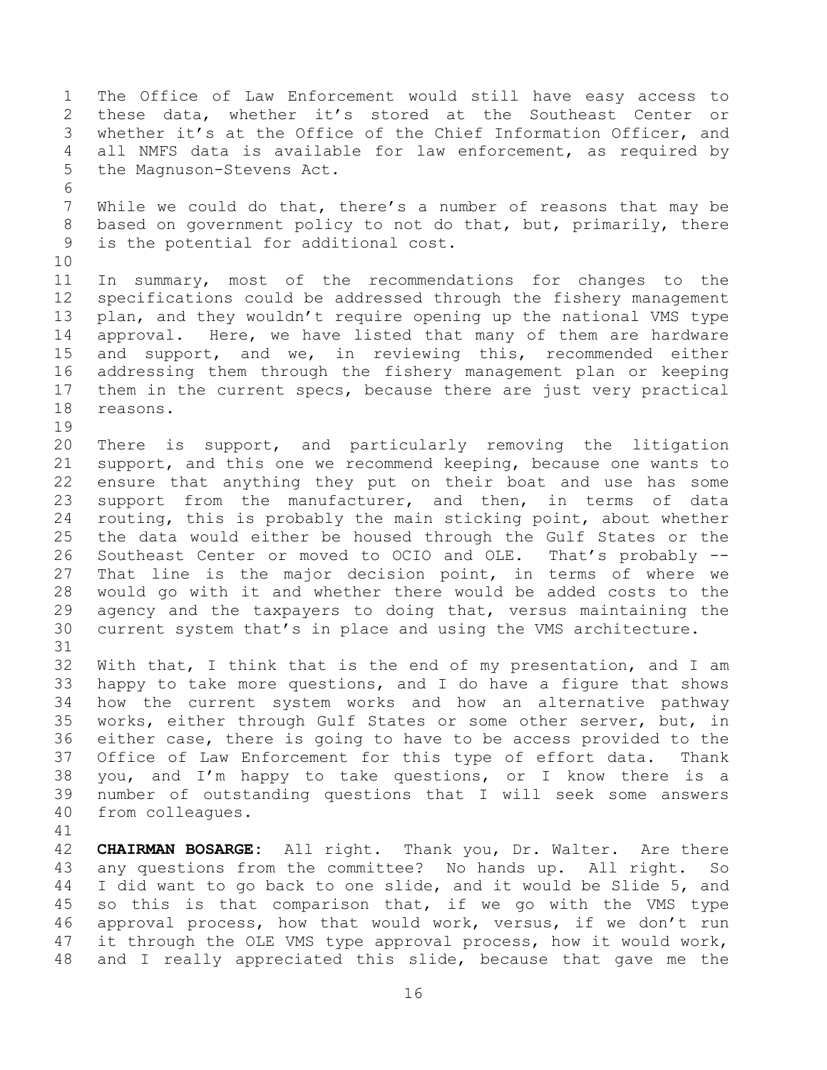The Office of Law Enforcement would still have easy access to these data, whether it's stored at the Southeast Center or whether it's at the Office of the Chief Information Officer, and all NMFS data is available for law enforcement, as required by the Magnuson-Stevens Act.

While we could do that, there's a number of reasons that may be based on government policy to not do that, but, primarily, there is the potential for additional cost.

In summary, most of the recommendations for changes to the specifications could be addressed through the fishery management plan, and they wouldn't require opening up the national VMS type approval. Here, we have listed that many of them are hardware and support, and we, in reviewing this, recommended either addressing them through the fishery management plan or keeping them in the current specs, because there are just very practical reasons.

There is support, and particularly removing the litigation support, and this one we recommend keeping, because one wants to ensure that anything they put on their boat and use has some support from the manufacturer, and then, in terms of data routing, this is probably the main sticking point, about whether the data would either be housed through the Gulf States or the Southeast Center or moved to OCIO and OLE. That's probably -- That line is the major decision point, in terms of where we would go with it and whether there would be added costs to the agency and the taxpayers to doing that, versus maintaining the current system that's in place and using the VMS architecture.

With that, I think that is the end of my presentation, and I am happy to take more questions, and I do have a figure that shows how the current system works and how an alternative pathway works, either through Gulf States or some other server, but, in either case, there is going to have to be access provided to the Office of Law Enforcement for this type of effort data. Thank you, and I'm happy to take questions, or I know there is a number of outstanding questions that I will seek some answers from colleagues.

**CHAIRMAN BOSARGE:** All right. Thank you, Dr. Walter. Are there any questions from the committee? No hands up. All right. So I did want to go back to one slide, and it would be Slide 5, and so this is that comparison that, if we go with the VMS type approval process, how that would work, versus, if we don't run it through the OLE VMS type approval process, how it would work, and I really appreciated this slide, because that gave me the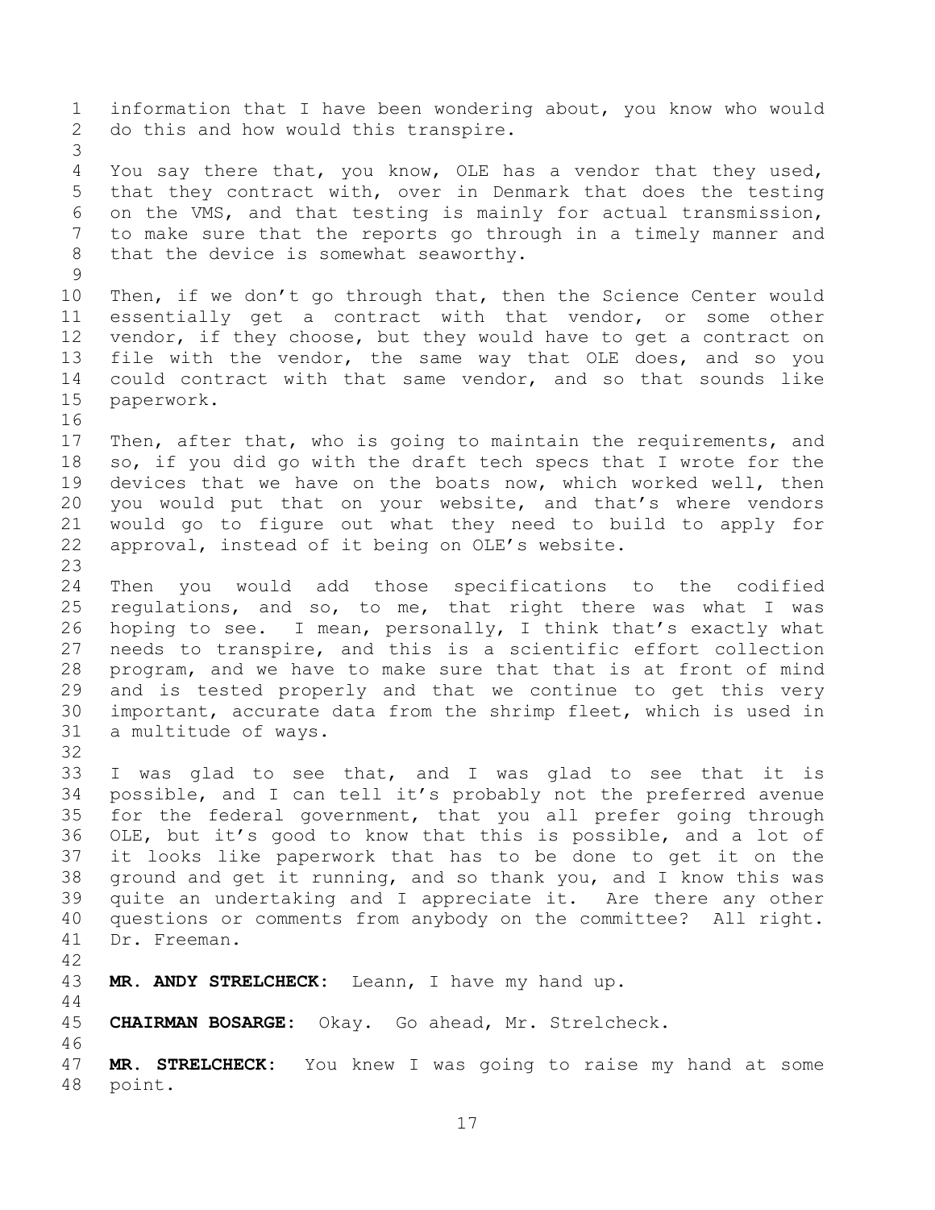information that I have been wondering about, you know who would do this and how would this transpire.

You say there that, you know, OLE has a vendor that they used, that they contract with, over in Denmark that does the testing on the VMS, and that testing is mainly for actual transmission, to make sure that the reports go through in a timely manner and that the device is somewhat seaworthy.

Then, if we don't go through that, then the Science Center would essentially get a contract with that vendor, or some other vendor, if they choose, but they would have to get a contract on file with the vendor, the same way that OLE does, and so you could contract with that same vendor, and so that sounds like paperwork.

Then, after that, who is going to maintain the requirements, and so, if you did go with the draft tech specs that I wrote for the devices that we have on the boats now, which worked well, then you would put that on your website, and that's where vendors would go to figure out what they need to build to apply for approval, instead of it being on OLE's website.

Then you would add those specifications to the codified regulations, and so, to me, that right there was what I was hoping to see. I mean, personally, I think that's exactly what needs to transpire, and this is a scientific effort collection program, and we have to make sure that that is at front of mind and is tested properly and that we continue to get this very important, accurate data from the shrimp fleet, which is used in a multitude of ways.

I was glad to see that, and I was glad to see that it is possible, and I can tell it's probably not the preferred avenue for the federal government, that you all prefer going through OLE, but it's good to know that this is possible, and a lot of it looks like paperwork that has to be done to get it on the ground and get it running, and so thank you, and I know this was quite an undertaking and I appreciate it. Are there any other questions or comments from anybody on the committee? All right. Dr. Freeman.

**MR. ANDY STRELCHECK:** Leann, I have my hand up.

**CHAIRMAN BOSARGE:** Okay. Go ahead, Mr. Strelcheck.

**MR. STRELCHECK:** You knew I was going to raise my hand at some point.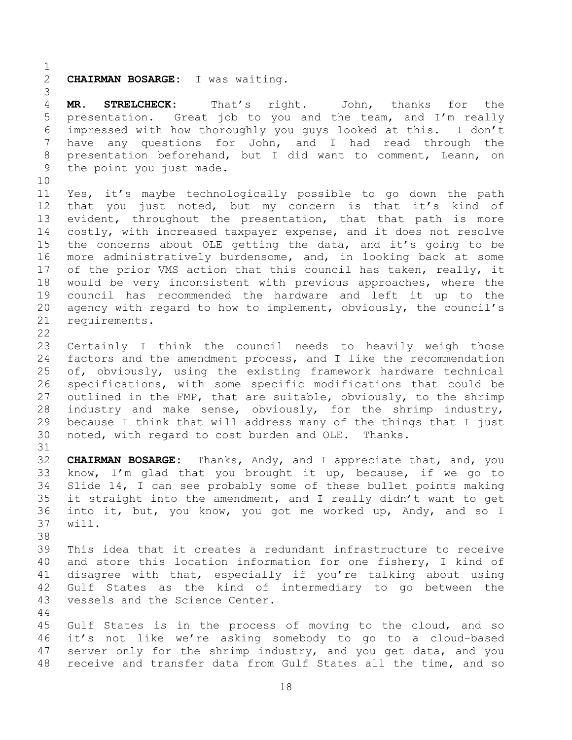**CHAIRMAN BOSARGE:** I was waiting.

**MR. STRELCHECK:** That's right. John, thanks for the presentation. Great job to you and the team, and I'm really impressed with how thoroughly you guys looked at this. I don't have any questions for John, and I had read through the presentation beforehand, but I did want to comment, Leann, on the point you just made.

Yes, it's maybe technologically possible to go down the path that you just noted, but my concern is that it's kind of evident, throughout the presentation, that that path is more costly, with increased taxpayer expense, and it does not resolve the concerns about OLE getting the data, and it's going to be more administratively burdensome, and, in looking back at some of the prior VMS action that this council has taken, really, it would be very inconsistent with previous approaches, where the council has recommended the hardware and left it up to the agency with regard to how to implement, obviously, the council's requirements.

Certainly I think the council needs to heavily weigh those factors and the amendment process, and I like the recommendation of, obviously, using the existing framework hardware technical specifications, with some specific modifications that could be outlined in the FMP, that are suitable, obviously, to the shrimp industry and make sense, obviously, for the shrimp industry, because I think that will address many of the things that I just noted, with regard to cost burden and OLE. Thanks.

**CHAIRMAN BOSARGE:** Thanks, Andy, and I appreciate that, and, you know, I'm glad that you brought it up, because, if we go to Slide 14, I can see probably some of these bullet points making it straight into the amendment, and I really didn't want to get into it, but, you know, you got me worked up, Andy, and so I will.

This idea that it creates a redundant infrastructure to receive and store this location information for one fishery, I kind of disagree with that, especially if you're talking about using Gulf States as the kind of intermediary to go between the vessels and the Science Center.

Gulf States is in the process of moving to the cloud, and so it's not like we're asking somebody to go to a cloud-based server only for the shrimp industry, and you get data, and you receive and transfer data from Gulf States all the time, and so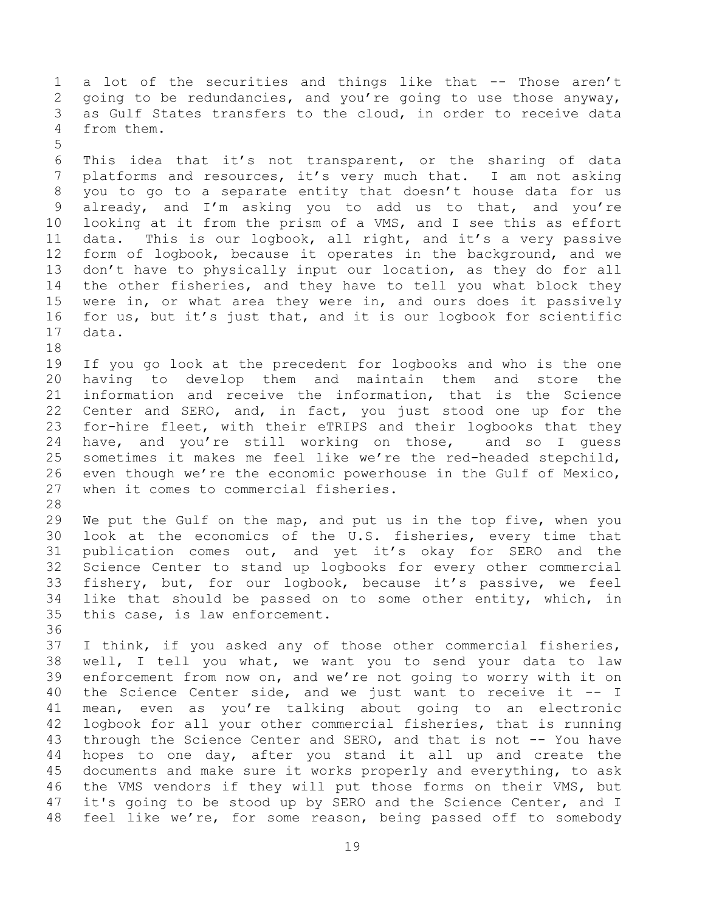a lot of the securities and things like that -- Those aren't going to be redundancies, and you're going to use those anyway, as Gulf States transfers to the cloud, in order to receive data from them.

This idea that it's not transparent, or the sharing of data platforms and resources, it's very much that. I am not asking you to go to a separate entity that doesn't house data for us already, and I'm asking you to add us to that, and you're looking at it from the prism of a VMS, and I see this as effort data. This is our logbook, all right, and it's a very passive form of logbook, because it operates in the background, and we don't have to physically input our location, as they do for all the other fisheries, and they have to tell you what block they were in, or what area they were in, and ours does it passively for us, but it's just that, and it is our logbook for scientific data.

If you go look at the precedent for logbooks and who is the one having to develop them and maintain them and store the information and receive the information, that is the Science Center and SERO, and, in fact, you just stood one up for the for-hire fleet, with their eTRIPS and their logbooks that they have, and you're still working on those, and so I guess sometimes it makes me feel like we're the red-headed stepchild, even though we're the economic powerhouse in the Gulf of Mexico, when it comes to commercial fisheries.

We put the Gulf on the map, and put us in the top five, when you look at the economics of the U.S. fisheries, every time that publication comes out, and yet it's okay for SERO and the Science Center to stand up logbooks for every other commercial fishery, but, for our logbook, because it's passive, we feel like that should be passed on to some other entity, which, in this case, is law enforcement.

I think, if you asked any of those other commercial fisheries, well, I tell you what, we want you to send your data to law enforcement from now on, and we're not going to worry with it on the Science Center side, and we just want to receive it -- I mean, even as you're talking about going to an electronic logbook for all your other commercial fisheries, that is running through the Science Center and SERO, and that is not -- You have hopes to one day, after you stand it all up and create the documents and make sure it works properly and everything, to ask the VMS vendors if they will put those forms on their VMS, but it's going to be stood up by SERO and the Science Center, and I feel like we're, for some reason, being passed off to somebody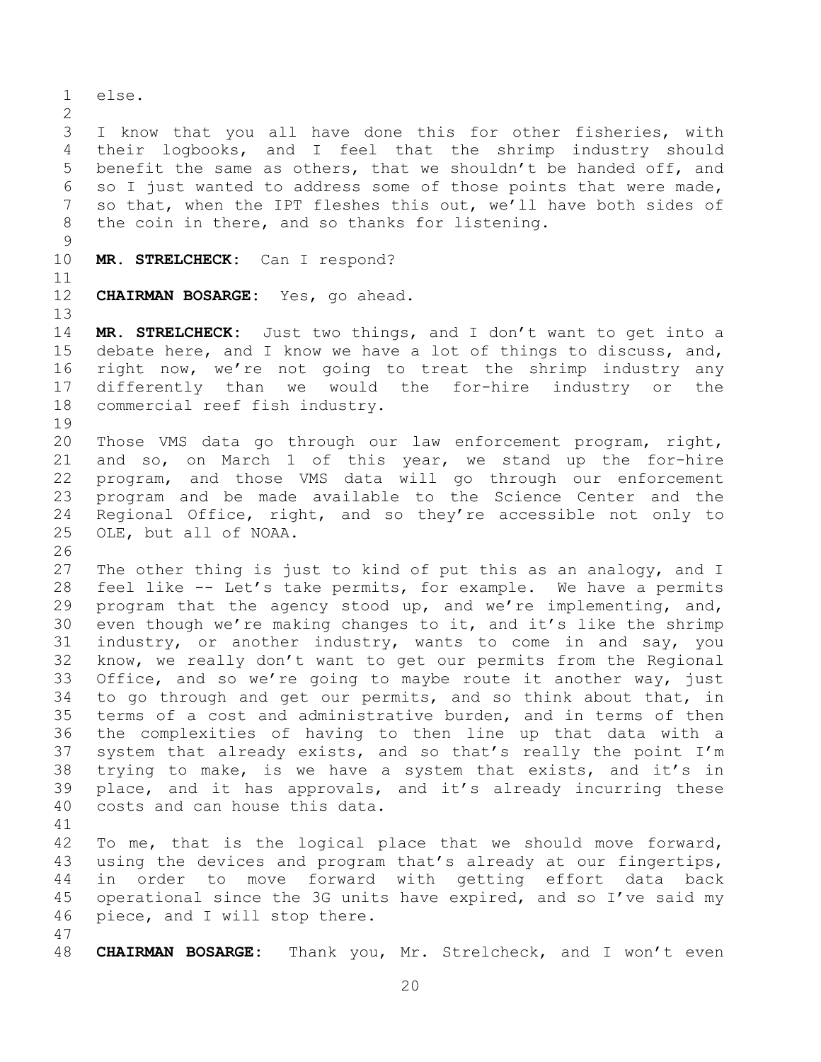else.

I know that you all have done this for other fisheries, with their logbooks, and I feel that the shrimp industry should benefit the same as others, that we shouldn't be handed off, and so I just wanted to address some of those points that were made, so that, when the IPT fleshes this out, we'll have both sides of the coin in there, and so thanks for listening.

**MR. STRELCHECK:** Can I respond?

**CHAIRMAN BOSARGE:** Yes, go ahead.

**MR. STRELCHECK:** Just two things, and I don't want to get into a debate here, and I know we have a lot of things to discuss, and, right now, we're not going to treat the shrimp industry any differently than we would the for-hire industry or the commercial reef fish industry.

Those VMS data go through our law enforcement program, right, and so, on March 1 of this year, we stand up the for-hire program, and those VMS data will go through our enforcement program and be made available to the Science Center and the Regional Office, right, and so they're accessible not only to OLE, but all of NOAA.

The other thing is just to kind of put this as an analogy, and I feel like -- Let's take permits, for example. We have a permits program that the agency stood up, and we're implementing, and, even though we're making changes to it, and it's like the shrimp industry, or another industry, wants to come in and say, you know, we really don't want to get our permits from the Regional Office, and so we're going to maybe route it another way, just to go through and get our permits, and so think about that, in terms of a cost and administrative burden, and in terms of then the complexities of having to then line up that data with a system that already exists, and so that's really the point I'm trying to make, is we have a system that exists, and it's in place, and it has approvals, and it's already incurring these costs and can house this data.

To me, that is the logical place that we should move forward, using the devices and program that's already at our fingertips, in order to move forward with getting effort data back operational since the 3G units have expired, and so I've said my piece, and I will stop there.

**CHAIRMAN BOSARGE:** Thank you, Mr. Strelcheck, and I won't even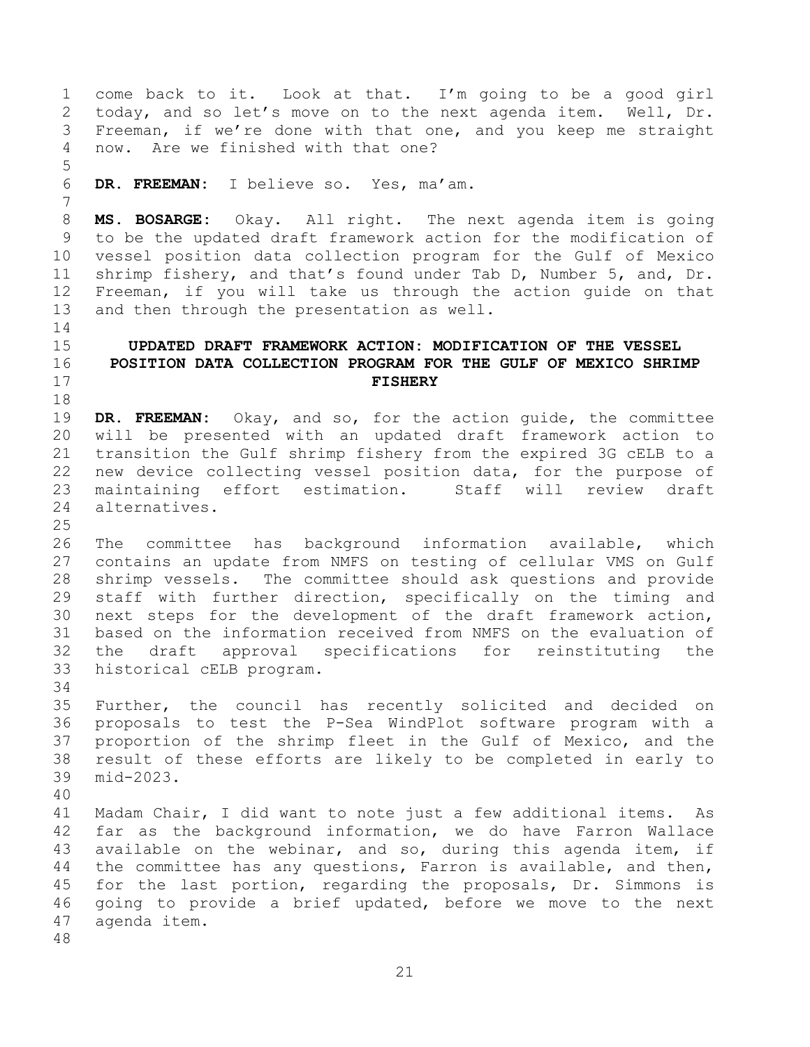come back to it. Look at that. I'm going to be a good girl today, and so let's move on to the next agenda item. Well, Dr. Freeman, if we're done with that one, and you keep me straight now. Are we finished with that one?

**DR. FREEMAN:** I believe so. Yes, ma'am.

**MS. BOSARGE:** Okay. All right. The next agenda item is going to be the updated draft framework action for the modification of vessel position data collection program for the Gulf of Mexico shrimp fishery, and that's found under Tab D, Number 5, and, Dr. Freeman, if you will take us through the action guide on that and then through the presentation as well.

## UPDATED DRAFT FRAMEWORK ACTION: MODIFICATION OF THE VESSEL POSITION DATA COLLECTION PROGRAM FOR THE GULF OF MEXICO SHRIMP FISHERY

**DR. FREEMAN:** Okay, and so, for the action guide, the committee will be presented with an updated draft framework action to transition the Gulf shrimp fishery from the expired 3G cELB to a new device collecting vessel position data, for the purpose of maintaining effort estimation. Staff will review draft alternatives.

The committee has background information available, which contains an update from NMFS on testing of cellular VMS on Gulf shrimp vessels. The committee should ask questions and provide staff with further direction, specifically on the timing and next steps for the development of the draft framework action, based on the information received from NMFS on the evaluation of the draft approval specifications for reinstituting the historical cELB program.

Further, the council has recently solicited and decided on proposals to test the P-Sea WindPlot software program with a proportion of the shrimp fleet in the Gulf of Mexico, and the result of these efforts are likely to be completed in early to mid-2023.

Madam Chair, I did want to note just a few additional items. As far as the background information, we do have Farron Wallace available on the webinar, and so, during this agenda item, if the committee has any questions, Farron is available, and then, for the last portion, regarding the proposals, Dr. Simmons is going to provide a brief updated, before we move to the next agenda item.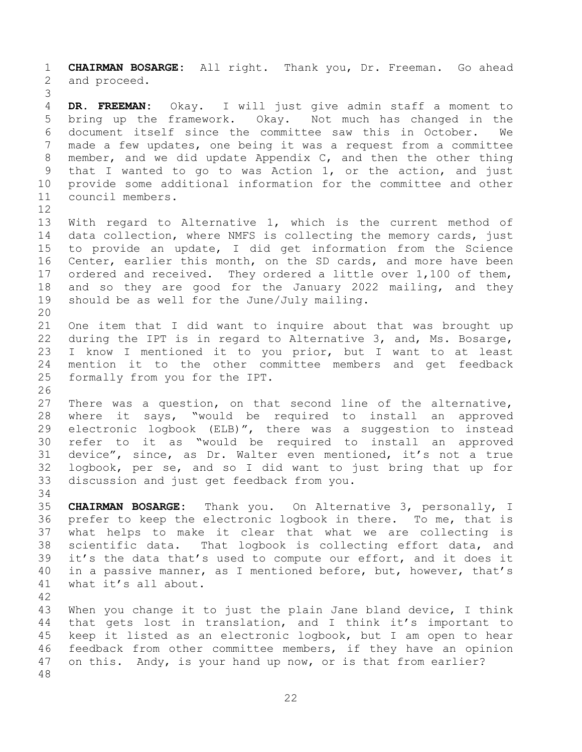**CHAIRMAN BOSARGE:** All right. Thank you, Dr. Freeman. Go ahead and proceed.

**DR. FREEMAN:** Okay. I will just give admin staff a moment to bring up the framework. Okay. Not much has changed in the document itself since the committee saw this in October. We made a few updates, one being it was a request from a committee member, and we did update Appendix C, and then the other thing that I wanted to go to was Action 1, or the action, and just provide some additional information for the committee and other council members.

With regard to Alternative 1, which is the current method of data collection, where NMFS is collecting the memory cards, just to provide an update, I did get information from the Science Center, earlier this month, on the SD cards, and more have been ordered and received. They ordered a little over 1,100 of them, and so they are good for the January 2022 mailing, and they should be as well for the June/July mailing.

One item that I did want to inquire about that was brought up during the IPT is in regard to Alternative 3, and, Ms. Bosarge, I know I mentioned it to you prior, but I want to at least mention it to the other committee members and get feedback formally from you for the IPT.

There was a question, on that second line of the alternative, where it says, "would be required to install an approved electronic logbook (ELB)", there was a suggestion to instead refer to it as "would be required to install an approved device", since, as Dr. Walter even mentioned, it's not a true logbook, per se, and so I did want to just bring that up for discussion and just get feedback from you.

**CHAIRMAN BOSARGE:** Thank you. On Alternative 3, personally, I prefer to keep the electronic logbook in there. To me, that is what helps to make it clear that what we are collecting is scientific data. That logbook is collecting effort data, and it's the data that's used to compute our effort, and it does it in a passive manner, as I mentioned before, but, however, that's what it's all about.

When you change it to just the plain Jane bland device, I think that gets lost in translation, and I think it's important to keep it listed as an electronic logbook, but I am open to hear feedback from other committee members, if they have an opinion on this. Andy, is your hand up now, or is that from earlier?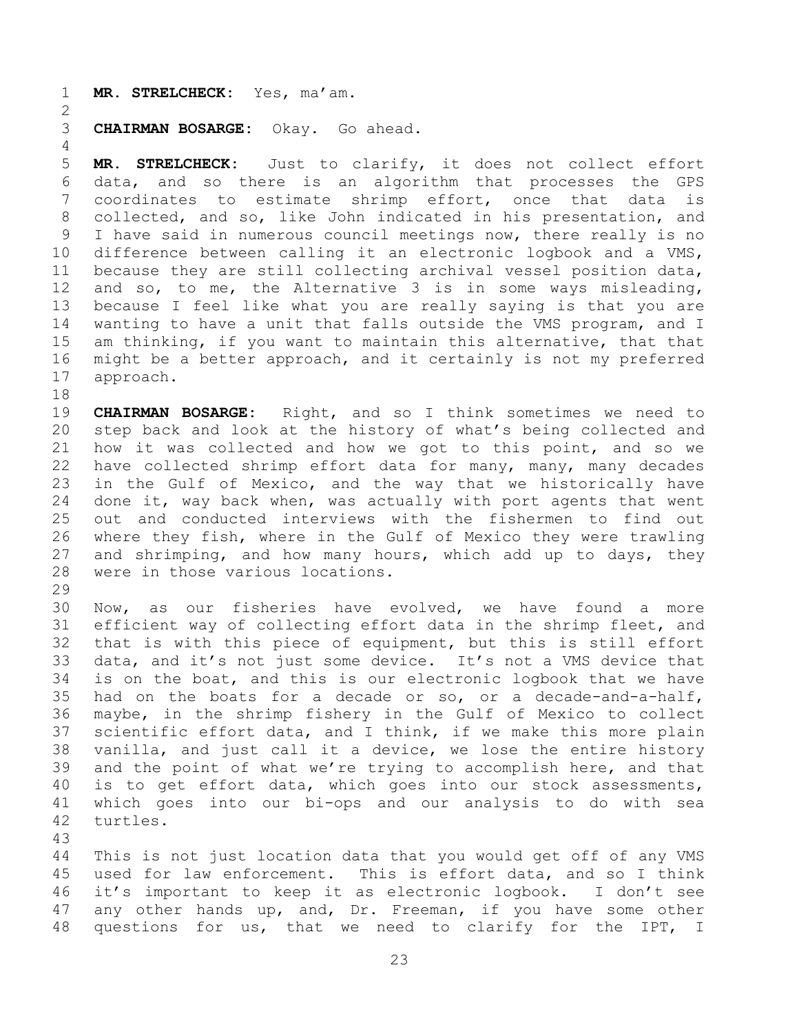**MR. STRELCHECK:** Yes, ma'am.

**CHAIRMAN BOSARGE:** Okay. Go ahead.

**MR. STRELCHECK:** Just to clarify, it does not collect effort data, and so there is an algorithm that processes the GPS coordinates to estimate shrimp effort, once that data is collected, and so, like John indicated in his presentation, and I have said in numerous council meetings now, there really is no difference between calling it an electronic logbook and a VMS, because they are still collecting archival vessel position data, and so, to me, the Alternative 3 is in some ways misleading, because I feel like what you are really saying is that you are wanting to have a unit that falls outside the VMS program, and I am thinking, if you want to maintain this alternative, that that might be a better approach, and it certainly is not my preferred approach.

**CHAIRMAN BOSARGE:** Right, and so I think sometimes we need to step back and look at the history of what's being collected and how it was collected and how we got to this point, and so we have collected shrimp effort data for many, many, many decades in the Gulf of Mexico, and the way that we historically have done it, way back when, was actually with port agents that went out and conducted interviews with the fishermen to find out where they fish, where in the Gulf of Mexico they were trawling and shrimping, and how many hours, which add up to days, they were in those various locations.

Now, as our fisheries have evolved, we have found a more efficient way of collecting effort data in the shrimp fleet, and that is with this piece of equipment, but this is still effort data, and it's not just some device. It's not a VMS device that is on the boat, and this is our electronic logbook that we have had on the boats for a decade or so, or a decade-and-a-half, maybe, in the shrimp fishery in the Gulf of Mexico to collect scientific effort data, and I think, if we make this more plain vanilla, and just call it a device, we lose the entire history and the point of what we're trying to accomplish here, and that is to get effort data, which goes into our stock assessments, which goes into our bi-ops and our analysis to do with sea turtles.

This is not just location data that you would get off of any VMS used for law enforcement. This is effort data, and so I think it's important to keep it as electronic logbook. I don't see any other hands up, and, Dr. Freeman, if you have some other questions for us, that we need to clarify for the IPT, I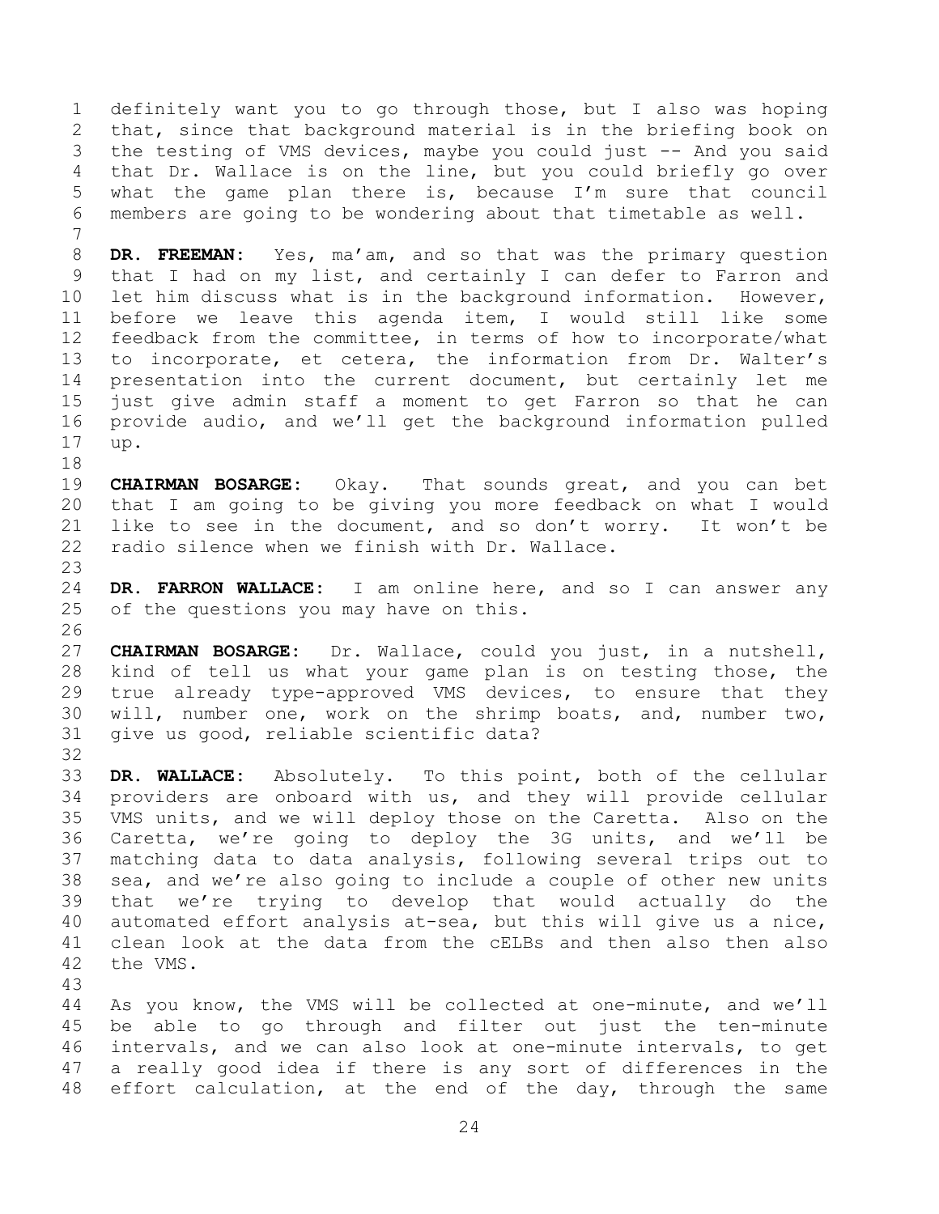definitely want you to go through those, but I also was hoping that, since that background material is in the briefing book on the testing of VMS devices, maybe you could just -- And you said that Dr. Wallace is on the line, but you could briefly go over what the game plan there is, because I'm sure that council members are going to be wondering about that timetable as well.

**DR. FREEMAN:** Yes, ma'am, and so that was the primary question that I had on my list, and certainly I can defer to Farron and let him discuss what is in the background information. However, before we leave this agenda item, I would still like some feedback from the committee, in terms of how to incorporate/what to incorporate, et cetera, the information from Dr. Walter's presentation into the current document, but certainly let me just give admin staff a moment to get Farron so that he can provide audio, and we'll get the background information pulled up.

**CHAIRMAN BOSARGE:** Okay. That sounds great, and you can bet that I am going to be giving you more feedback on what I would like to see in the document, and so don't worry. It won't be radio silence when we finish with Dr. Wallace.

**DR. FARRON WALLACE:** I am online here, and so I can answer any of the questions you may have on this.

**CHAIRMAN BOSARGE:** Dr. Wallace, could you just, in a nutshell, kind of tell us what your game plan is on testing those, the true already type-approved VMS devices, to ensure that they will, number one, work on the shrimp boats, and, number two, give us good, reliable scientific data?

**DR. WALLACE:** Absolutely. To this point, both of the cellular providers are onboard with us, and they will provide cellular VMS units, and we will deploy those on the Caretta. Also on the Caretta, we're going to deploy the 3G units, and we'll be matching data to data analysis, following several trips out to sea, and we're also going to include a couple of other new units that we're trying to develop that would actually do the automated effort analysis at-sea, but this will give us a nice, clean look at the data from the cELBs and then also then also the VMS.

As you know, the VMS will be collected at one-minute, and we'll be able to go through and filter out just the ten-minute intervals, and we can also look at one-minute intervals, to get a really good idea if there is any sort of differences in the effort calculation, at the end of the day, through the same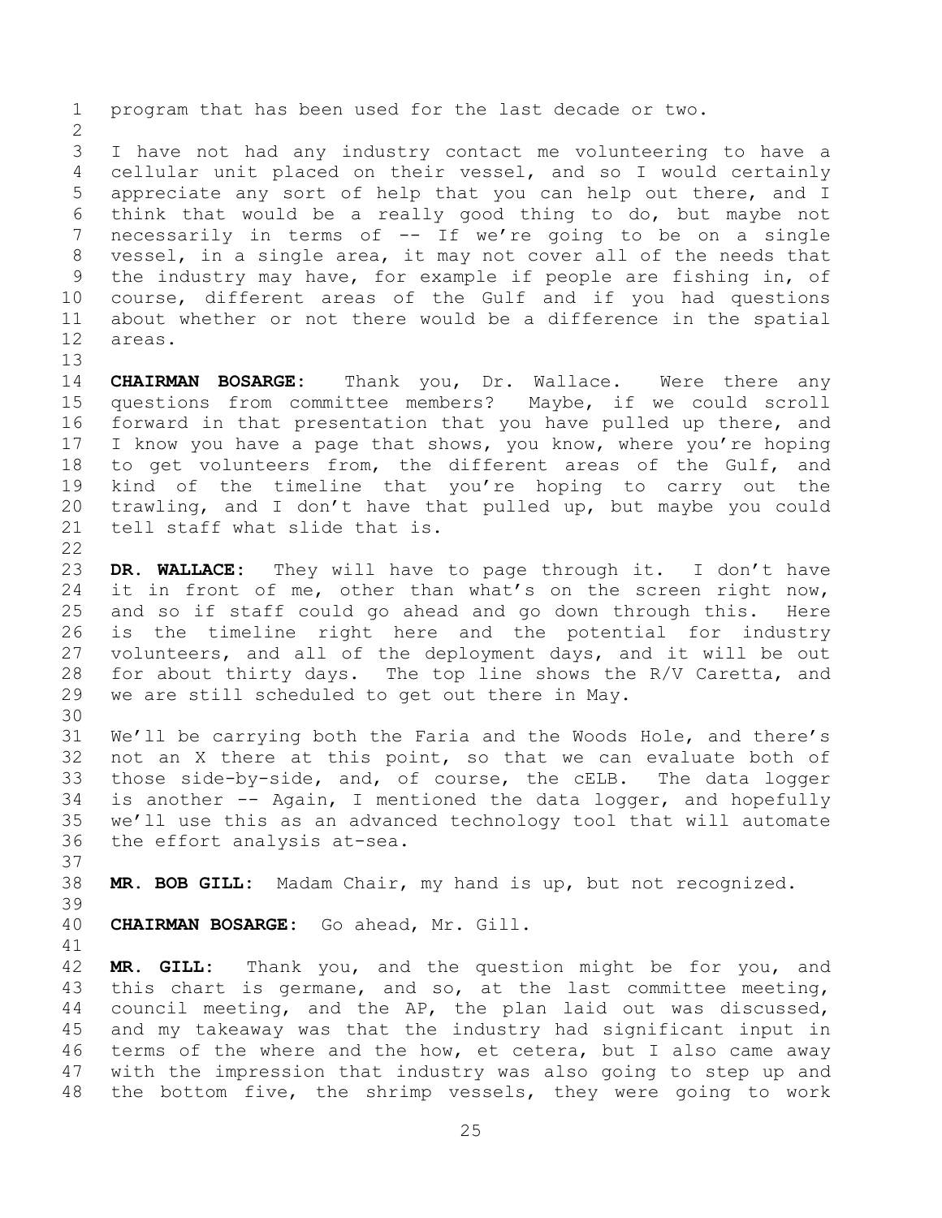program that has been used for the last decade or two.

I have not had any industry contact me volunteering to have a cellular unit placed on their vessel, and so I would certainly appreciate any sort of help that you can help out there, and I think that would be a really good thing to do, but maybe not necessarily in terms of -- If we're going to be on a single vessel, in a single area, it may not cover all of the needs that the industry may have, for example if people are fishing in, of course, different areas of the Gulf and if you had questions about whether or not there would be a difference in the spatial areas.

**CHAIRMAN BOSARGE:** Thank you, Dr. Wallace. Were there any questions from committee members? Maybe, if we could scroll forward in that presentation that you have pulled up there, and I know you have a page that shows, you know, where you're hoping to get volunteers from, the different areas of the Gulf, and kind of the timeline that you're hoping to carry out the trawling, and I don't have that pulled up, but maybe you could tell staff what slide that is.

**DR. WALLACE:** They will have to page through it. I don't have it in front of me, other than what's on the screen right now, and so if staff could go ahead and go down through this. Here is the timeline right here and the potential for industry volunteers, and all of the deployment days, and it will be out for about thirty days. The top line shows the R/V Caretta, and we are still scheduled to get out there in May.

We'll be carrying both the Faria and the Woods Hole, and there's not an X there at this point, so that we can evaluate both of those side-by-side, and, of course, the cELB. The data logger is another -- Again, I mentioned the data logger, and hopefully we'll use this as an advanced technology tool that will automate the effort analysis at-sea.

**MR. BOB GILL:** Madam Chair, my hand is up, but not recognized.

**CHAIRMAN BOSARGE:** Go ahead, Mr. Gill.

**MR. GILL:** Thank you, and the question might be for you, and this chart is germane, and so, at the last committee meeting, council meeting, and the AP, the plan laid out was discussed, and my takeaway was that the industry had significant input in terms of the where and the how, et cetera, but I also came away with the impression that industry was also going to step up and the bottom five, the shrimp vessels, they were going to work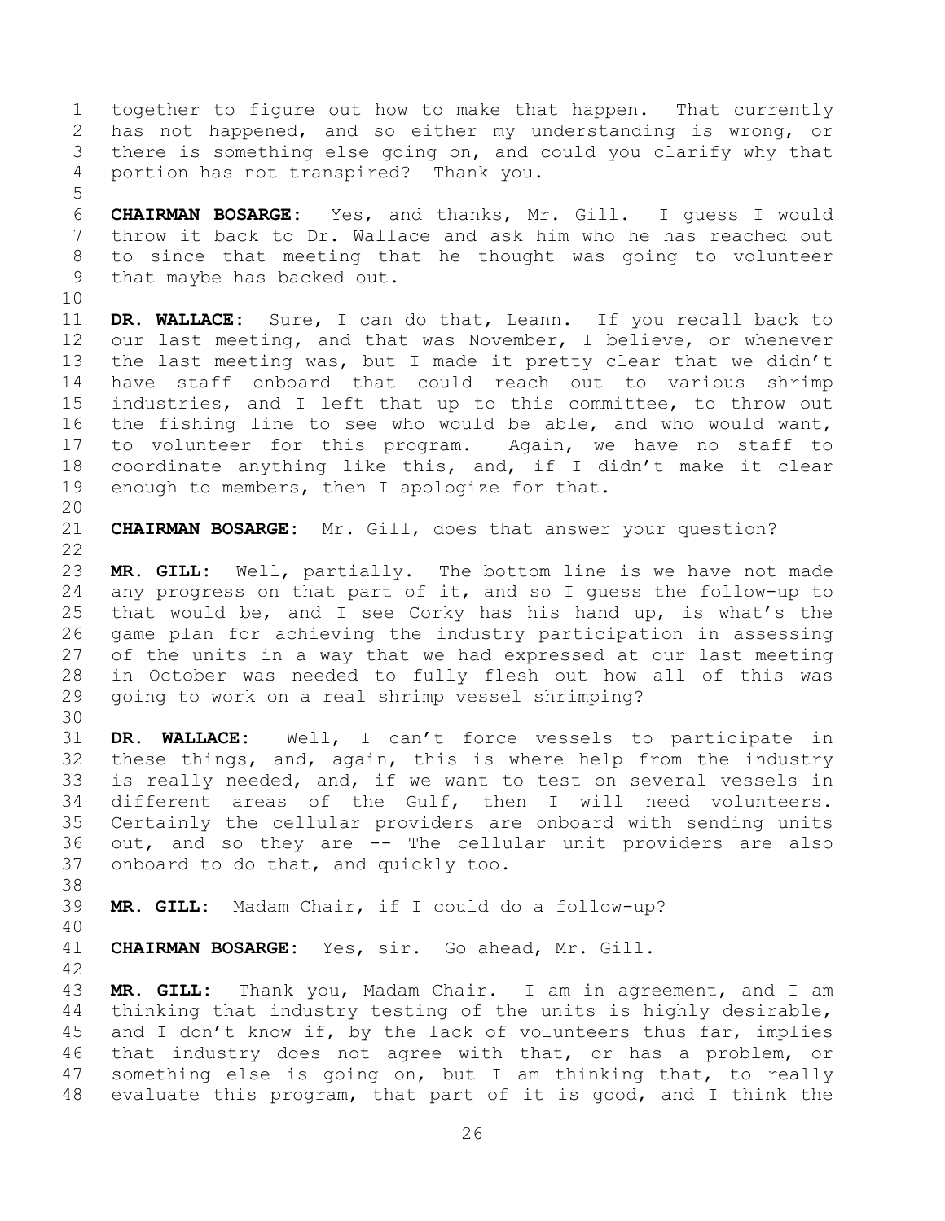together to figure out how to make that happen. That currently has not happened, and so either my understanding is wrong, or there is something else going on, and could you clarify why that portion has not transpired? Thank you.

**CHAIRMAN BOSARGE:** Yes, and thanks, Mr. Gill. I guess I would throw it back to Dr. Wallace and ask him who he has reached out to since that meeting that he thought was going to volunteer that maybe has backed out.

**DR. WALLACE:** Sure, I can do that, Leann. If you recall back to our last meeting, and that was November, I believe, or whenever the last meeting was, but I made it pretty clear that we didn't have staff onboard that could reach out to various shrimp industries, and I left that up to this committee, to throw out the fishing line to see who would be able, and who would want, to volunteer for this program. Again, we have no staff to coordinate anything like this, and, if I didn't make it clear enough to members, then I apologize for that.

**CHAIRMAN BOSARGE:** Mr. Gill, does that answer your question?

**MR. GILL:** Well, partially. The bottom line is we have not made any progress on that part of it, and so I guess the follow-up to that would be, and I see Corky has his hand up, is what's the game plan for achieving the industry participation in assessing of the units in a way that we had expressed at our last meeting in October was needed to fully flesh out how all of this was going to work on a real shrimp vessel shrimping?

**DR. WALLACE:** Well, I can't force vessels to participate in these things, and, again, this is where help from the industry is really needed, and, if we want to test on several vessels in different areas of the Gulf, then I will need volunteers. Certainly the cellular providers are onboard with sending units out, and so they are -- The cellular unit providers are also onboard to do that, and quickly too.

**MR. GILL:** Madam Chair, if I could do a follow-up?

**CHAIRMAN BOSARGE:** Yes, sir. Go ahead, Mr. Gill.

**MR. GILL:** Thank you, Madam Chair. I am in agreement, and I am thinking that industry testing of the units is highly desirable, and I don't know if, by the lack of volunteers thus far, implies that industry does not agree with that, or has a problem, or something else is going on, but I am thinking that, to really evaluate this program, that part of it is good, and I think the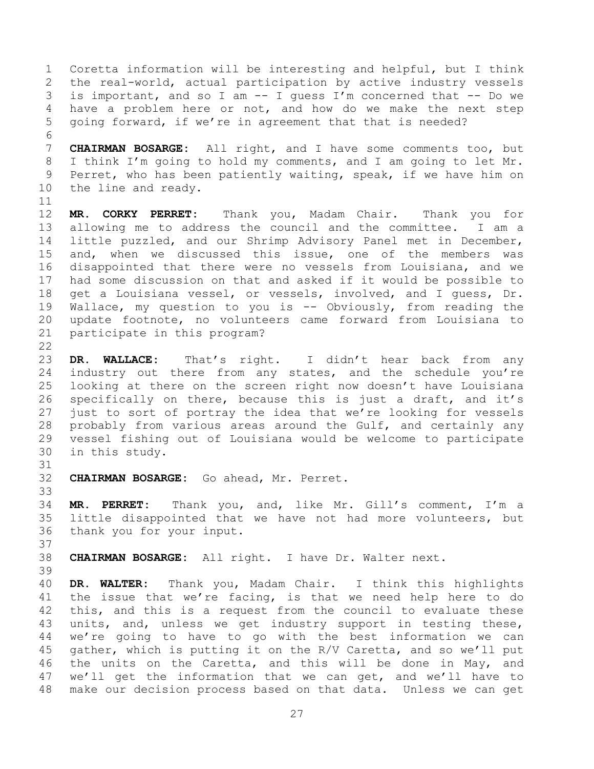Coretta information will be interesting and helpful, but I think the real-world, actual participation by active industry vessels is important, and so I am -- I guess I'm concerned that -- Do we have a problem here or not, and how do we make the next step going forward, if we're in agreement that that is needed?

**CHAIRMAN BOSARGE:** All right, and I have some comments too, but I think I'm going to hold my comments, and I am going to let Mr. Perret, who has been patiently waiting, speak, if we have him on the line and ready.

**MR. CORKY PERRET:** Thank you, Madam Chair. Thank you for allowing me to address the council and the committee. I am a little puzzled, and our Shrimp Advisory Panel met in December, and, when we discussed this issue, one of the members was disappointed that there were no vessels from Louisiana, and we had some discussion on that and asked if it would be possible to get a Louisiana vessel, or vessels, involved, and I guess, Dr. Wallace, my question to you is -- Obviously, from reading the update footnote, no volunteers came forward from Louisiana to participate in this program?

**DR. WALLACE:** That's right. I didn't hear back from any industry out there from any states, and the schedule you're looking at there on the screen right now doesn't have Louisiana specifically on there, because this is just a draft, and it's just to sort of portray the idea that we're looking for vessels probably from various areas around the Gulf, and certainly any vessel fishing out of Louisiana would be welcome to participate in this study.

**CHAIRMAN BOSARGE:** Go ahead, Mr. Perret.

**MR. PERRET:** Thank you, and, like Mr. Gill's comment, I'm a little disappointed that we have not had more volunteers, but thank you for your input.

**CHAIRMAN BOSARGE:** All right. I have Dr. Walter next.

**DR. WALTER:** Thank you, Madam Chair. I think this highlights the issue that we're facing, is that we need help here to do this, and this is a request from the council to evaluate these units, and, unless we get industry support in testing these, we're going to have to go with the best information we can gather, which is putting it on the R/V Caretta, and so we'll put the units on the Caretta, and this will be done in May, and we'll get the information that we can get, and we'll have to make our decision process based on that data. Unless we can get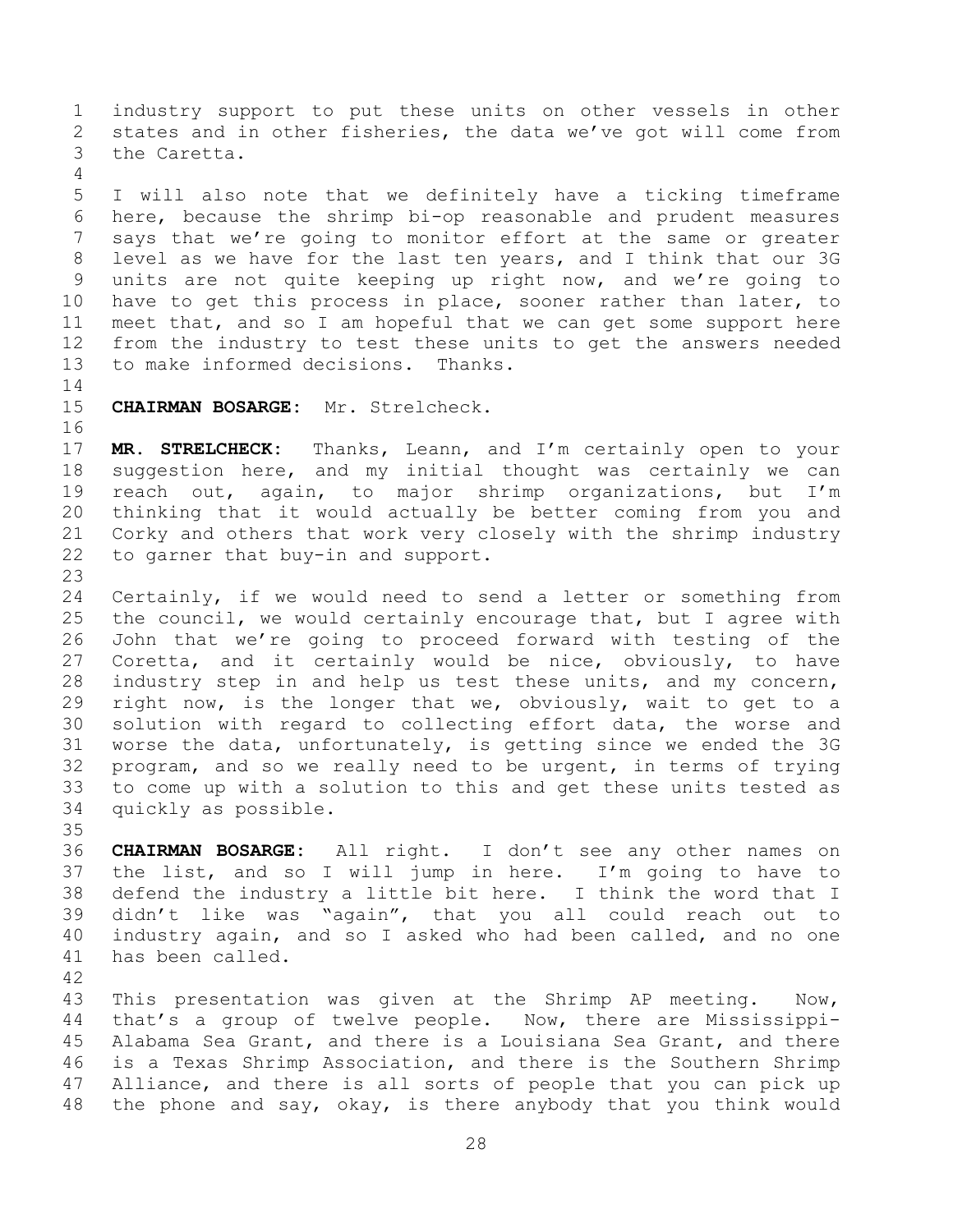industry support to put these units on other vessels in other states and in other fisheries, the data we've got will come from the Caretta.

I will also note that we definitely have a ticking timeframe here, because the shrimp bi-op reasonable and prudent measures says that we're going to monitor effort at the same or greater level as we have for the last ten years, and I think that our 3G units are not quite keeping up right now, and we're going to have to get this process in place, sooner rather than later, to meet that, and so I am hopeful that we can get some support here from the industry to test these units to get the answers needed to make informed decisions. Thanks.

**CHAIRMAN BOSARGE:** Mr. Strelcheck.

**MR. STRELCHECK:** Thanks, Leann, and I'm certainly open to your suggestion here, and my initial thought was certainly we can reach out, again, to major shrimp organizations, but I'm thinking that it would actually be better coming from you and Corky and others that work very closely with the shrimp industry to garner that buy-in and support.

Certainly, if we would need to send a letter or something from the council, we would certainly encourage that, but I agree with John that we're going to proceed forward with testing of the Coretta, and it certainly would be nice, obviously, to have industry step in and help us test these units, and my concern, right now, is the longer that we, obviously, wait to get to a solution with regard to collecting effort data, the worse and worse the data, unfortunately, is getting since we ended the 3G program, and so we really need to be urgent, in terms of trying to come up with a solution to this and get these units tested as quickly as possible.

**CHAIRMAN BOSARGE:** All right. I don't see any other names on the list, and so I will jump in here. I'm going to have to defend the industry a little bit here. I think the word that I didn't like was "again", that you all could reach out to industry again, and so I asked who had been called, and no one has been called.

This presentation was given at the Shrimp AP meeting. Now, that's a group of twelve people. Now, there are Mississippi-Alabama Sea Grant, and there is a Louisiana Sea Grant, and there is a Texas Shrimp Association, and there is the Southern Shrimp Alliance, and there is all sorts of people that you can pick up the phone and say, okay, is there anybody that you think would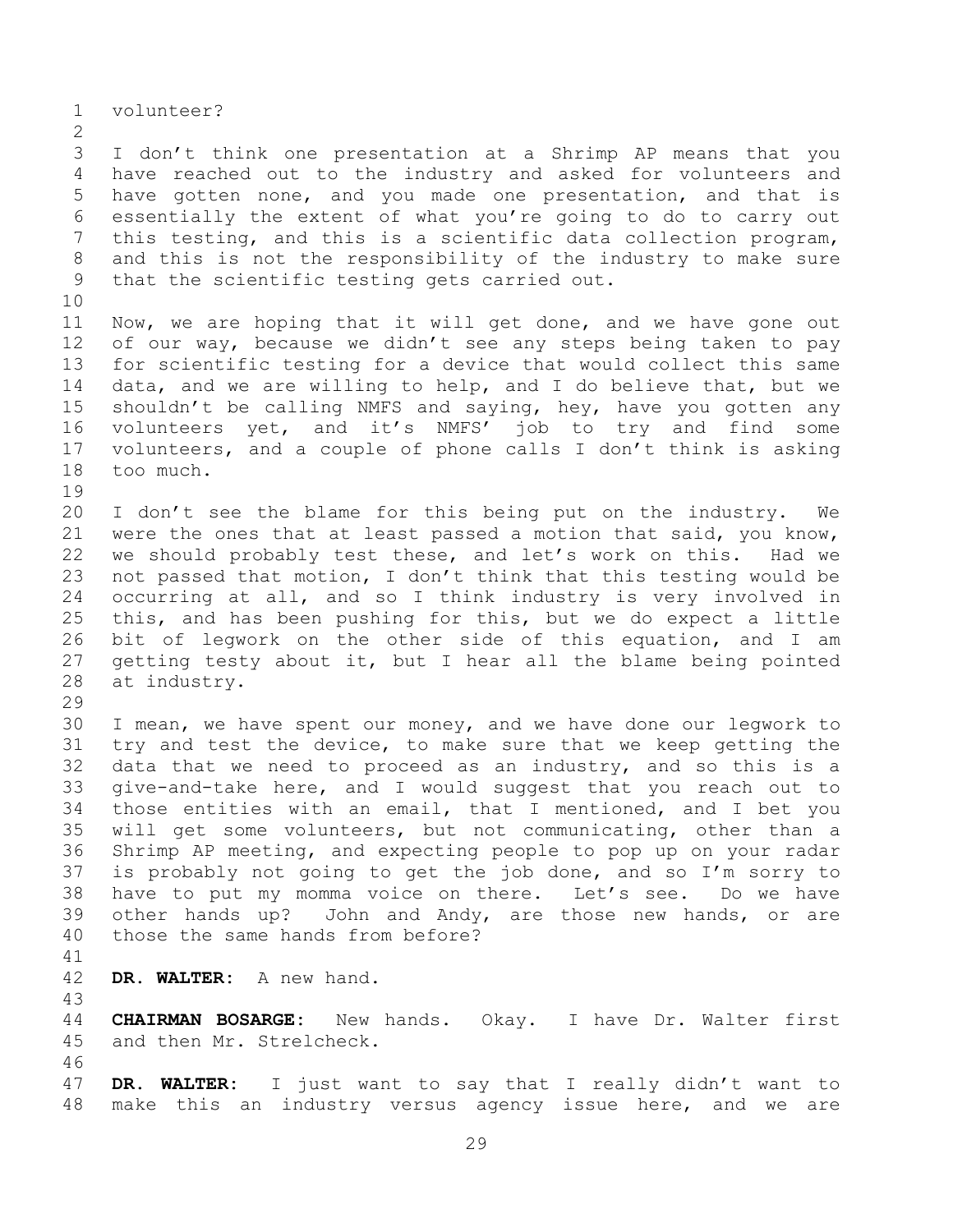volunteer?

I don't think one presentation at a Shrimp AP means that you have reached out to the industry and asked for volunteers and have gotten none, and you made one presentation, and that is essentially the extent of what you're going to do to carry out this testing, and this is a scientific data collection program, and this is not the responsibility of the industry to make sure that the scientific testing gets carried out.

Now, we are hoping that it will get done, and we have gone out of our way, because we didn't see any steps being taken to pay for scientific testing for a device that would collect this same data, and we are willing to help, and I do believe that, but we shouldn't be calling NMFS and saying, hey, have you gotten any volunteers yet, and it's NMFS' job to try and find some volunteers, and a couple of phone calls I don't think is asking too much.

I don't see the blame for this being put on the industry. We were the ones that at least passed a motion that said, you know, we should probably test these, and let's work on this. Had we not passed that motion, I don't think that this testing would be occurring at all, and so I think industry is very involved in this, and has been pushing for this, but we do expect a little bit of legwork on the other side of this equation, and I am getting testy about it, but I hear all the blame being pointed at industry.

I mean, we have spent our money, and we have done our legwork to try and test the device, to make sure that we keep getting the data that we need to proceed as an industry, and so this is a give-and-take here, and I would suggest that you reach out to those entities with an email, that I mentioned, and I bet you will get some volunteers, but not communicating, other than a Shrimp AP meeting, and expecting people to pop up on your radar is probably not going to get the job done, and so I'm sorry to have to put my momma voice on there. Let's see. Do we have other hands up? John and Andy, are those new hands, or are those the same hands from before?

**DR. WALTER:** A new hand.

**CHAIRMAN BOSARGE:** New hands. Okay. I have Dr. Walter first and then Mr. Strelcheck.

**DR. WALTER:** I just want to say that I really didn't want to make this an industry versus agency issue here, and we are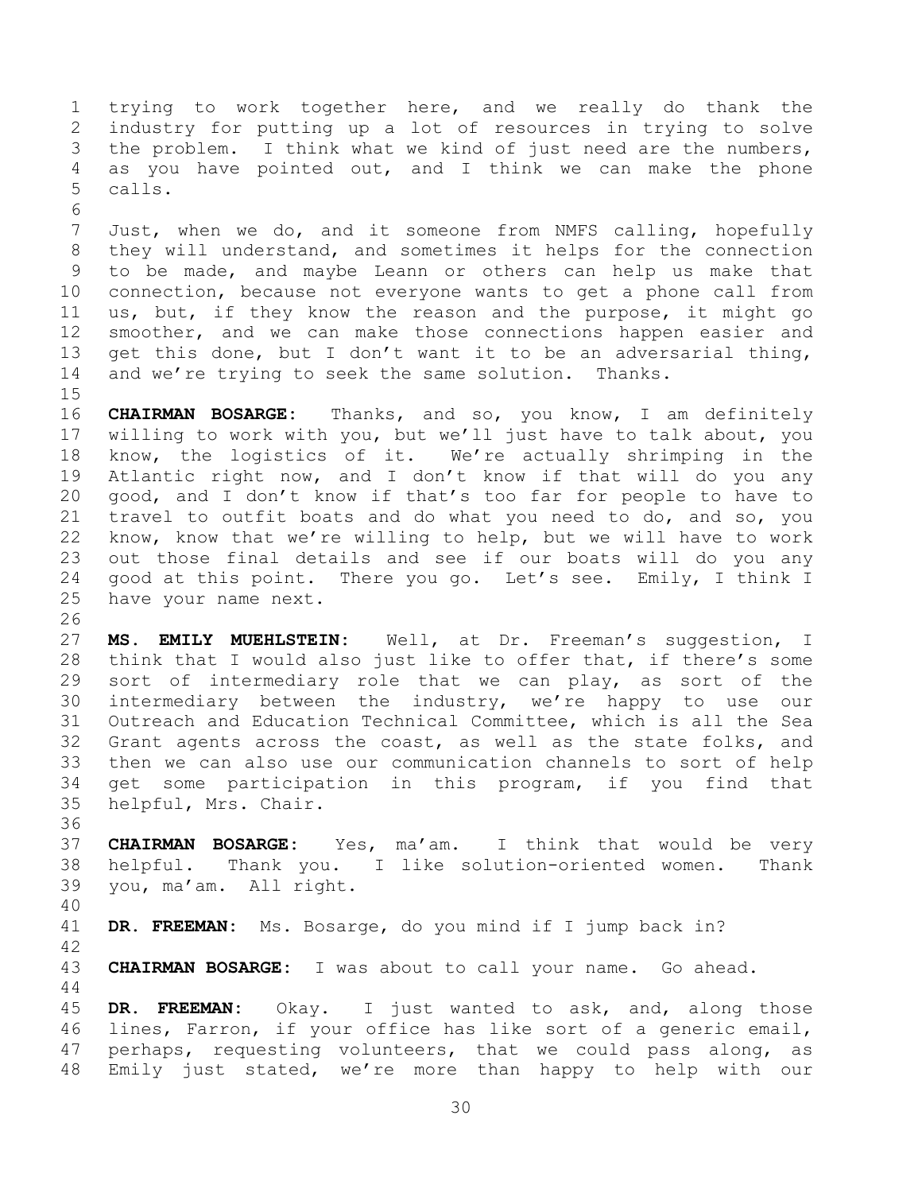trying to work together here, and we really do thank the industry for putting up a lot of resources in trying to solve the problem. I think what we kind of just need are the numbers, as you have pointed out, and I think we can make the phone calls.

Just, when we do, and it someone from NMFS calling, hopefully they will understand, and sometimes it helps for the connection to be made, and maybe Leann or others can help us make that connection, because not everyone wants to get a phone call from us, but, if they know the reason and the purpose, it might go smoother, and we can make those connections happen easier and get this done, but I don't want it to be an adversarial thing, and we're trying to seek the same solution. Thanks.

**CHAIRMAN BOSARGE:** Thanks, and so, you know, I am definitely willing to work with you, but we'll just have to talk about, you know, the logistics of it. We're actually shrimping in the Atlantic right now, and I don't know if that will do you any good, and I don't know if that's too far for people to have to travel to outfit boats and do what you need to do, and so, you know, know that we're willing to help, but we will have to work out those final details and see if our boats will do you any good at this point. There you go. Let's see. Emily, I think I have your name next.

**MS. EMILY MUEHLSTEIN:** Well, at Dr. Freeman's suggestion, I think that I would also just like to offer that, if there's some sort of intermediary role that we can play, as sort of the intermediary between the industry, we're happy to use our Outreach and Education Technical Committee, which is all the Sea Grant agents across the coast, as well as the state folks, and then we can also use our communication channels to sort of help get some participation in this program, if you find that helpful, Mrs. Chair.

**CHAIRMAN BOSARGE:** Yes, ma'am. I think that would be very helpful. Thank you. I like solution-oriented women. Thank you, ma'am. All right.

**DR. FREEMAN:** Ms. Bosarge, do you mind if I jump back in?

**CHAIRMAN BOSARGE:** I was about to call your name. Go ahead.

**DR. FREEMAN:** Okay. I just wanted to ask, and, along those lines, Farron, if your office has like sort of a generic email, perhaps, requesting volunteers, that we could pass along, as Emily just stated, we're more than happy to help with our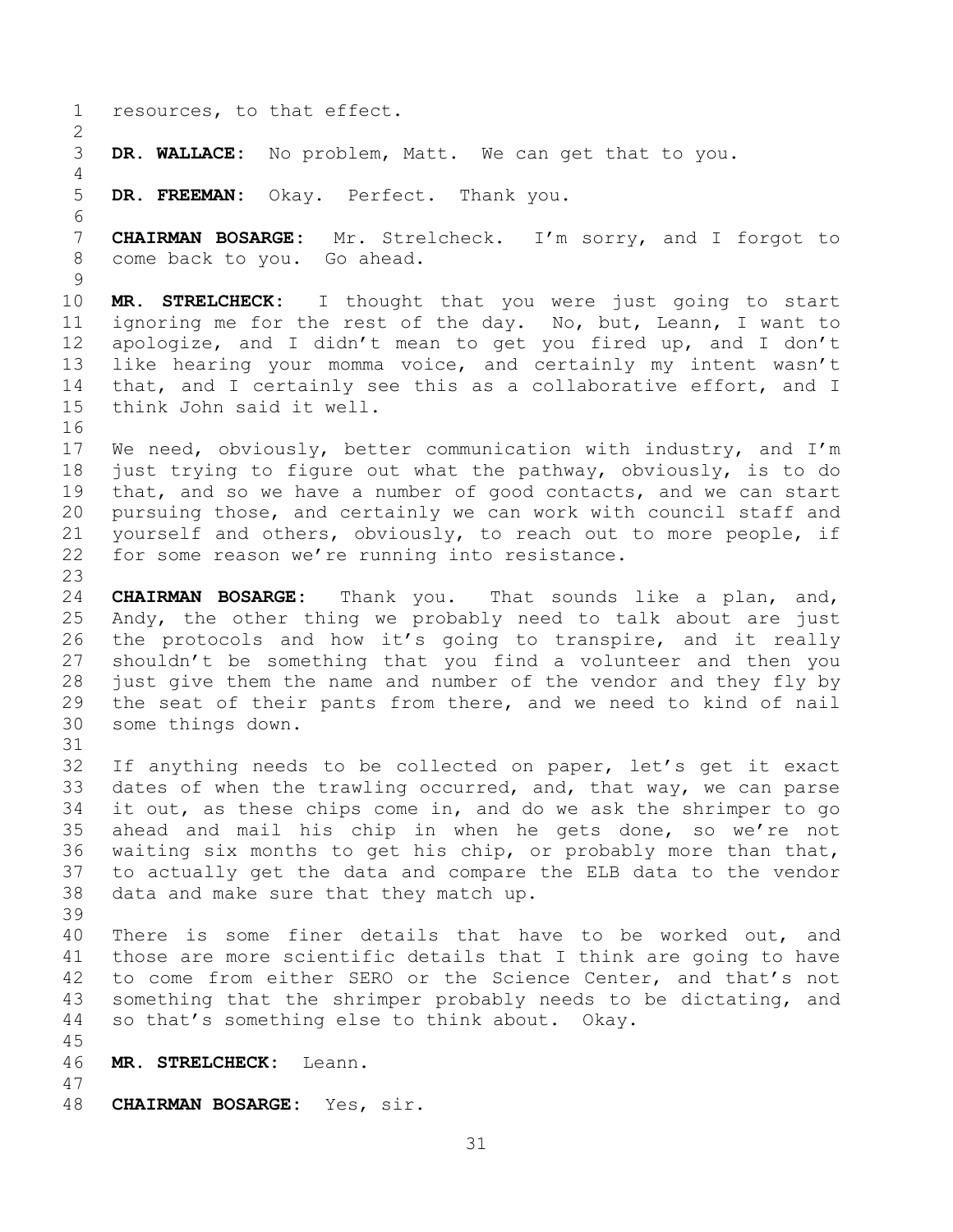resources, to that effect.

**DR. WALLACE:** No problem, Matt. We can get that to you.

**DR. FREEMAN:** Okay. Perfect. Thank you.

**CHAIRMAN BOSARGE:** Mr. Strelcheck. I'm sorry, and I forgot to come back to you. Go ahead.

**MR. STRELCHECK:** I thought that you were just going to start ignoring me for the rest of the day. No, but, Leann, I want to apologize, and I didn't mean to get you fired up, and I don't like hearing your momma voice, and certainly my intent wasn't that, and I certainly see this as a collaborative effort, and I think John said it well.

We need, obviously, better communication with industry, and I'm just trying to figure out what the pathway, obviously, is to do that, and so we have a number of good contacts, and we can start pursuing those, and certainly we can work with council staff and yourself and others, obviously, to reach out to more people, if for some reason we're running into resistance.

**CHAIRMAN BOSARGE:** Thank you. That sounds like a plan, and, Andy, the other thing we probably need to talk about are just the protocols and how it's going to transpire, and it really shouldn't be something that you find a volunteer and then you just give them the name and number of the vendor and they fly by the seat of their pants from there, and we need to kind of nail some things down.

If anything needs to be collected on paper, let's get it exact dates of when the trawling occurred, and, that way, we can parse it out, as these chips come in, and do we ask the shrimper to go ahead and mail his chip in when he gets done, so we're not waiting six months to get his chip, or probably more than that, to actually get the data and compare the ELB data to the vendor data and make sure that they match up.

There is some finer details that have to be worked out, and those are more scientific details that I think are going to have to come from either SERO or the Science Center, and that's not something that the shrimper probably needs to be dictating, and so that's something else to think about. Okay.

**MR. STRELCHECK:** Leann.

**CHAIRMAN BOSARGE:** Yes, sir.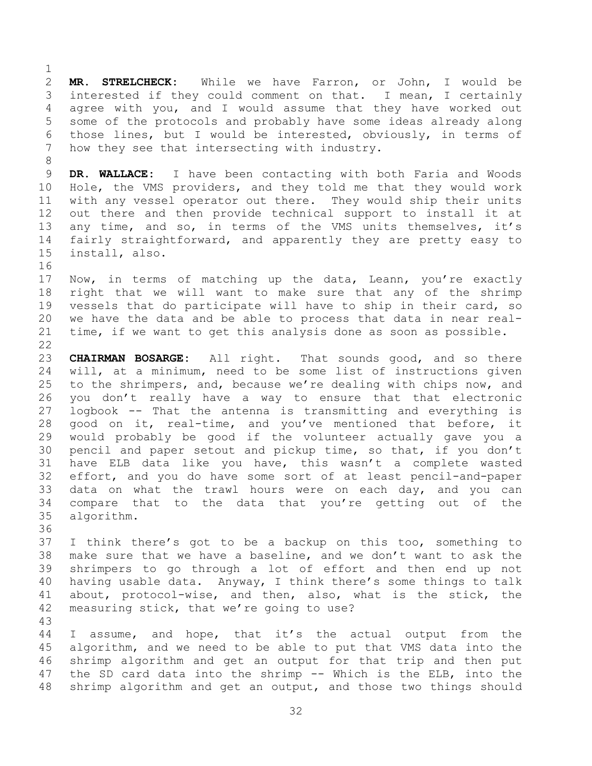**MR. STRELCHECK:** While we have Farron, or John, I would be interested if they could comment on that. I mean, I certainly agree with you, and I would assume that they have worked out some of the protocols and probably have some ideas already along those lines, but I would be interested, obviously, in terms of how they see that intersecting with industry.

**DR. WALLACE:** I have been contacting with both Faria and Woods Hole, the VMS providers, and they told me that they would work with any vessel operator out there. They would ship their units out there and then provide technical support to install it at any time, and so, in terms of the VMS units themselves, it's fairly straightforward, and apparently they are pretty easy to install, also.

Now, in terms of matching up the data, Leann, you're exactly right that we will want to make sure that any of the shrimp vessels that do participate will have to ship in their card, so we have the data and be able to process that data in near real-time, if we want to get this analysis done as soon as possible.

**CHAIRMAN BOSARGE:** All right. That sounds good, and so there will, at a minimum, need to be some list of instructions given to the shrimpers, and, because we're dealing with chips now, and you don't really have a way to ensure that that electronic logbook -- That the antenna is transmitting and everything is good on it, real-time, and you've mentioned that before, it would probably be good if the volunteer actually gave you a pencil and paper setout and pickup time, so that, if you don't have ELB data like you have, this wasn't a complete wasted effort, and you do have some sort of at least pencil-and-paper data on what the trawl hours were on each day, and you can compare that to the data that you're getting out of the algorithm.

I think there's got to be a backup on this too, something to make sure that we have a baseline, and we don't want to ask the shrimpers to go through a lot of effort and then end up not having usable data. Anyway, I think there's some things to talk about, protocol-wise, and then, also, what is the stick, the measuring stick, that we're going to use?

I assume, and hope, that it's the actual output from the algorithm, and we need to be able to put that VMS data into the shrimp algorithm and get an output for that trip and then put the SD card data into the shrimp -- Which is the ELB, into the shrimp algorithm and get an output, and those two things should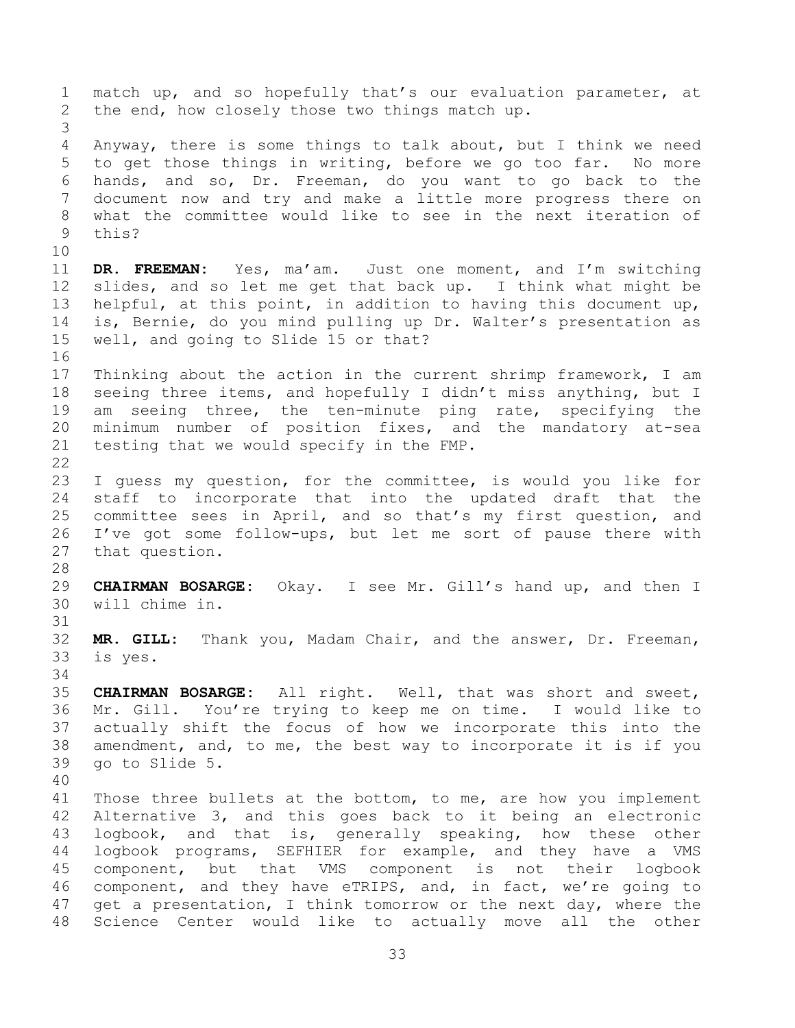match up, and so hopefully that's our evaluation parameter, at the end, how closely those two things match up.

Anyway, there is some things to talk about, but I think we need to get those things in writing, before we go too far. No more hands, and so, Dr. Freeman, do you want to go back to the document now and try and make a little more progress there on what the committee would like to see in the next iteration of this?

**DR. FREEMAN:** Yes, ma'am. Just one moment, and I'm switching slides, and so let me get that back up. I think what might be helpful, at this point, in addition to having this document up, is, Bernie, do you mind pulling up Dr. Walter's presentation as well, and going to Slide 15 or that?

Thinking about the action in the current shrimp framework, I am seeing three items, and hopefully I didn't miss anything, but I am seeing three, the ten-minute ping rate, specifying the minimum number of position fixes, and the mandatory at-sea testing that we would specify in the FMP.

I guess my question, for the committee, is would you like for staff to incorporate that into the updated draft that the committee sees in April, and so that's my first question, and I've got some follow-ups, but let me sort of pause there with that question.

**CHAIRMAN BOSARGE:** Okay. I see Mr. Gill's hand up, and then I will chime in.

**MR. GILL:** Thank you, Madam Chair, and the answer, Dr. Freeman, is yes.

**CHAIRMAN BOSARGE:** All right. Well, that was short and sweet, Mr. Gill. You're trying to keep me on time. I would like to actually shift the focus of how we incorporate this into the amendment, and, to me, the best way to incorporate it is if you go to Slide 5.

Those three bullets at the bottom, to me, are how you implement Alternative 3, and this goes back to it being an electronic logbook, and that is, generally speaking, how these other logbook programs, SEFHIER for example, and they have a VMS component, but that VMS component is not their logbook component, and they have eTRIPS, and, in fact, we're going to get a presentation, I think tomorrow or the next day, where the Science Center would like to actually move all the other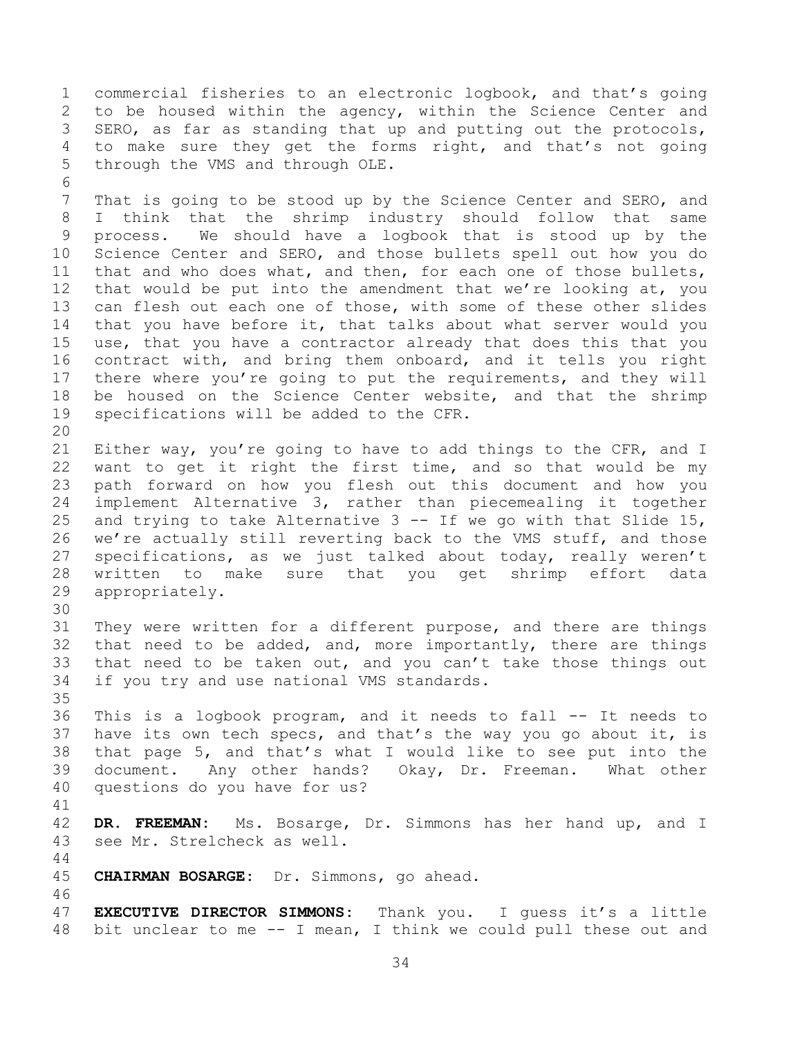commercial fisheries to an electronic logbook, and that's going to be housed within the agency, within the Science Center and SERO, as far as standing that up and putting out the protocols, to make sure they get the forms right, and that's not going through the VMS and through OLE.

That is going to be stood up by the Science Center and SERO, and I think that the shrimp industry should follow that same process. We should have a logbook that is stood up by the Science Center and SERO, and those bullets spell out how you do that and who does what, and then, for each one of those bullets, that would be put into the amendment that we're looking at, you can flesh out each one of those, with some of these other slides that you have before it, that talks about what server would you use, that you have a contractor already that does this that you contract with, and bring them onboard, and it tells you right there where you're going to put the requirements, and they will be housed on the Science Center website, and that the shrimp specifications will be added to the CFR.

Either way, you're going to have to add things to the CFR, and I want to get it right the first time, and so that would be my path forward on how you flesh out this document and how you implement Alternative 3, rather than piecemealing it together and trying to take Alternative 3 -- If we go with that Slide 15, we're actually still reverting back to the VMS stuff, and those specifications, as we just talked about today, really weren't written to make sure that you get shrimp effort data appropriately.

They were written for a different purpose, and there are things that need to be added, and, more importantly, there are things that need to be taken out, and you can't take those things out if you try and use national VMS standards.

This is a logbook program, and it needs to fall -- It needs to have its own tech specs, and that's the way you go about it, is that page 5, and that's what I would like to see put into the document. Any other hands? Okay, Dr. Freeman. What other questions do you have for us?

**DR. FREEMAN:** Ms. Bosarge, Dr. Simmons has her hand up, and I see Mr. Strelcheck as well.

**CHAIRMAN BOSARGE:** Dr. Simmons, go ahead.

**EXECUTIVE DIRECTOR SIMMONS:** Thank you. I guess it's a little bit unclear to me -- I mean, I think we could pull these out and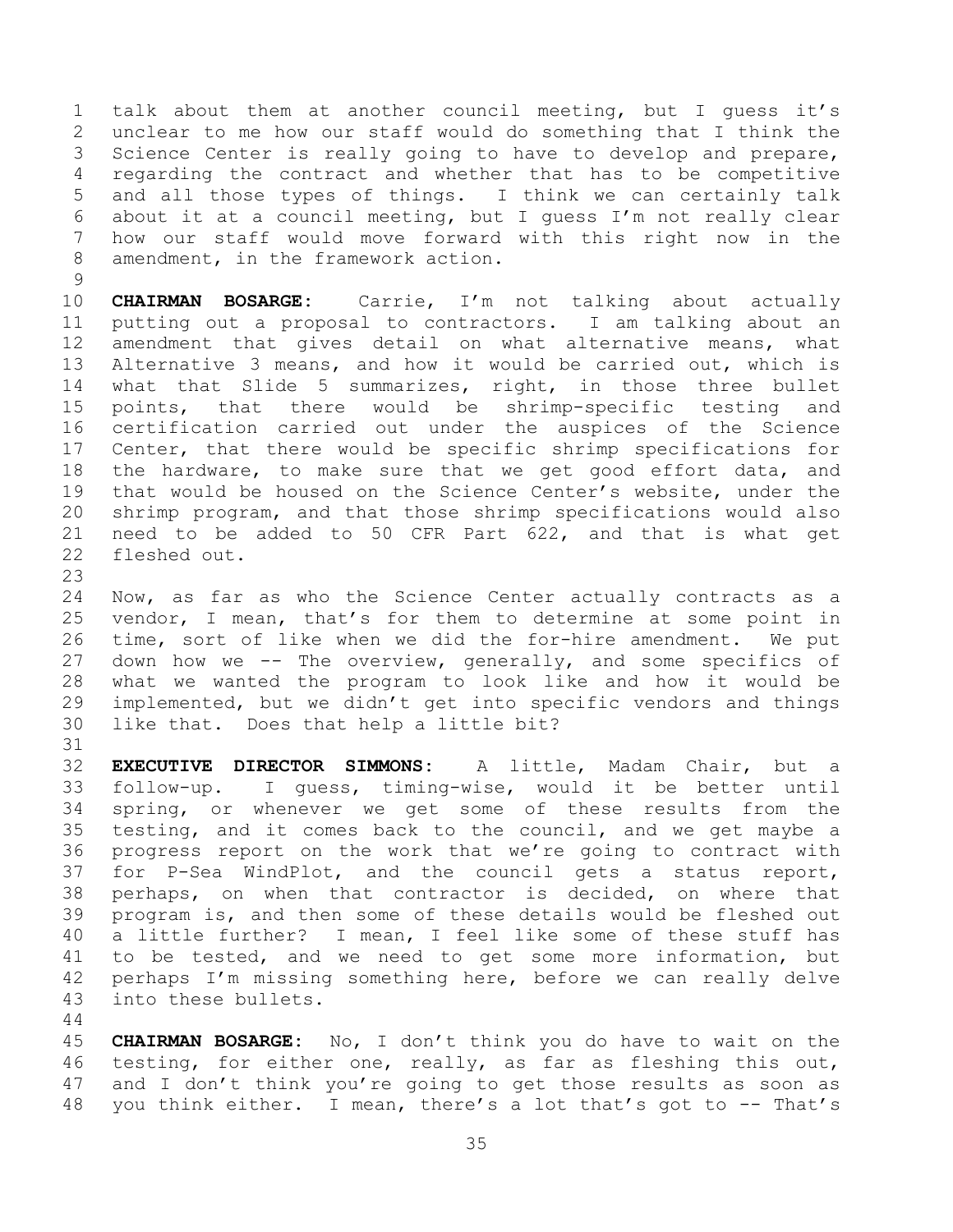talk about them at another council meeting, but I guess it's unclear to me how our staff would do something that I think the Science Center is really going to have to develop and prepare, regarding the contract and whether that has to be competitive and all those types of things. I think we can certainly talk about it at a council meeting, but I guess I'm not really clear how our staff would move forward with this right now in the amendment, in the framework action.

**CHAIRMAN BOSARGE:** Carrie, I'm not talking about actually putting out a proposal to contractors. I am talking about an amendment that gives detail on what alternative means, what Alternative 3 means, and how it would be carried out, which is what that Slide 5 summarizes, right, in those three bullet points, that there would be shrimp-specific testing and certification carried out under the auspices of the Science Center, that there would be specific shrimp specifications for the hardware, to make sure that we get good effort data, and that would be housed on the Science Center's website, under the shrimp program, and that those shrimp specifications would also need to be added to 50 CFR Part 622, and that is what get fleshed out.

Now, as far as who the Science Center actually contracts as a vendor, I mean, that's for them to determine at some point in time, sort of like when we did the for-hire amendment. We put down how we -- The overview, generally, and some specifics of what we wanted the program to look like and how it would be implemented, but we didn't get into specific vendors and things like that. Does that help a little bit?

**EXECUTIVE DIRECTOR SIMMONS:** A little, Madam Chair, but a follow-up. I guess, timing-wise, would it be better until spring, or whenever we get some of these results from the testing, and it comes back to the council, and we get maybe a progress report on the work that we're going to contract with for P-Sea WindPlot, and the council gets a status report, perhaps, on when that contractor is decided, on where that program is, and then some of these details would be fleshed out a little further? I mean, I feel like some of these stuff has to be tested, and we need to get some more information, but perhaps I'm missing something here, before we can really delve into these bullets.

**CHAIRMAN BOSARGE:** No, I don't think you do have to wait on the testing, for either one, really, as far as fleshing this out, and I don't think you're going to get those results as soon as you think either. I mean, there's a lot that's got to -- That's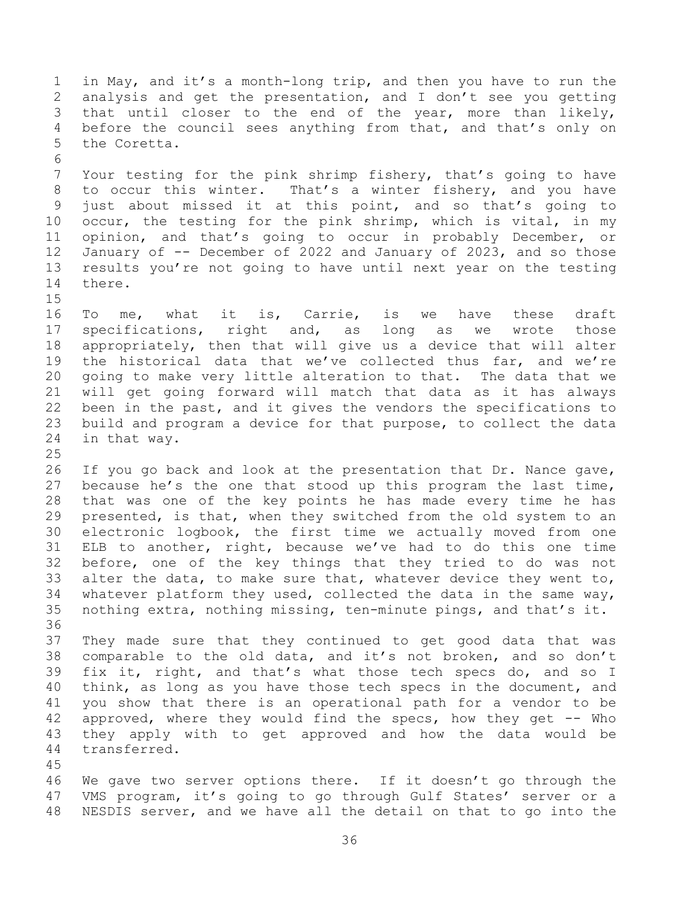in May, and it's a month-long trip, and then you have to run the analysis and get the presentation, and I don't see you getting that until closer to the end of the year, more than likely, before the council sees anything from that, and that's only on the Coretta.

Your testing for the pink shrimp fishery, that's going to have to occur this winter. That's a winter fishery, and you have just about missed it at this point, and so that's going to occur, the testing for the pink shrimp, which is vital, in my opinion, and that's going to occur in probably December, or January of -- December of 2022 and January of 2023, and so those results you're not going to have until next year on the testing there.

To me, what it is, Carrie, is we have these draft specifications, right and, as long as we wrote those appropriately, then that will give us a device that will alter the historical data that we've collected thus far, and we're going to make very little alteration to that. The data that we will get going forward will match that data as it has always been in the past, and it gives the vendors the specifications to build and program a device for that purpose, to collect the data in that way.

If you go back and look at the presentation that Dr. Nance gave, because he's the one that stood up this program the last time, that was one of the key points he has made every time he has presented, is that, when they switched from the old system to an electronic logbook, the first time we actually moved from one ELB to another, right, because we've had to do this one time before, one of the key things that they tried to do was not alter the data, to make sure that, whatever device they went to, whatever platform they used, collected the data in the same way, nothing extra, nothing missing, ten-minute pings, and that's it.

They made sure that they continued to get good data that was comparable to the old data, and it's not broken, and so don't fix it, right, and that's what those tech specs do, and so I think, as long as you have those tech specs in the document, and you show that there is an operational path for a vendor to be approved, where they would find the specs, how they get -- Who they apply with to get approved and how the data would be transferred.

We gave two server options there. If it doesn't go through the VMS program, it's going to go through Gulf States' server or a NESDIS server, and we have all the detail on that to go into the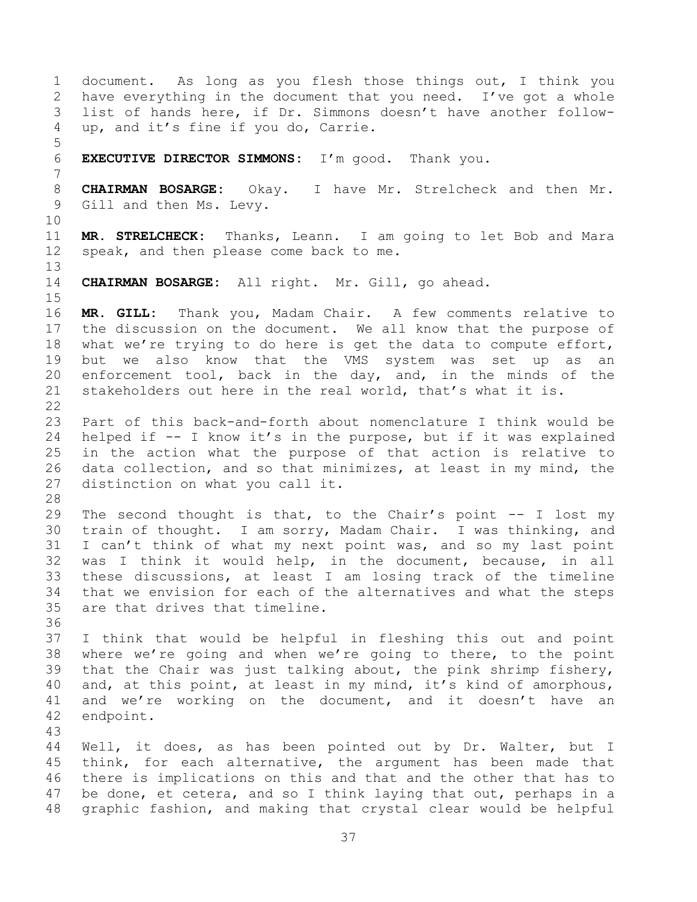document. As long as you flesh those things out, I think you have everything in the document that you need. I've got a whole list of hands here, if Dr. Simmons doesn't have another follow-up, and it's fine if you do, Carrie.

**EXECUTIVE DIRECTOR SIMMONS:** I'm good. Thank you.

**CHAIRMAN BOSARGE:** Okay. I have Mr. Strelcheck and then Mr. Gill and then Ms. Levy.

**MR. STRELCHECK:** Thanks, Leann. I am going to let Bob and Mara speak, and then please come back to me.

**CHAIRMAN BOSARGE:** All right. Mr. Gill, go ahead.

**MR. GILL:** Thank you, Madam Chair. A few comments relative to the discussion on the document. We all know that the purpose of what we're trying to do here is get the data to compute effort, but we also know that the VMS system was set up as an enforcement tool, back in the day, and, in the minds of the stakeholders out here in the real world, that's what it is.

Part of this back-and-forth about nomenclature I think would be helped if -- I know it's in the purpose, but if it was explained in the action what the purpose of that action is relative to data collection, and so that minimizes, at least in my mind, the distinction on what you call it.

The second thought is that, to the Chair's point -- I lost my train of thought. I am sorry, Madam Chair. I was thinking, and I can't think of what my next point was, and so my last point was I think it would help, in the document, because, in all these discussions, at least I am losing track of the timeline that we envision for each of the alternatives and what the steps are that drives that timeline.

I think that would be helpful in fleshing this out and point where we're going and when we're going to there, to the point that the Chair was just talking about, the pink shrimp fishery, and, at this point, at least in my mind, it's kind of amorphous, and we're working on the document, and it doesn't have an endpoint.

Well, it does, as has been pointed out by Dr. Walter, but I think, for each alternative, the argument has been made that there is implications on this and that and the other that has to be done, et cetera, and so I think laying that out, perhaps in a graphic fashion, and making that crystal clear would be helpful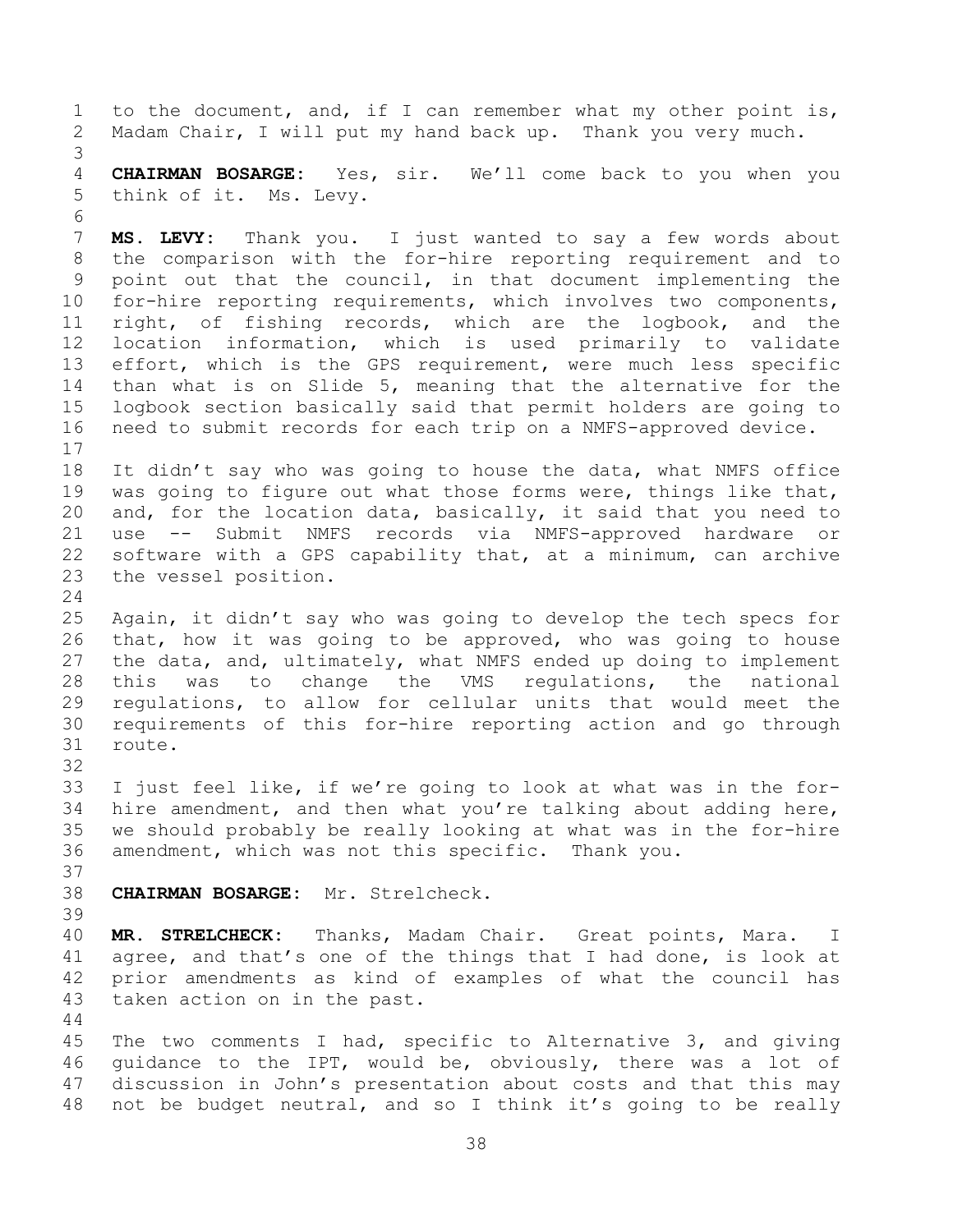to the document, and, if I can remember what my other point is, Madam Chair, I will put my hand back up. Thank you very much.

**CHAIRMAN BOSARGE:** Yes, sir. We'll come back to you when you think of it. Ms. Levy.

**MS. LEVY:** Thank you. I just wanted to say a few words about the comparison with the for-hire reporting requirement and to point out that the council, in that document implementing the for-hire reporting requirements, which involves two components, right, of fishing records, which are the logbook, and the location information, which is used primarily to validate effort, which is the GPS requirement, were much less specific than what is on Slide 5, meaning that the alternative for the logbook section basically said that permit holders are going to need to submit records for each trip on a NMFS-approved device.

It didn't say who was going to house the data, what NMFS office was going to figure out what those forms were, things like that, and, for the location data, basically, it said that you need to use -- Submit NMFS records via NMFS-approved hardware or software with a GPS capability that, at a minimum, can archive the vessel position.

Again, it didn't say who was going to develop the tech specs for that, how it was going to be approved, who was going to house the data, and, ultimately, what NMFS ended up doing to implement this was to change the VMS regulations, the national regulations, to allow for cellular units that would meet the requirements of this for-hire reporting action and go through route.

I just feel like, if we're going to look at what was in the for-hire amendment, and then what you're talking about adding here, we should probably be really looking at what was in the for-hire amendment, which was not this specific. Thank you.

**CHAIRMAN BOSARGE:** Mr. Strelcheck.

**MR. STRELCHECK:** Thanks, Madam Chair. Great points, Mara. I agree, and that's one of the things that I had done, is look at prior amendments as kind of examples of what the council has taken action on in the past.

The two comments I had, specific to Alternative 3, and giving guidance to the IPT, would be, obviously, there was a lot of discussion in John's presentation about costs and that this may not be budget neutral, and so I think it's going to be really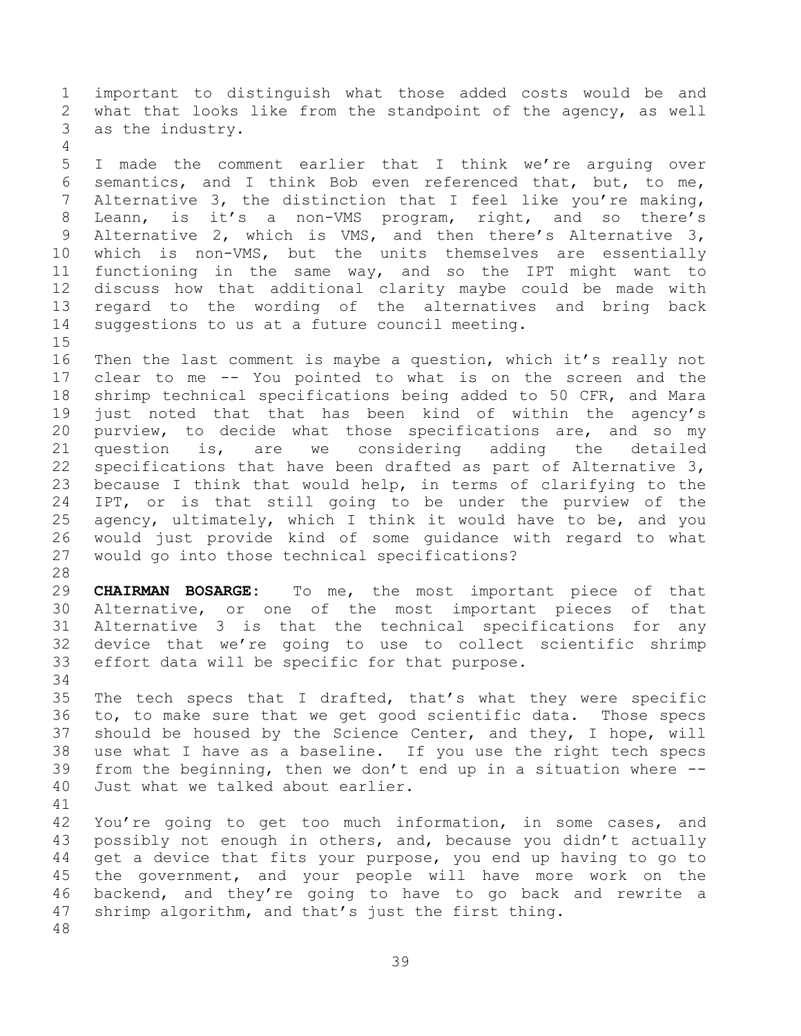important to distinguish what those added costs would be and what that looks like from the standpoint of the agency, as well as the industry.

I made the comment earlier that I think we're arguing over semantics, and I think Bob even referenced that, but, to me, Alternative 3, the distinction that I feel like you're making, Leann, is it's a non-VMS program, right, and so there's Alternative 2, which is VMS, and then there's Alternative 3, which is non-VMS, but the units themselves are essentially functioning in the same way, and so the IPT might want to discuss how that additional clarity maybe could be made with regard to the wording of the alternatives and bring back suggestions to us at a future council meeting.

Then the last comment is maybe a question, which it's really not clear to me -- You pointed to what is on the screen and the shrimp technical specifications being added to 50 CFR, and Mara just noted that that has been kind of within the agency's purview, to decide what those specifications are, and so my question is, are we considering adding the detailed specifications that have been drafted as part of Alternative 3, because I think that would help, in terms of clarifying to the IPT, or is that still going to be under the purview of the agency, ultimately, which I think it would have to be, and you would just provide kind of some guidance with regard to what would go into those technical specifications?

**CHAIRMAN BOSARGE:** To me, the most important piece of that Alternative, or one of the most important pieces of that Alternative 3 is that the technical specifications for any device that we're going to use to collect scientific shrimp effort data will be specific for that purpose.

The tech specs that I drafted, that's what they were specific to, to make sure that we get good scientific data. Those specs should be housed by the Science Center, and they, I hope, will use what I have as a baseline. If you use the right tech specs from the beginning, then we don't end up in a situation where -- Just what we talked about earlier.

You're going to get too much information, in some cases, and possibly not enough in others, and, because you didn't actually get a device that fits your purpose, you end up having to go to the government, and your people will have more work on the backend, and they're going to have to go back and rewrite a shrimp algorithm, and that's just the first thing.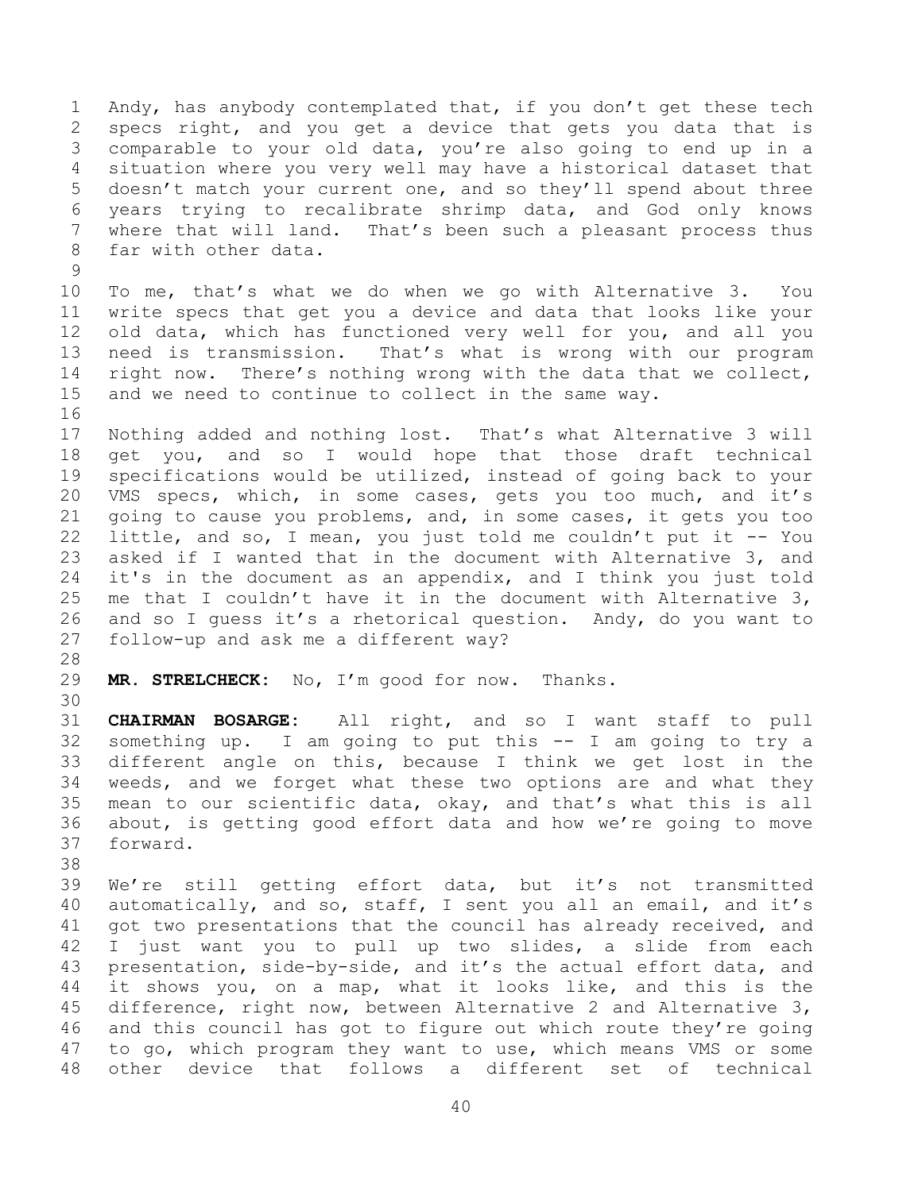Andy, has anybody contemplated that, if you don't get these tech specs right, and you get a device that gets you data that is comparable to your old data, you're also going to end up in a situation where you very well may have a historical dataset that doesn't match your current one, and so they'll spend about three years trying to recalibrate shrimp data, and God only knows where that will land. That's been such a pleasant process thus far with other data.

To me, that's what we do when we go with Alternative 3. You write specs that get you a device and data that looks like your old data, which has functioned very well for you, and all you need is transmission. That's what is wrong with our program right now. There's nothing wrong with the data that we collect, and we need to continue to collect in the same way.

Nothing added and nothing lost. That's what Alternative 3 will get you, and so I would hope that those draft technical specifications would be utilized, instead of going back to your VMS specs, which, in some cases, gets you too much, and it's going to cause you problems, and, in some cases, it gets you too little, and so, I mean, you just told me couldn't put it -- You asked if I wanted that in the document with Alternative 3, and it's in the document as an appendix, and I think you just told me that I couldn't have it in the document with Alternative 3, and so I guess it's a rhetorical question. Andy, do you want to follow-up and ask me a different way?

**MR. STRELCHECK:** No, I'm good for now. Thanks.

**CHAIRMAN BOSARGE:** All right, and so I want staff to pull something up. I am going to put this -- I am going to try a different angle on this, because I think we get lost in the weeds, and we forget what these two options are and what they mean to our scientific data, okay, and that's what this is all about, is getting good effort data and how we're going to move forward.

We're still getting effort data, but it's not transmitted automatically, and so, staff, I sent you all an email, and it's got two presentations that the council has already received, and I just want you to pull up two slides, a slide from each presentation, side-by-side, and it's the actual effort data, and it shows you, on a map, what it looks like, and this is the difference, right now, between Alternative 2 and Alternative 3, and this council has got to figure out which route they're going to go, which program they want to use, which means VMS or some other device that follows a different set of technical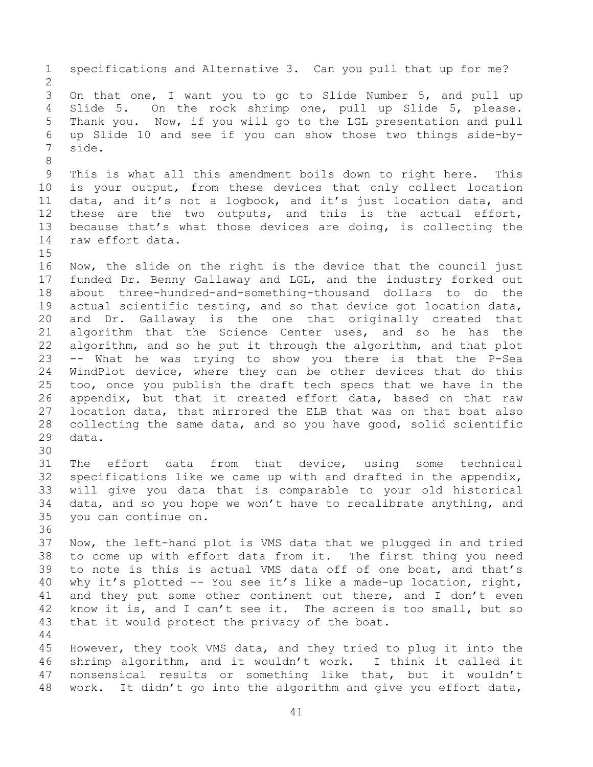specifications and Alternative 3. Can you pull that up for me?

On that one, I want you to go to Slide Number 5, and pull up Slide 5. On the rock shrimp one, pull up Slide 5, please. Thank you. Now, if you will go to the LGL presentation and pull up Slide 10 and see if you can show those two things side-by-side.

This is what all this amendment boils down to right here. This is your output, from these devices that only collect location data, and it's not a logbook, and it's just location data, and these are the two outputs, and this is the actual effort, because that's what those devices are doing, is collecting the raw effort data.

Now, the slide on the right is the device that the council just funded Dr. Benny Gallaway and LGL, and the industry forked out about three-hundred-and-something-thousand dollars to do the actual scientific testing, and so that device got location data, and Dr. Gallaway is the one that originally created that algorithm that the Science Center uses, and so he has the algorithm, and so he put it through the algorithm, and that plot -- What he was trying to show you there is that the P-Sea WindPlot device, where they can be other devices that do this too, once you publish the draft tech specs that we have in the appendix, but that it created effort data, based on that raw location data, that mirrored the ELB that was on that boat also collecting the same data, and so you have good, solid scientific data.

The effort data from that device, using some technical specifications like we came up with and drafted in the appendix, will give you data that is comparable to your old historical data, and so you hope we won't have to recalibrate anything, and you can continue on.

Now, the left-hand plot is VMS data that we plugged in and tried to come up with effort data from it. The first thing you need to note is this is actual VMS data off of one boat, and that's why it's plotted -- You see it's like a made-up location, right, and they put some other continent out there, and I don't even know it is, and I can't see it. The screen is too small, but so that it would protect the privacy of the boat.

However, they took VMS data, and they tried to plug it into the shrimp algorithm, and it wouldn't work. I think it called it nonsensical results or something like that, but it wouldn't work. It didn't go into the algorithm and give you effort data,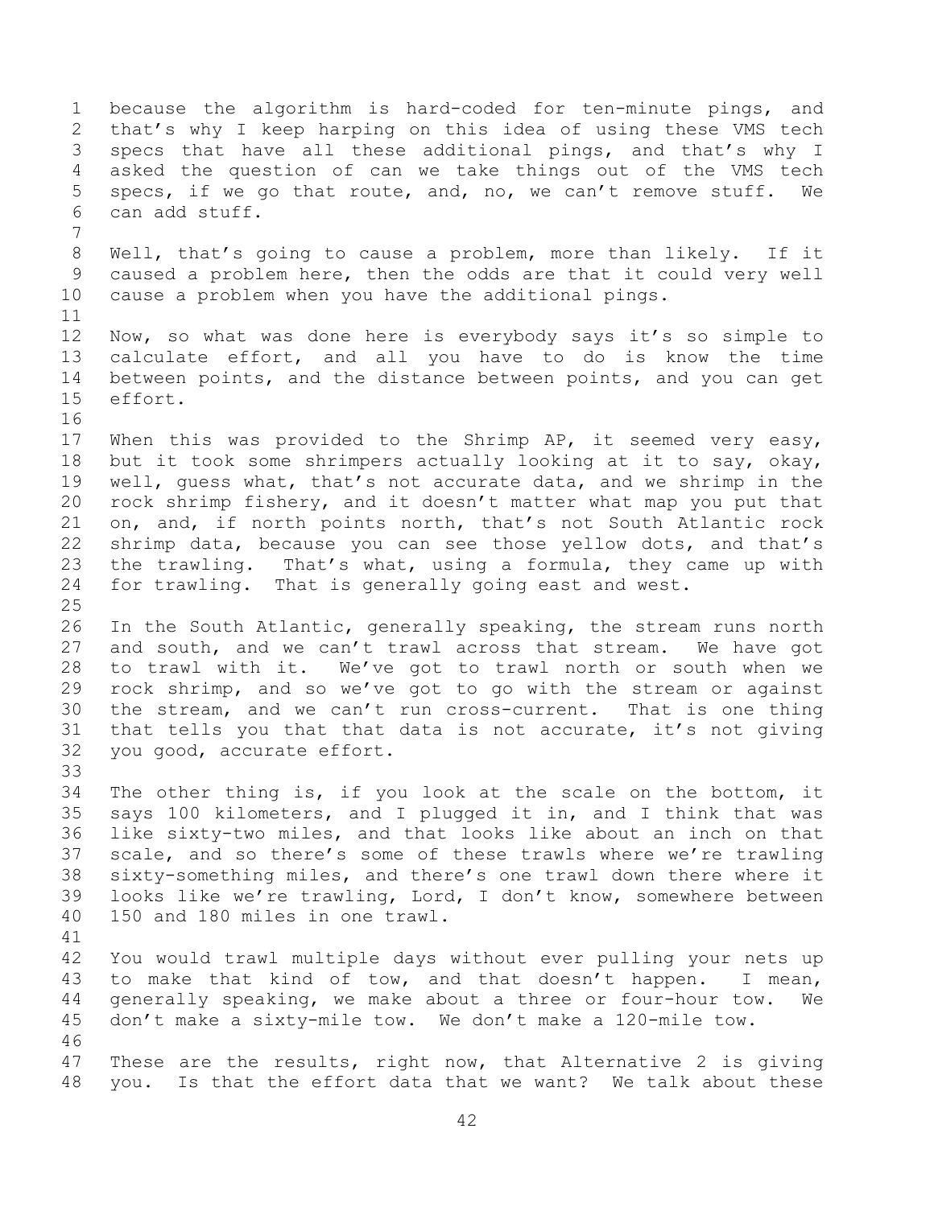because the algorithm is hard-coded for ten-minute pings, and that's why I keep harping on this idea of using these VMS tech specs that have all these additional pings, and that's why I asked the question of can we take things out of the VMS tech specs, if we go that route, and, no, we can't remove stuff. We can add stuff.

Well, that's going to cause a problem, more than likely. If it caused a problem here, then the odds are that it could very well cause a problem when you have the additional pings.

Now, so what was done here is everybody says it's so simple to calculate effort, and all you have to do is know the time between points, and the distance between points, and you can get effort.

When this was provided to the Shrimp AP, it seemed very easy, but it took some shrimpers actually looking at it to say, okay, well, guess what, that's not accurate data, and we shrimp in the rock shrimp fishery, and it doesn't matter what map you put that on, and, if north points north, that's not South Atlantic rock shrimp data, because you can see those yellow dots, and that's the trawling. That's what, using a formula, they came up with for trawling. That is generally going east and west.

In the South Atlantic, generally speaking, the stream runs north and south, and we can't trawl across that stream. We have got to trawl with it. We've got to trawl north or south when we rock shrimp, and so we've got to go with the stream or against the stream, and we can't run cross-current. That is one thing that tells you that that data is not accurate, it's not giving you good, accurate effort.

The other thing is, if you look at the scale on the bottom, it says 100 kilometers, and I plugged it in, and I think that was like sixty-two miles, and that looks like about an inch on that scale, and so there's some of these trawls where we're trawling sixty-something miles, and there's one trawl down there where it looks like we're trawling, Lord, I don't know, somewhere between 150 and 180 miles in one trawl.

You would trawl multiple days without ever pulling your nets up to make that kind of tow, and that doesn't happen. I mean, generally speaking, we make about a three or four-hour tow. We don't make a sixty-mile tow. We don't make a 120-mile tow.

These are the results, right now, that Alternative 2 is giving you. Is that the effort data that we want? We talk about these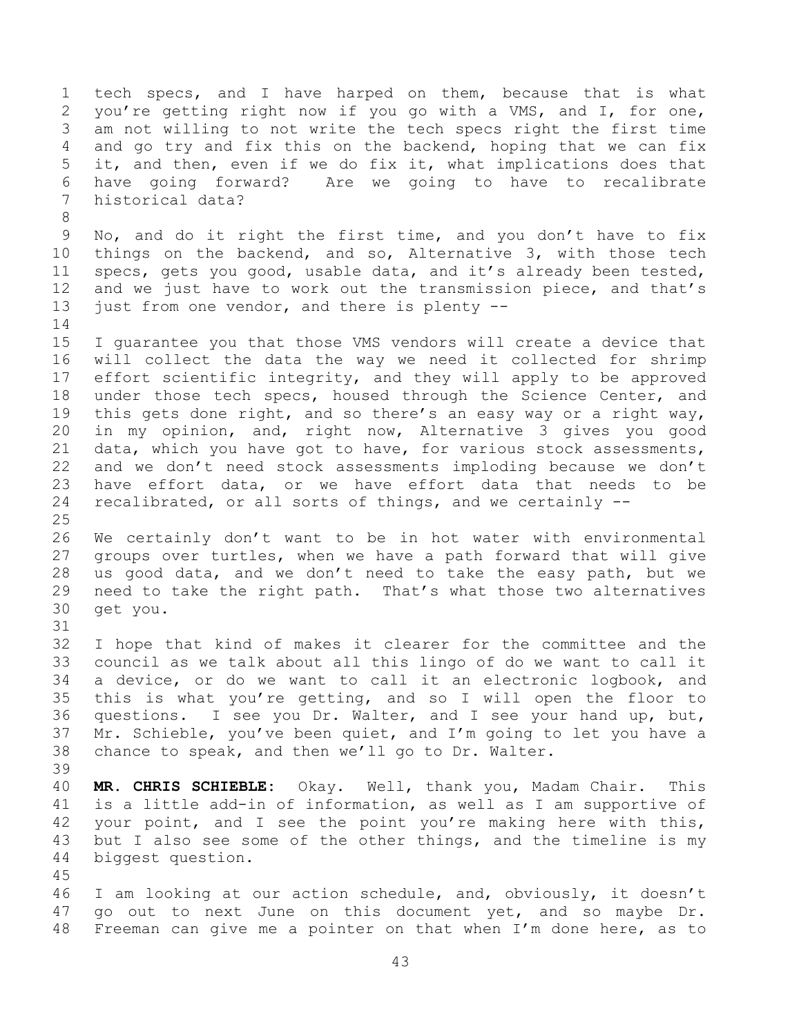tech specs, and I have harped on them, because that is what you're getting right now if you go with a VMS, and I, for one, am not willing to not write the tech specs right the first time and go try and fix this on the backend, hoping that we can fix it, and then, even if we do fix it, what implications does that have going forward? Are we going to have to recalibrate historical data?

No, and do it right the first time, and you don't have to fix things on the backend, and so, Alternative 3, with those tech specs, gets you good, usable data, and it's already been tested, and we just have to work out the transmission piece, and that's just from one vendor, and there is plenty --

I guarantee you that those VMS vendors will create a device that will collect the data the way we need it collected for shrimp effort scientific integrity, and they will apply to be approved under those tech specs, housed through the Science Center, and this gets done right, and so there's an easy way or a right way, in my opinion, and, right now, Alternative 3 gives you good data, which you have got to have, for various stock assessments, and we don't need stock assessments imploding because we don't have effort data, or we have effort data that needs to be recalibrated, or all sorts of things, and we certainly --

We certainly don't want to be in hot water with environmental groups over turtles, when we have a path forward that will give us good data, and we don't need to take the easy path, but we need to take the right path. That's what those two alternatives get you.

I hope that kind of makes it clearer for the committee and the council as we talk about all this lingo of do we want to call it a device, or do we want to call it an electronic logbook, and this is what you're getting, and so I will open the floor to questions. I see you Dr. Walter, and I see your hand up, but, Mr. Schieble, you've been quiet, and I'm going to let you have a chance to speak, and then we'll go to Dr. Walter.

**MR. CHRIS SCHIEBLE:** Okay. Well, thank you, Madam Chair. This is a little add-in of information, as well as I am supportive of your point, and I see the point you're making here with this, but I also see some of the other things, and the timeline is my biggest question.

I am looking at our action schedule, and, obviously, it doesn't go out to next June on this document yet, and so maybe Dr. Freeman can give me a pointer on that when I'm done here, as to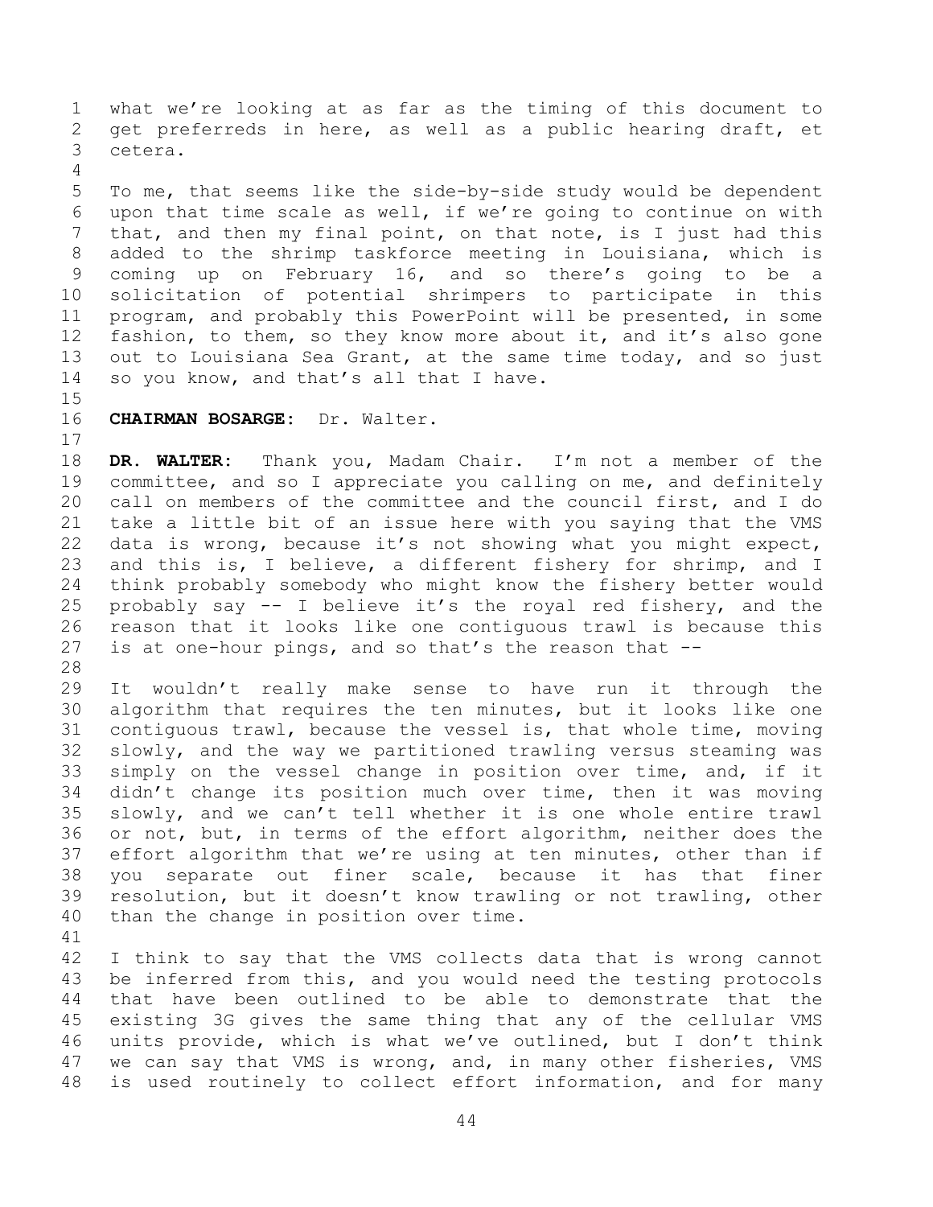what we're looking at as far as the timing of this document to get preferreds in here, as well as a public hearing draft, et cetera.

To me, that seems like the side-by-side study would be dependent upon that time scale as well, if we're going to continue on with that, and then my final point, on that note, is I just had this added to the shrimp taskforce meeting in Louisiana, which is coming up on February 16, and so there's going to be a solicitation of potential shrimpers to participate in this program, and probably this PowerPoint will be presented, in some fashion, to them, so they know more about it, and it's also gone out to Louisiana Sea Grant, at the same time today, and so just so you know, and that's all that I have.

**CHAIRMAN BOSARGE:** Dr. Walter.

**DR. WALTER:** Thank you, Madam Chair. I'm not a member of the committee, and so I appreciate you calling on me, and definitely call on members of the committee and the council first, and I do take a little bit of an issue here with you saying that the VMS data is wrong, because it's not showing what you might expect, and this is, I believe, a different fishery for shrimp, and I think probably somebody who might know the fishery better would probably say -- I believe it's the royal red fishery, and the reason that it looks like one contiguous trawl is because this is at one-hour pings, and so that's the reason that --

It wouldn't really make sense to have run it through the algorithm that requires the ten minutes, but it looks like one contiguous trawl, because the vessel is, that whole time, moving slowly, and the way we partitioned trawling versus steaming was simply on the vessel change in position over time, and, if it didn't change its position much over time, then it was moving slowly, and we can't tell whether it is one whole entire trawl or not, but, in terms of the effort algorithm, neither does the effort algorithm that we're using at ten minutes, other than if you separate out finer scale, because it has that finer resolution, but it doesn't know trawling or not trawling, other than the change in position over time.

I think to say that the VMS collects data that is wrong cannot be inferred from this, and you would need the testing protocols that have been outlined to be able to demonstrate that the existing 3G gives the same thing that any of the cellular VMS units provide, which is what we've outlined, but I don't think we can say that VMS is wrong, and, in many other fisheries, VMS is used routinely to collect effort information, and for many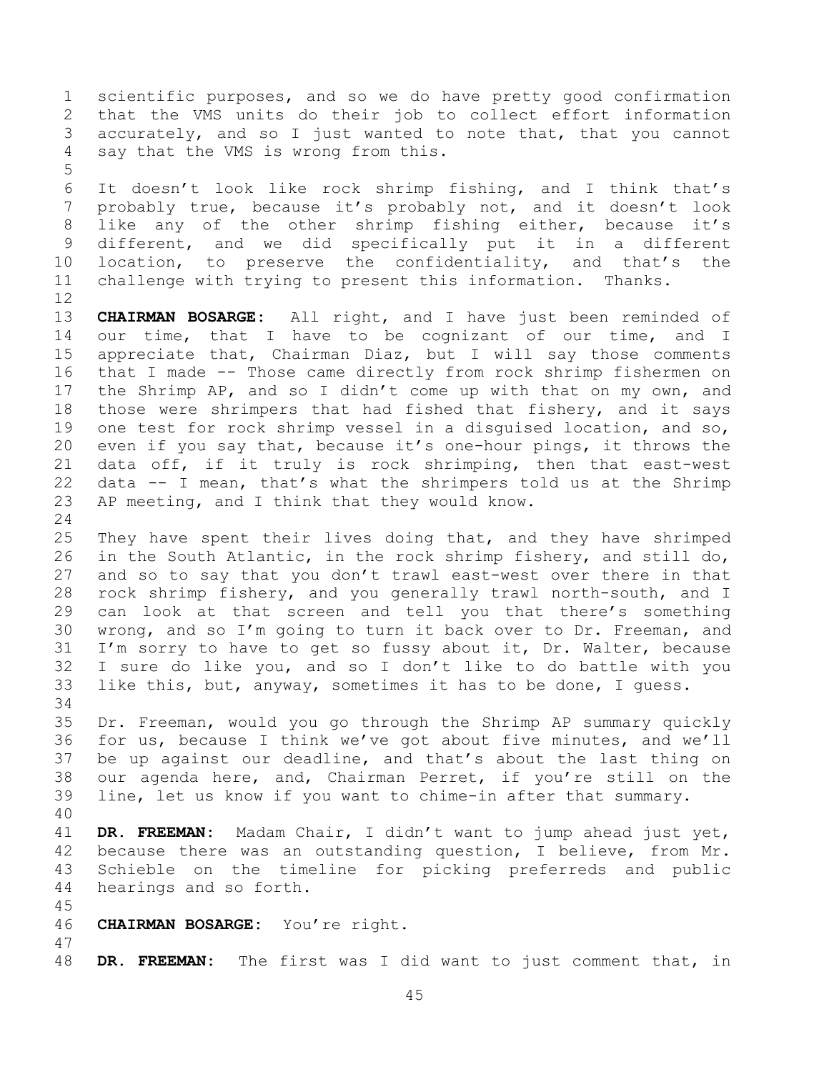scientific purposes, and so we do have pretty good confirmation that the VMS units do their job to collect effort information accurately, and so I just wanted to note that, that you cannot say that the VMS is wrong from this.

It doesn't look like rock shrimp fishing, and I think that's probably true, because it's probably not, and it doesn't look like any of the other shrimp fishing either, because it's different, and we did specifically put it in a different location, to preserve the confidentiality, and that's the challenge with trying to present this information. Thanks.

**CHAIRMAN BOSARGE:** All right, and I have just been reminded of our time, that I have to be cognizant of our time, and I appreciate that, Chairman Diaz, but I will say those comments that I made -- Those came directly from rock shrimp fishermen on the Shrimp AP, and so I didn't come up with that on my own, and those were shrimpers that had fished that fishery, and it says one test for rock shrimp vessel in a disguised location, and so, even if you say that, because it's one-hour pings, it throws the data off, if it truly is rock shrimping, then that east-west data -- I mean, that's what the shrimpers told us at the Shrimp AP meeting, and I think that they would know.

They have spent their lives doing that, and they have shrimped in the South Atlantic, in the rock shrimp fishery, and still do, and so to say that you don't trawl east-west over there in that rock shrimp fishery, and you generally trawl north-south, and I can look at that screen and tell you that there's something wrong, and so I'm going to turn it back over to Dr. Freeman, and I'm sorry to have to get so fussy about it, Dr. Walter, because I sure do like you, and so I don't like to do battle with you like this, but, anyway, sometimes it has to be done, I guess.

Dr. Freeman, would you go through the Shrimp AP summary quickly for us, because I think we've got about five minutes, and we'll be up against our deadline, and that's about the last thing on our agenda here, and, Chairman Perret, if you're still on the line, let us know if you want to chime-in after that summary.

**DR. FREEMAN:** Madam Chair, I didn't want to jump ahead just yet, because there was an outstanding question, I believe, from Mr. Schieble on the timeline for picking preferreds and public hearings and so forth.

**CHAIRMAN BOSARGE:** You're right.

**DR. FREEMAN:** The first was I did want to just comment that, in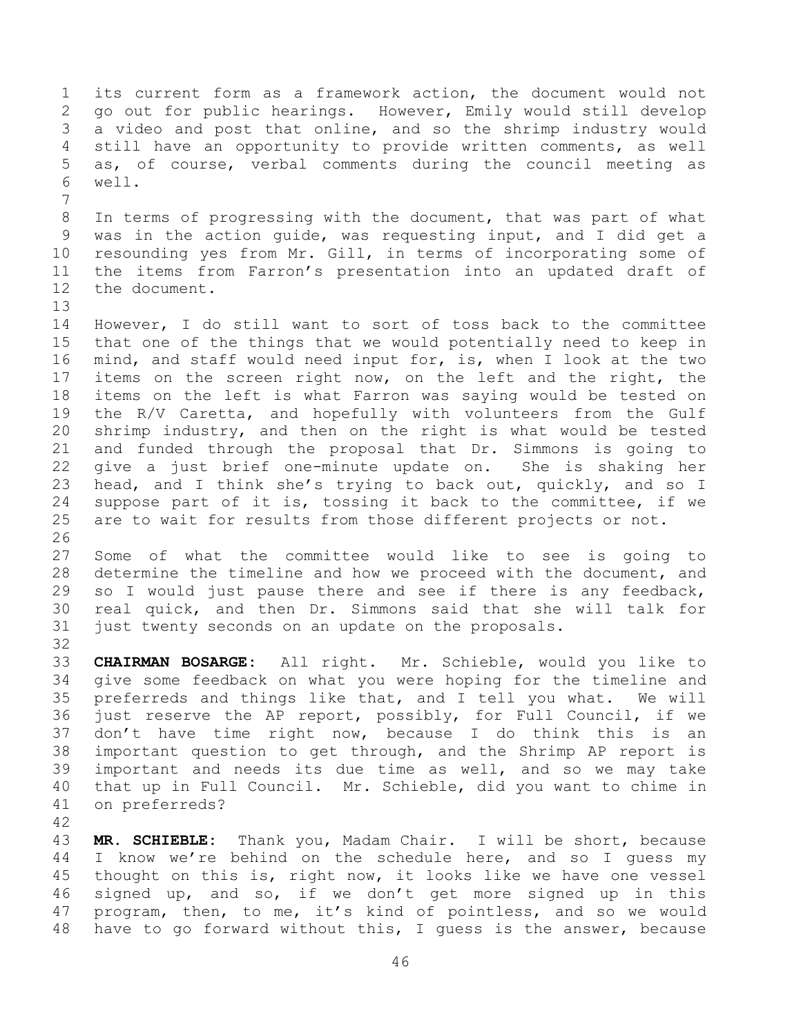its current form as a framework action, the document would not go out for public hearings. However, Emily would still develop a video and post that online, and so the shrimp industry would still have an opportunity to provide written comments, as well as, of course, verbal comments during the council meeting as well.

In terms of progressing with the document, that was part of what was in the action guide, was requesting input, and I did get a resounding yes from Mr. Gill, in terms of incorporating some of the items from Farron's presentation into an updated draft of the document.

However, I do still want to sort of toss back to the committee that one of the things that we would potentially need to keep in mind, and staff would need input for, is, when I look at the two items on the screen right now, on the left and the right, the items on the left is what Farron was saying would be tested on the R/V Caretta, and hopefully with volunteers from the Gulf shrimp industry, and then on the right is what would be tested and funded through the proposal that Dr. Simmons is going to give a just brief one-minute update on. She is shaking her head, and I think she's trying to back out, quickly, and so I suppose part of it is, tossing it back to the committee, if we are to wait for results from those different projects or not.

Some of what the committee would like to see is going to determine the timeline and how we proceed with the document, and so I would just pause there and see if there is any feedback, real quick, and then Dr. Simmons said that she will talk for just twenty seconds on an update on the proposals.

**CHAIRMAN BOSARGE:** All right. Mr. Schieble, would you like to give some feedback on what you were hoping for the timeline and preferreds and things like that, and I tell you what. We will just reserve the AP report, possibly, for Full Council, if we don't have time right now, because I do think this is an important question to get through, and the Shrimp AP report is important and needs its due time as well, and so we may take that up in Full Council. Mr. Schieble, did you want to chime in on preferreds?

**MR. SCHIEBLE:** Thank you, Madam Chair. I will be short, because I know we're behind on the schedule here, and so I guess my thought on this is, right now, it looks like we have one vessel signed up, and so, if we don't get more signed up in this program, then, to me, it's kind of pointless, and so we would have to go forward without this, I guess is the answer, because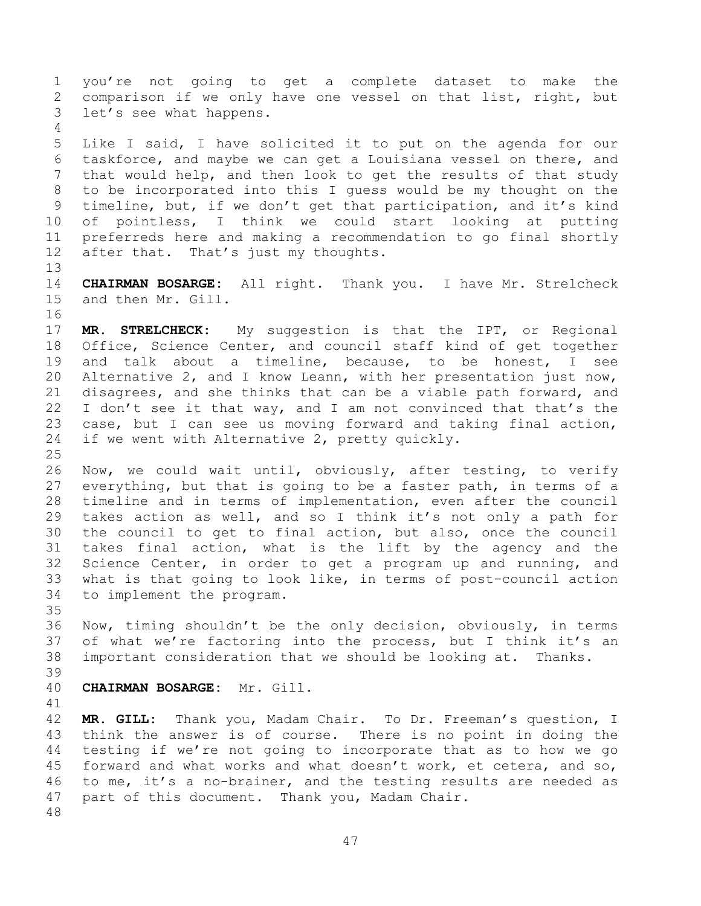you're not going to get a complete dataset to make the comparison if we only have one vessel on that list, right, but let's see what happens.

Like I said, I have solicited it to put on the agenda for our taskforce, and maybe we can get a Louisiana vessel on there, and that would help, and then look to get the results of that study to be incorporated into this I guess would be my thought on the timeline, but, if we don't get that participation, and it's kind of pointless, I think we could start looking at putting preferreds here and making a recommendation to go final shortly after that. That's just my thoughts.

**CHAIRMAN BOSARGE:** All right. Thank you. I have Mr. Strelcheck and then Mr. Gill.

**MR. STRELCHECK:** My suggestion is that the IPT, or Regional Office, Science Center, and council staff kind of get together and talk about a timeline, because, to be honest, I see Alternative 2, and I know Leann, with her presentation just now, disagrees, and she thinks that can be a viable path forward, and I don't see it that way, and I am not convinced that that's the case, but I can see us moving forward and taking final action, if we went with Alternative 2, pretty quickly.

Now, we could wait until, obviously, after testing, to verify everything, but that is going to be a faster path, in terms of a timeline and in terms of implementation, even after the council takes action as well, and so I think it's not only a path for the council to get to final action, but also, once the council takes final action, what is the lift by the agency and the Science Center, in order to get a program up and running, and what is that going to look like, in terms of post-council action to implement the program.

Now, timing shouldn't be the only decision, obviously, in terms of what we're factoring into the process, but I think it's an important consideration that we should be looking at. Thanks.

**CHAIRMAN BOSARGE:** Mr. Gill.

**MR. GILL:** Thank you, Madam Chair. To Dr. Freeman's question, I think the answer is of course. There is no point in doing the testing if we're not going to incorporate that as to how we go forward and what works and what doesn't work, et cetera, and so, to me, it's a no-brainer, and the testing results are needed as part of this document. Thank you, Madam Chair.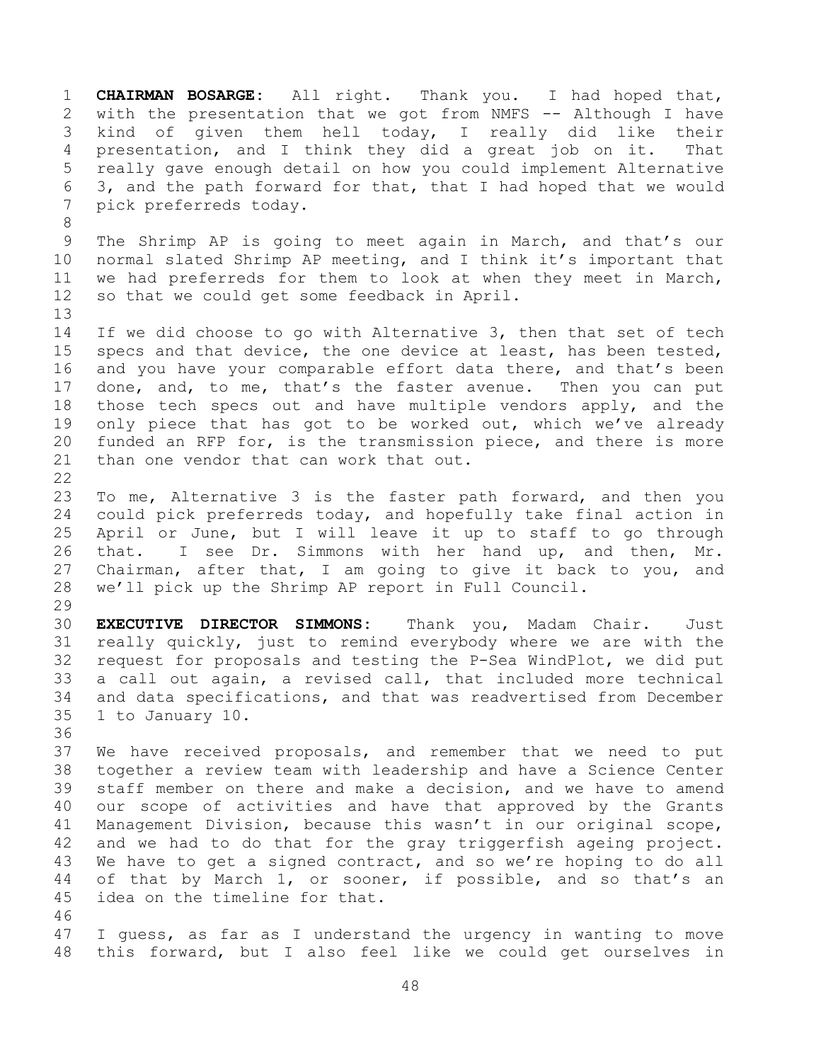**CHAIRMAN BOSARGE:** All right. Thank you. I had hoped that, with the presentation that we got from NMFS -- Although I have kind of given them hell today, I really did like their presentation, and I think they did a great job on it. That really gave enough detail on how you could implement Alternative 3, and the path forward for that, that I had hoped that we would pick preferreds today.

The Shrimp AP is going to meet again in March, and that's our normal slated Shrimp AP meeting, and I think it's important that we had preferreds for them to look at when they meet in March, so that we could get some feedback in April.

If we did choose to go with Alternative 3, then that set of tech specs and that device, the one device at least, has been tested, and you have your comparable effort data there, and that's been done, and, to me, that's the faster avenue. Then you can put those tech specs out and have multiple vendors apply, and the only piece that has got to be worked out, which we've already funded an RFP for, is the transmission piece, and there is more than one vendor that can work that out.

To me, Alternative 3 is the faster path forward, and then you could pick preferreds today, and hopefully take final action in April or June, but I will leave it up to staff to go through that. I see Dr. Simmons with her hand up, and then, Mr. Chairman, after that, I am going to give it back to you, and we'll pick up the Shrimp AP report in Full Council.

**EXECUTIVE DIRECTOR SIMMONS:** Thank you, Madam Chair. Just really quickly, just to remind everybody where we are with the request for proposals and testing the P-Sea WindPlot, we did put a call out again, a revised call, that included more technical and data specifications, and that was readvertised from December 1 to January 10.

We have received proposals, and remember that we need to put together a review team with leadership and have a Science Center staff member on there and make a decision, and we have to amend our scope of activities and have that approved by the Grants Management Division, because this wasn't in our original scope, and we had to do that for the gray triggerfish ageing project. We have to get a signed contract, and so we're hoping to do all of that by March 1, or sooner, if possible, and so that's an idea on the timeline for that.

I guess, as far as I understand the urgency in wanting to move this forward, but I also feel like we could get ourselves in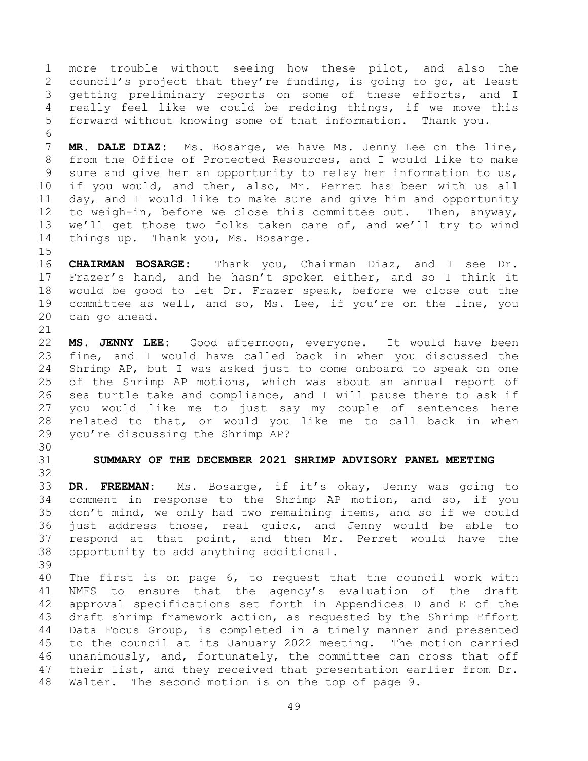more trouble without seeing how these pilot, and also the council's project that they're funding, is going to go, at least getting preliminary reports on some of these efforts, and I really feel like we could be redoing things, if we move this forward without knowing some of that information. Thank you.

**MR. DALE DIAZ:** Ms. Bosarge, we have Ms. Jenny Lee on the line, from the Office of Protected Resources, and I would like to make sure and give her an opportunity to relay her information to us, if you would, and then, also, Mr. Perret has been with us all day, and I would like to make sure and give him and opportunity to weigh-in, before we close this committee out. Then, anyway, we'll get those two folks taken care of, and we'll try to wind things up. Thank you, Ms. Bosarge.

**CHAIRMAN BOSARGE:** Thank you, Chairman Diaz, and I see Dr. Frazer's hand, and he hasn't spoken either, and so I think it would be good to let Dr. Frazer speak, before we close out the committee as well, and so, Ms. Lee, if you're on the line, you can go ahead.

**MS. JENNY LEE:** Good afternoon, everyone. It would have been fine, and I would have called back in when you discussed the Shrimp AP, but I was asked just to come onboard to speak on one of the Shrimp AP motions, which was about an annual report of sea turtle take and compliance, and I will pause there to ask if you would like me to just say my couple of sentences here related to that, or would you like me to call back in when you're discussing the Shrimp AP?

## SUMMARY OF THE DECEMBER 2021 SHRIMP ADVISORY PANEL MEETING

**DR. FREEMAN:** Ms. Bosarge, if it's okay, Jenny was going to comment in response to the Shrimp AP motion, and so, if you don't mind, we only had two remaining items, and so if we could just address those, real quick, and Jenny would be able to respond at that point, and then Mr. Perret would have the opportunity to add anything additional.

The first is on page 6, to request that the council work with NMFS to ensure that the agency's evaluation of the draft approval specifications set forth in Appendices D and E of the draft shrimp framework action, as requested by the Shrimp Effort Data Focus Group, is completed in a timely manner and presented to the council at its January 2022 meeting. The motion carried unanimously, and, fortunately, the committee can cross that off their list, and they received that presentation earlier from Dr. Walter. The second motion is on the top of page 9.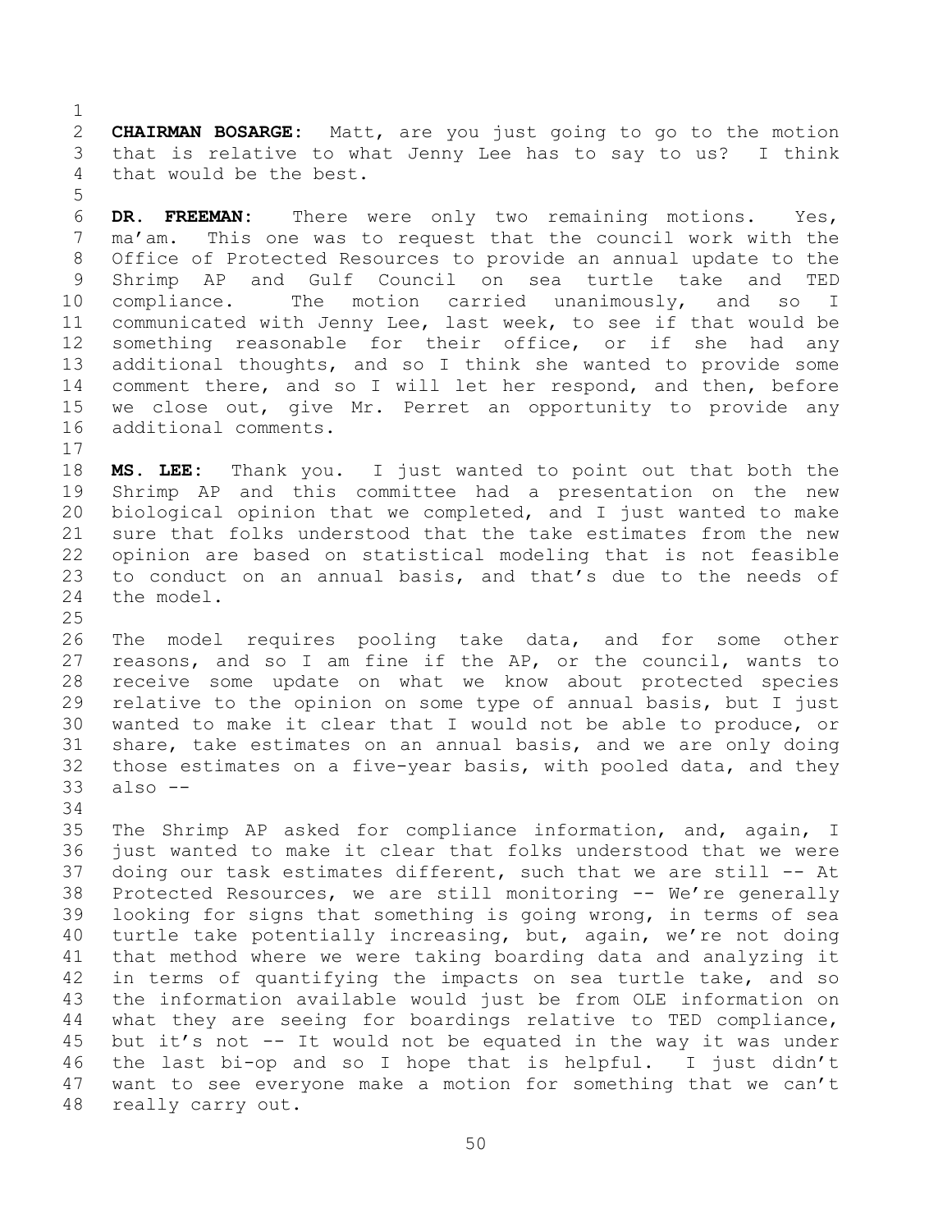**CHAIRMAN BOSARGE:** Matt, are you just going to go to the motion that is relative to what Jenny Lee has to say to us? I think that would be the best.

**DR. FREEMAN:** There were only two remaining motions. Yes, ma'am. This one was to request that the council work with the Office of Protected Resources to provide an annual update to the Shrimp AP and Gulf Council on sea turtle take and TED compliance. The motion carried unanimously, and so I communicated with Jenny Lee, last week, to see if that would be something reasonable for their office, or if she had any additional thoughts, and so I think she wanted to provide some comment there, and so I will let her respond, and then, before we close out, give Mr. Perret an opportunity to provide any additional comments.

**MS. LEE:** Thank you. I just wanted to point out that both the Shrimp AP and this committee had a presentation on the new biological opinion that we completed, and I just wanted to make sure that folks understood that the take estimates from the new opinion are based on statistical modeling that is not feasible to conduct on an annual basis, and that's due to the needs of the model.

The model requires pooling take data, and for some other reasons, and so I am fine if the AP, or the council, wants to receive some update on what we know about protected species relative to the opinion on some type of annual basis, but I just wanted to make it clear that I would not be able to produce, or share, take estimates on an annual basis, and we are only doing those estimates on a five-year basis, with pooled data, and they also --

The Shrimp AP asked for compliance information, and, again, I just wanted to make it clear that folks understood that we were doing our task estimates different, such that we are still -- At Protected Resources, we are still monitoring -- We're generally looking for signs that something is going wrong, in terms of sea turtle take potentially increasing, but, again, we're not doing that method where we were taking boarding data and analyzing it in terms of quantifying the impacts on sea turtle take, and so the information available would just be from OLE information on what they are seeing for boardings relative to TED compliance, but it's not -- It would not be equated in the way it was under the last bi-op and so I hope that is helpful. I just didn't want to see everyone make a motion for something that we can't really carry out.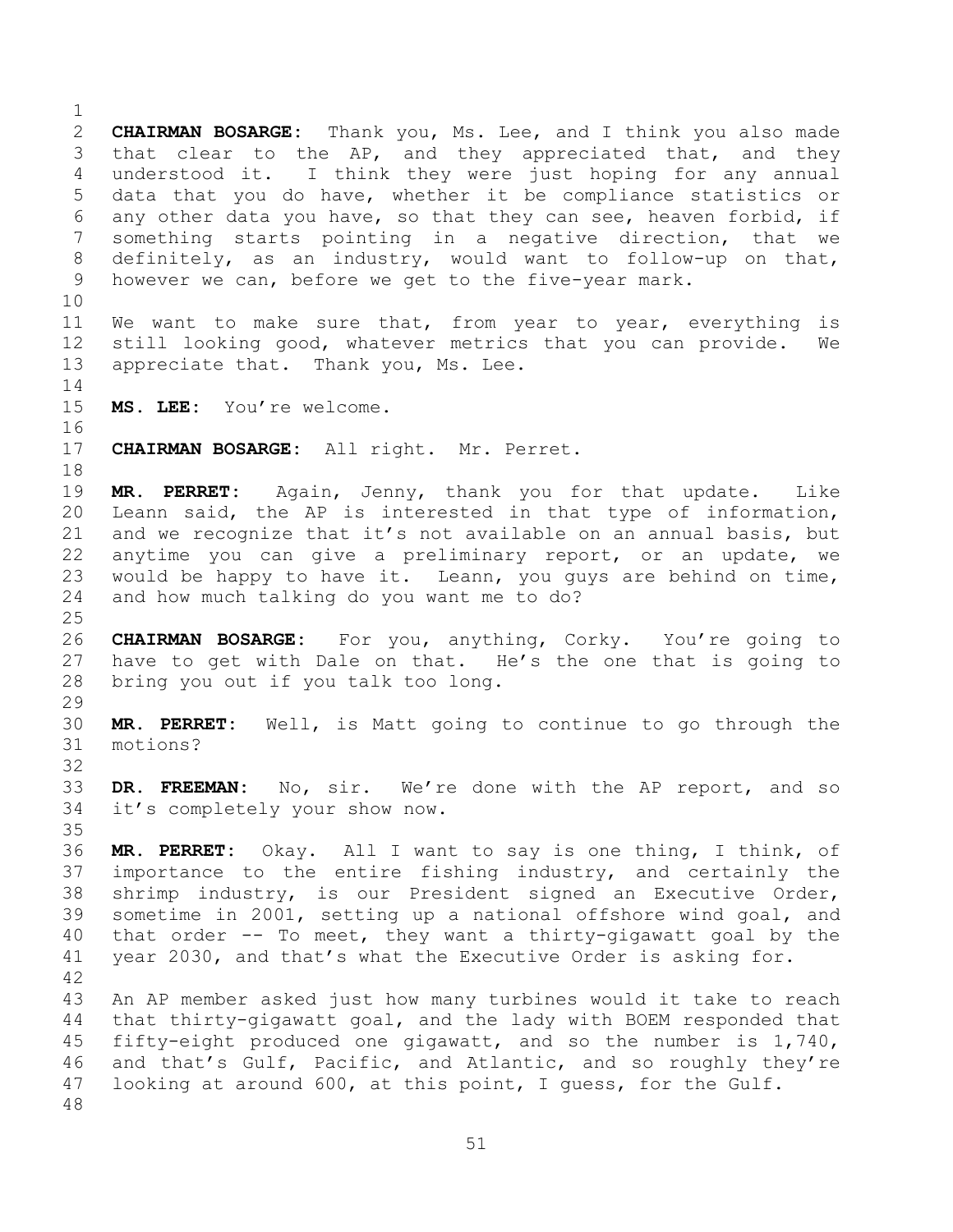**CHAIRMAN BOSARGE:** Thank you, Ms. Lee, and I think you also made that clear to the AP, and they appreciated that, and they understood it. I think they were just hoping for any annual data that you do have, whether it be compliance statistics or any other data you have, so that they can see, heaven forbid, if something starts pointing in a negative direction, that we definitely, as an industry, would want to follow-up on that, however we can, before we get to the five-year mark.

We want to make sure that, from year to year, everything is still looking good, whatever metrics that you can provide. We appreciate that. Thank you, Ms. Lee.

**MS. LEE:** You're welcome.

**CHAIRMAN BOSARGE:** All right. Mr. Perret.

**MR. PERRET:** Again, Jenny, thank you for that update. Like Leann said, the AP is interested in that type of information, and we recognize that it's not available on an annual basis, but anytime you can give a preliminary report, or an update, we would be happy to have it. Leann, you guys are behind on time, and how much talking do you want me to do?

**CHAIRMAN BOSARGE:** For you, anything, Corky. You're going to have to get with Dale on that. He's the one that is going to bring you out if you talk too long.

**MR. PERRET:** Well, is Matt going to continue to go through the motions?

**DR. FREEMAN:** No, sir. We're done with the AP report, and so it's completely your show now.

**MR. PERRET:** Okay. All I want to say is one thing, I think, of importance to the entire fishing industry, and certainly the shrimp industry, is our President signed an Executive Order, sometime in 2001, setting up a national offshore wind goal, and that order -- To meet, they want a thirty-gigawatt goal by the year 2030, and that's what the Executive Order is asking for.

An AP member asked just how many turbines would it take to reach that thirty-gigawatt goal, and the lady with BOEM responded that fifty-eight produced one gigawatt, and so the number is 1,740, and that's Gulf, Pacific, and Atlantic, and so roughly they're looking at around 600, at this point, I guess, for the Gulf.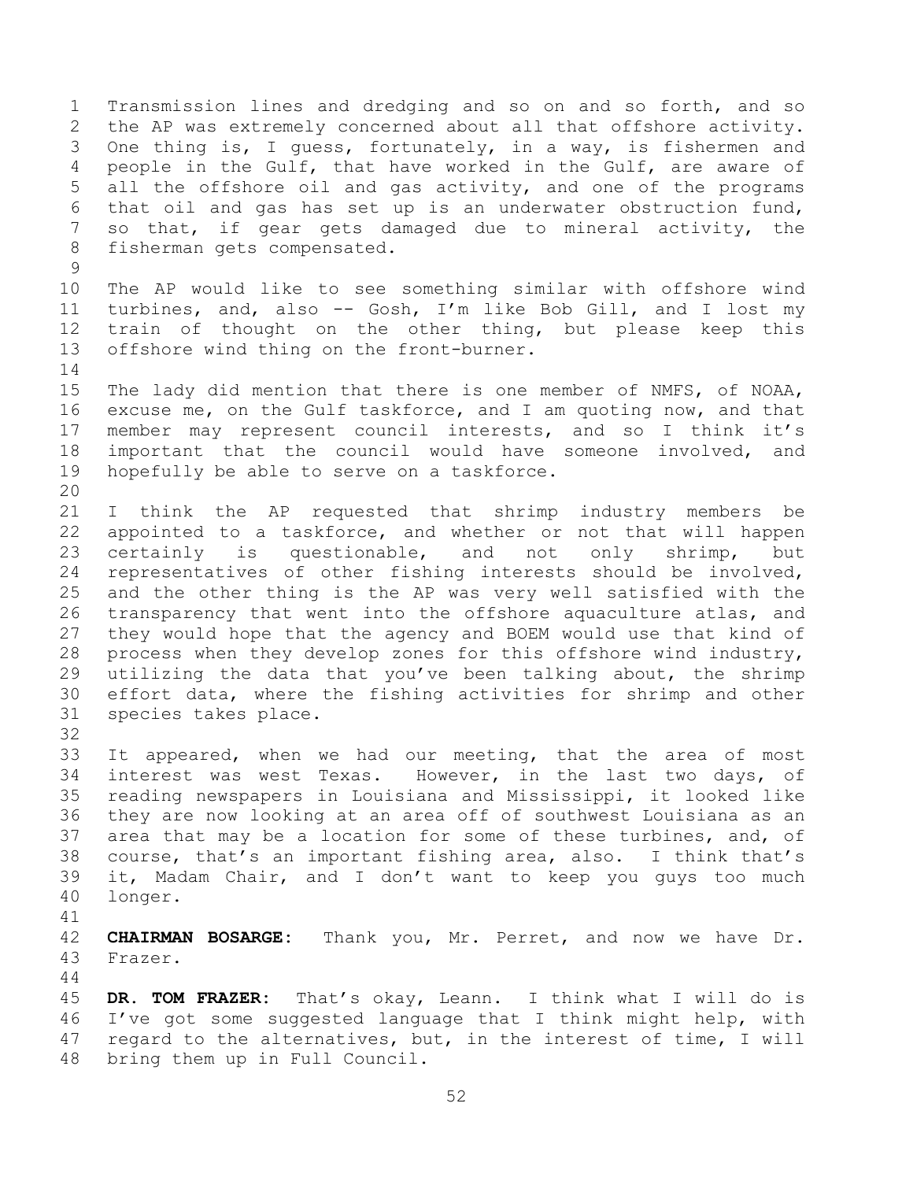Transmission lines and dredging and so on and so forth, and so the AP was extremely concerned about all that offshore activity. One thing is, I guess, fortunately, in a way, is fishermen and people in the Gulf, that have worked in the Gulf, are aware of all the offshore oil and gas activity, and one of the programs that oil and gas has set up is an underwater obstruction fund, so that, if gear gets damaged due to mineral activity, the fisherman gets compensated.

The AP would like to see something similar with offshore wind turbines, and, also -- Gosh, I'm like Bob Gill, and I lost my train of thought on the other thing, but please keep this offshore wind thing on the front-burner.

The lady did mention that there is one member of NMFS, of NOAA, excuse me, on the Gulf taskforce, and I am quoting now, and that member may represent council interests, and so I think it's important that the council would have someone involved, and hopefully be able to serve on a taskforce.

I think the AP requested that shrimp industry members be appointed to a taskforce, and whether or not that will happen certainly is questionable, and not only shrimp, but representatives of other fishing interests should be involved, and the other thing is the AP was very well satisfied with the transparency that went into the offshore aquaculture atlas, and they would hope that the agency and BOEM would use that kind of process when they develop zones for this offshore wind industry, utilizing the data that you've been talking about, the shrimp effort data, where the fishing activities for shrimp and other species takes place.

It appeared, when we had our meeting, that the area of most interest was west Texas. However, in the last two days, of reading newspapers in Louisiana and Mississippi, it looked like they are now looking at an area off of southwest Louisiana as an area that may be a location for some of these turbines, and, of course, that's an important fishing area, also. I think that's it, Madam Chair, and I don't want to keep you guys too much longer.

**CHAIRMAN BOSARGE:** Thank you, Mr. Perret, and now we have Dr. Frazer.

**DR. TOM FRAZER:** That's okay, Leann. I think what I will do is I've got some suggested language that I think might help, with regard to the alternatives, but, in the interest of time, I will bring them up in Full Council.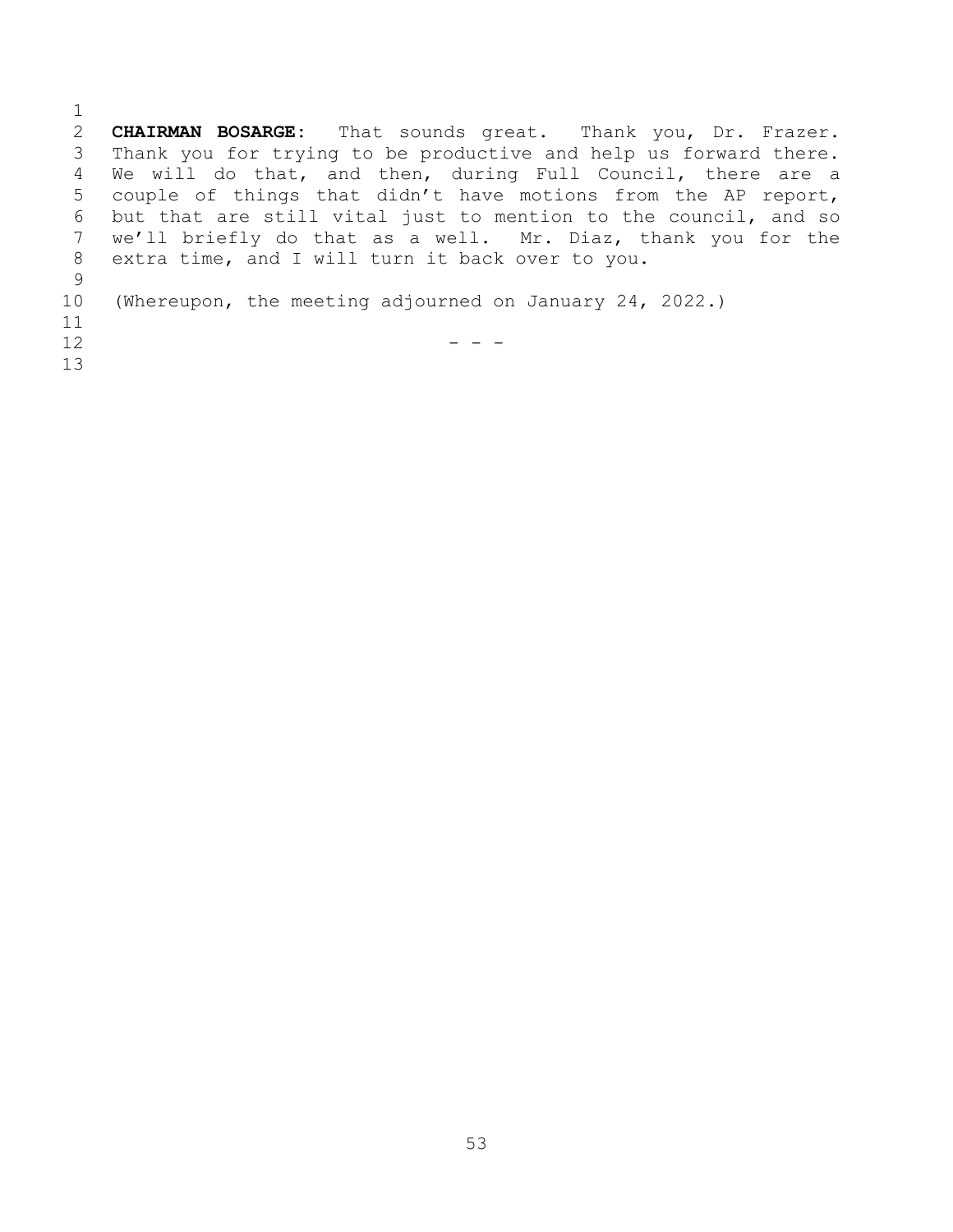**CHAIRMAN BOSARGE:** That sounds great. Thank you, Dr. Frazer. Thank you for trying to be productive and help us forward there. We will do that, and then, during Full Council, there are a couple of things that didn't have motions from the AP report, but that are still vital just to mention to the council, and so we'll briefly do that as a well. Mr. Diaz, thank you for the extra time, and I will turn it back over to you.

(Whereupon, the meeting adjourned on January 24, 2022.)

\- - -